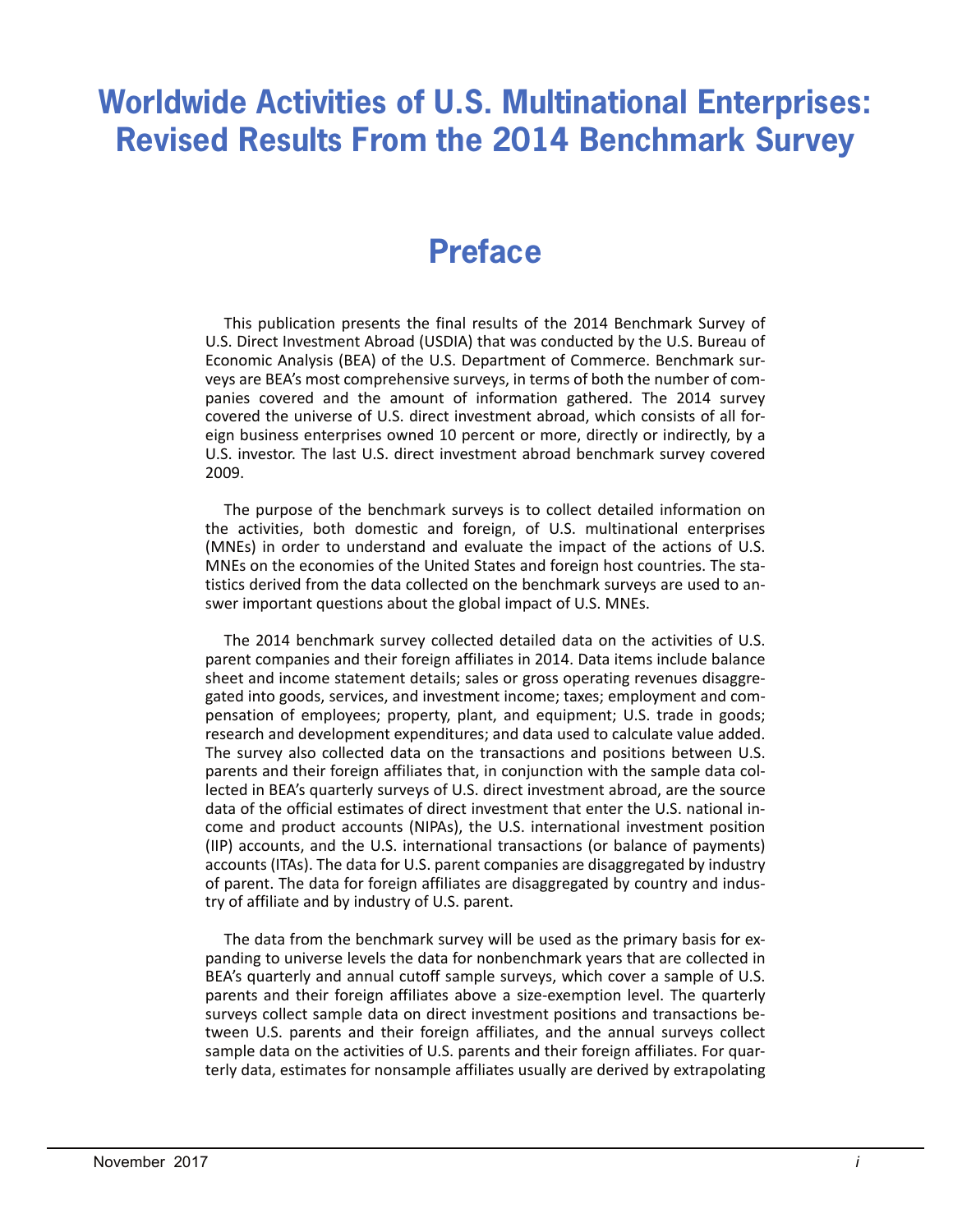# Worldwide Activities of U.S. Multinational Enterprises: Revised Results From the 2014 Benchmark Survey

## Preface

This publication presents the final results of the 2014 Benchmark Survey of U.S. Direct Investment Abroad (USDIA) that was conducted by the U.S. Bureau of Economic Analysis (BEA) of the U.S. Department of Commerce. Benchmark surveys are BEA's most comprehensive surveys, in terms of both the number of companies covered and the amount of information gathered. The 2014 survey covered the universe of U.S. direct investment abroad, which consists of all foreign business enterprises owned 10 percent or more, directly or indirectly, by a U.S. investor. The last U.S. direct investment abroad benchmark survey covered 2009.

The purpose of the benchmark surveys is to collect detailed information on the activities, both domestic and foreign, of U.S. multinational enterprises (MNEs) in order to understand and evaluate the impact of the actions of U.S. MNEs on the economies of the United States and foreign host countries. The statistics derived from the data collected on the benchmark surveys are used to answer important questions about the global impact of U.S. MNEs.

The 2014 benchmark survey collected detailed data on the activities of U.S. parent companies and their foreign affiliates in 2014. Data items include balance sheet and income statement details; sales or gross operating revenues disaggregated into goods, services, and investment income; taxes; employment and compensation of employees; property, plant, and equipment; U.S. trade in goods; research and development expenditures; and data used to calculate value added. The survey also collected data on the transactions and positions between U.S. parents and their foreign affiliates that, in conjunction with the sample data collected in BEA's quarterly surveys of U.S. direct investment abroad, are the source data of the official estimates of direct investment that enter the U.S. national income and product accounts (NIPAs), the U.S. international investment position (IIP) accounts, and the U.S. international transactions (or balance of payments) accounts (ITAs). The data for U.S. parent companies are disaggregated by industry of parent. The data for foreign affiliates are disaggregated by country and industry of affiliate and by industry of U.S. parent.

The data from the benchmark survey will be used as the primary basis for expanding to universe levels the data for nonbenchmark years that are collected in BEA's quarterly and annual cutoff sample surveys, which cover a sample of U.S. parents and their foreign affiliates above a size-exemption level. The quarterly surveys collect sample data on direct investment positions and transactions between U.S. parents and their foreign affiliates, and the annual surveys collect sample data on the activities of U.S. parents and their foreign affiliates. For quarterly data, estimates for nonsample affiliates usually are derived by extrapolating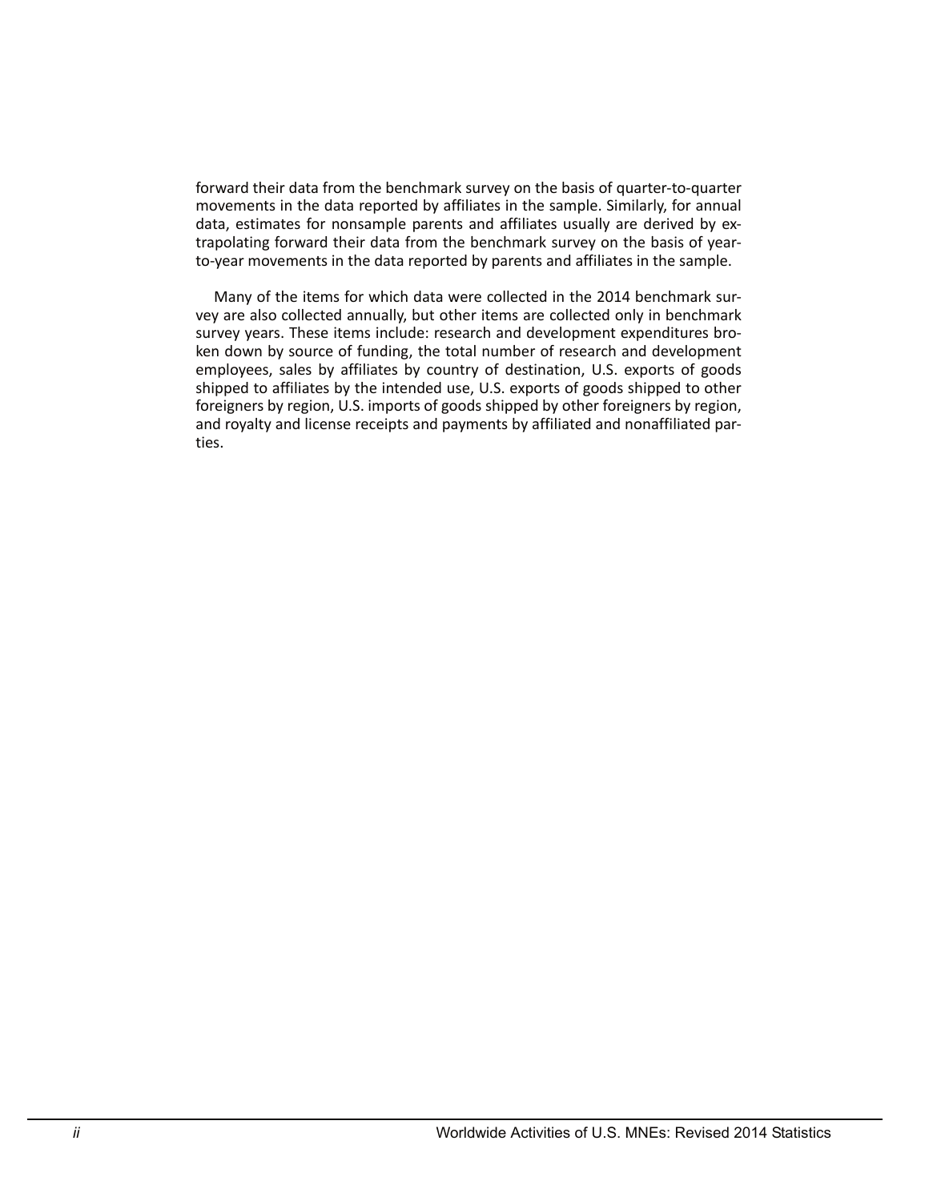forward their data from the benchmark survey on the basis of quarter-to-quarter movements in the data reported by affiliates in the sample. Similarly, for annual data, estimates for nonsample parents and affiliates usually are derived by extrapolating forward their data from the benchmark survey on the basis of year-to-year movements in the data reported by parents and affiliates in the sample.

Many of the items for which data were collected in the 2014 benchmark survey are also collected annually, but other items are collected only in benchmark survey years. These items include: research and development expenditures broken down by source of funding, the total number of research and development employees, sales by affiliates by country of destination, U.S. exports of goods shipped to affiliates by the intended use, U.S. exports of goods shipped to other foreigners by region, U.S. imports of goods shipped by other foreigners by region, and royalty and license receipts and payments by affiliated and nonaffiliated parties.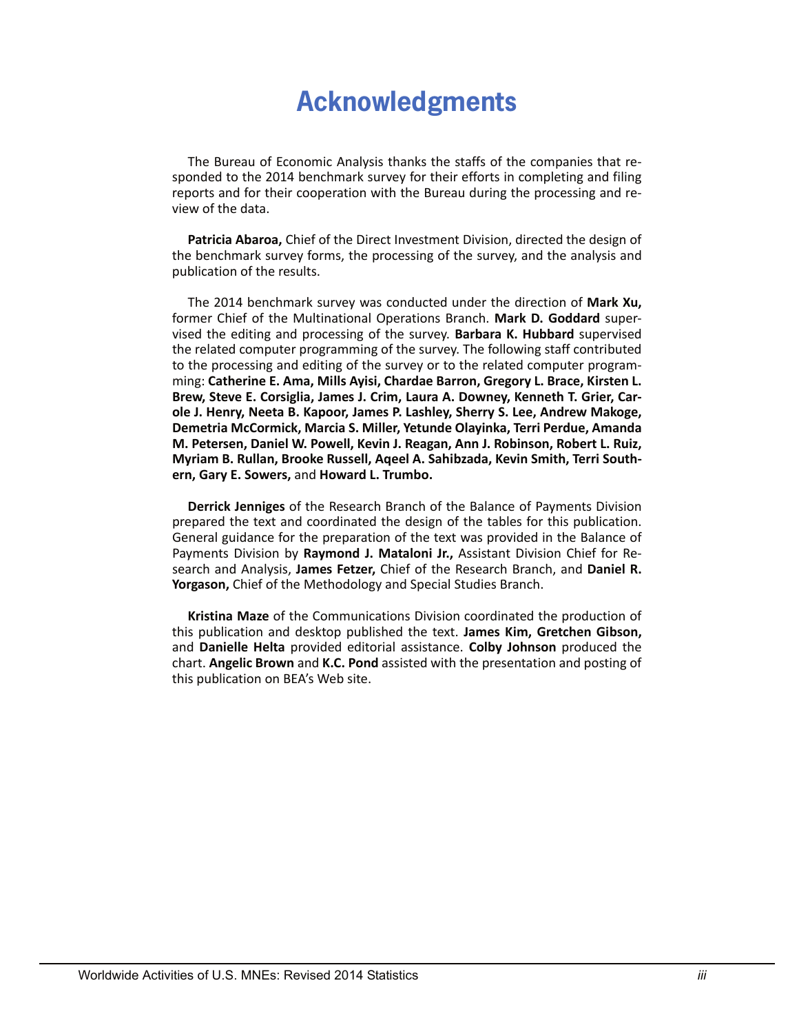# Acknowledgments

The Bureau of Economic Analysis thanks the staffs of the companies that responded to the 2014 benchmark survey for their efforts in completing and filing reports and for their cooperation with the Bureau during the processing and review of the data.

**Patricia Abaroa,** Chief of the Direct Investment Division, directed the design of the benchmark survey forms, the processing of the survey, and the analysis and publication of the results.

The 2014 benchmark survey was conducted under the direction of **Mark Xu,** former Chief of the Multinational Operations Branch. **Mark D. Goddard** supervised the editing and processing of the survey. **Barbara K. Hubbard** supervised the related computer programming of the survey. The following staff contributed to the processing and editing of the survey or to the related computer programming: **Catherine E. Ama, Mills Ayisi, Chardae Barron, Gregory L. Brace, Kirsten L. Brew, Steve E. Corsiglia, James J. Crim, Laura A. Downey, Kenneth T. Grier, Carole J. Henry, Neeta B. Kapoor, James P. Lashley, Sherry S. Lee, Andrew Makoge, Demetria McCormick, Marcia S. Miller, Yetunde Olayinka, Terri Perdue, Amanda M. Petersen, Daniel W. Powell, Kevin J. Reagan, Ann J. Robinson, Robert L. Ruiz, Myriam B. Rullan, Brooke Russell, Aqeel A. Sahibzada, Kevin Smith, Terri Southern, Gary E. Sowers,** and **Howard L. Trumbo.**

**Derrick Jenniges** of the Research Branch of the Balance of Payments Division prepared the text and coordinated the design of the tables for this publication. General guidance for the preparation of the text was provided in the Balance of Payments Division by **Raymond J. Mataloni Jr.,** Assistant Division Chief for Research and Analysis, **James Fetzer,** Chief of the Research Branch, and **Daniel R. Yorgason,** Chief of the Methodology and Special Studies Branch.

**Kristina Maze** of the Communications Division coordinated the production of this publication and desktop published the text. **James Kim, Gretchen Gibson,** and **Danielle Helta** provided editorial assistance. **Colby Johnson** produced the chart. **Angelic Brown** and **K.C. Pond** assisted with the presentation and posting of this publication on BEA's Web site.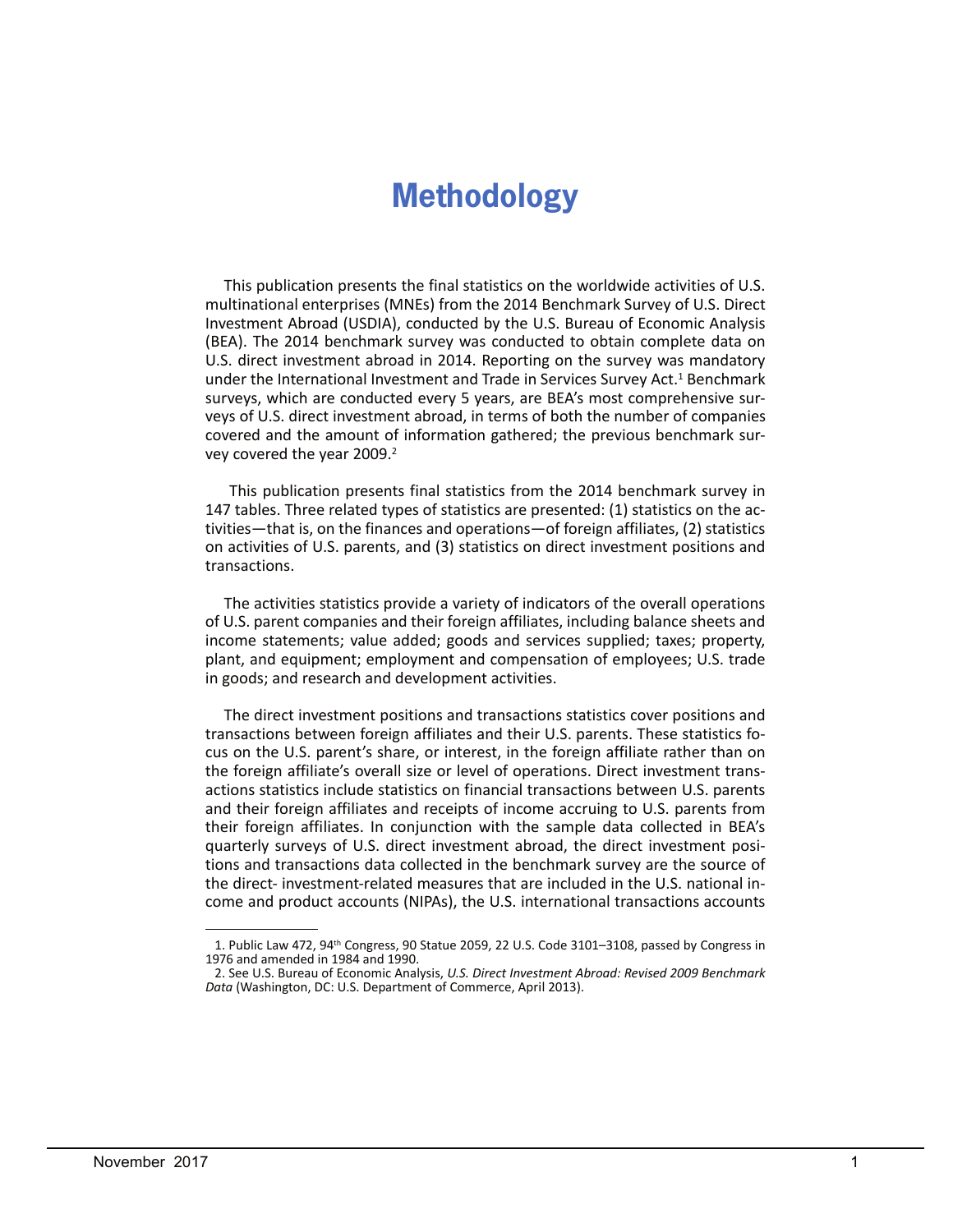# Methodology

This publication presents the final statistics on the worldwide activities of U.S. multinational enterprises (MNEs) from the 2014 Benchmark Survey of U.S. Direct Investment Abroad (USDIA), conducted by the U.S. Bureau of Economic Analysis (BEA). The 2014 benchmark survey was conducted to obtain complete data on U.S. direct investment abroad in 2014. Reporting on the survey was mandatory under the International Investment and Trade in Services Survey Act.[1] Benchmark surveys, which are conducted every 5 years, are BEA's most comprehensive surveys of U.S. direct investment abroad, in terms of both the number of companies covered and the amount of information gathered; the previous benchmark survey covered the year 2009.[2]

This publication presents final statistics from the 2014 benchmark survey in 147 tables. Three related types of statistics are presented: (1) statistics on the activities—that is, on the finances and operations—of foreign affiliates, (2) statistics on activities of U.S. parents, and (3) statistics on direct investment positions and transactions.

The activities statistics provide a variety of indicators of the overall operations of U.S. parent companies and their foreign affiliates, including balance sheets and income statements; value added; goods and services supplied; taxes; property, plant, and equipment; employment and compensation of employees; U.S. trade in goods; and research and development activities.

The direct investment positions and transactions statistics cover positions and transactions between foreign affiliates and their U.S. parents. These statistics focus on the U.S. parent's share, or interest, in the foreign affiliate rather than on the foreign affiliate's overall size or level of operations. Direct investment transactions statistics include statistics on financial transactions between U.S. parents and their foreign affiliates and receipts of income accruing to U.S. parents from their foreign affiliates. In conjunction with the sample data collected in BEA's quarterly surveys of U.S. direct investment abroad, the direct investment positions and transactions data collected in the benchmark survey are the source of the direct- investment-related measures that are included in the U.S. national income and product accounts (NIPAs), the U.S. international transactions accounts

1. Public Law 472, 94th Congress, 90 Statue 2059, 22 U.S. Code 3101–3108, passed by Congress in 1976 and amended in 1984 and 1990.

2. See U.S. Bureau of Economic Analysis, *U.S. Direct Investment Abroad: Revised 2009 Benchmark Data* (Washington, DC: U.S. Department of Commerce, April 2013).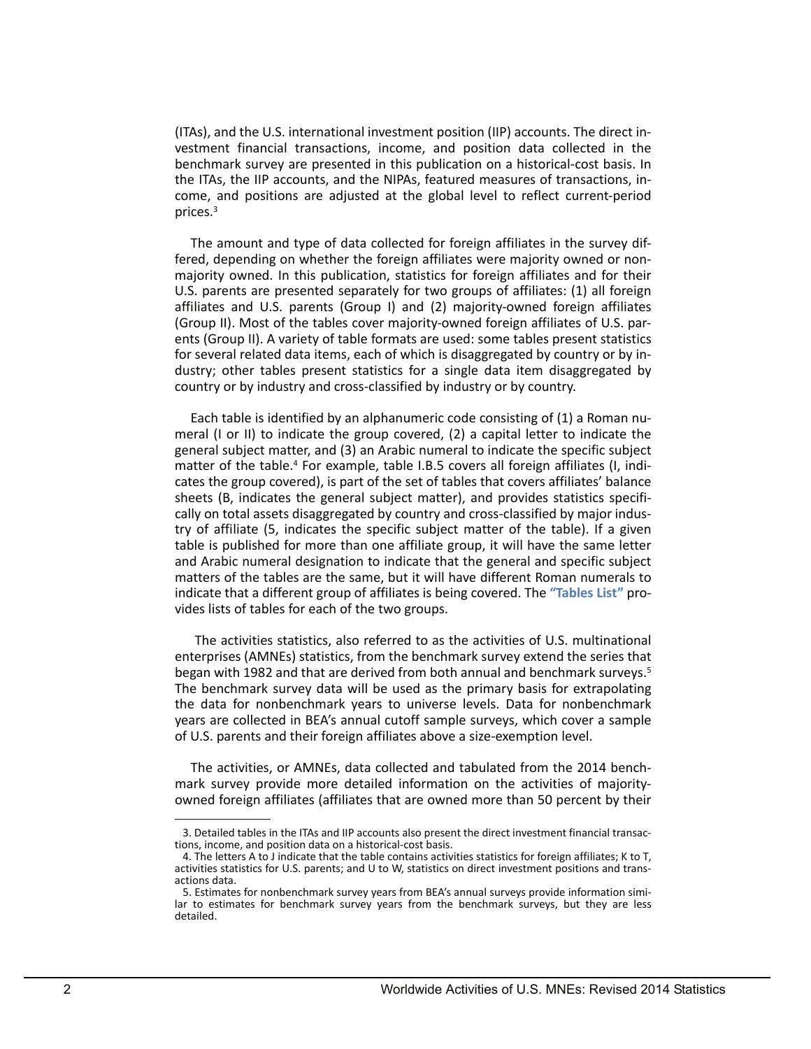(ITAs), and the U.S. international investment position (IIP) accounts. The direct investment financial transactions, income, and position data collected in the benchmark survey are presented in this publication on a historical-cost basis. In the ITAs, the IIP accounts, and the NIPAs, featured measures of transactions, income, and positions are adjusted at the global level to reflect current-period prices.[3]

The amount and type of data collected for foreign affiliates in the survey differed, depending on whether the foreign affiliates were majority owned or nonmajority owned. In this publication, statistics for foreign affiliates and for their U.S. parents are presented separately for two groups of affiliates: (1) all foreign affiliates and U.S. parents (Group I) and (2) majority-owned foreign affiliates (Group II). Most of the tables cover majority-owned foreign affiliates of U.S. parents (Group II). A variety of table formats are used: some tables present statistics for several related data items, each of which is disaggregated by country or by industry; other tables present statistics for a single data item disaggregated by country or by industry and cross-classified by industry or by country.

Each table is identified by an alphanumeric code consisting of (1) a Roman numeral (I or II) to indicate the group covered, (2) a capital letter to indicate the general subject matter, and (3) an Arabic numeral to indicate the specific subject matter of the table.[4] For example, table I.B.5 covers all foreign affiliates (I, indicates the group covered), is part of the set of tables that covers affiliates' balance sheets (B, indicates the general subject matter), and provides statistics specifically on total assets disaggregated by country and cross-classified by major industry of affiliate (5, indicates the specific subject matter of the table). If a given table is published for more than one affiliate group, it will have the same letter and Arabic numeral designation to indicate that the general and specific subject matters of the tables are the same, but it will have different Roman numerals to indicate that a different group of affiliates is being covered. The **"Tables List"** provides lists of tables for each of the two groups.

The activities statistics, also referred to as the activities of U.S. multinational enterprises (AMNEs) statistics, from the benchmark survey extend the series that began with 1982 and that are derived from both annual and benchmark surveys.[5] The benchmark survey data will be used as the primary basis for extrapolating the data for nonbenchmark years to universe levels. Data for nonbenchmark years are collected in BEA's annual cutoff sample surveys, which cover a sample of U.S. parents and their foreign affiliates above a size-exemption level.

The activities, or AMNEs, data collected and tabulated from the 2014 benchmark survey provide more detailed information on the activities of majority-owned foreign affiliates (affiliates that are owned more than 50 percent by their

---

3. Detailed tables in the ITAs and IIP accounts also present the direct investment financial transactions, income, and position data on a historical-cost basis.

4. The letters A to J indicate that the table contains activities statistics for foreign affiliates; K to T, activities statistics for U.S. parents; and U to W, statistics on direct investment positions and transactions data.

5. Estimates for nonbenchmark survey years from BEA's annual surveys provide information similar to estimates for benchmark survey years from the benchmark surveys, but they are less detailed.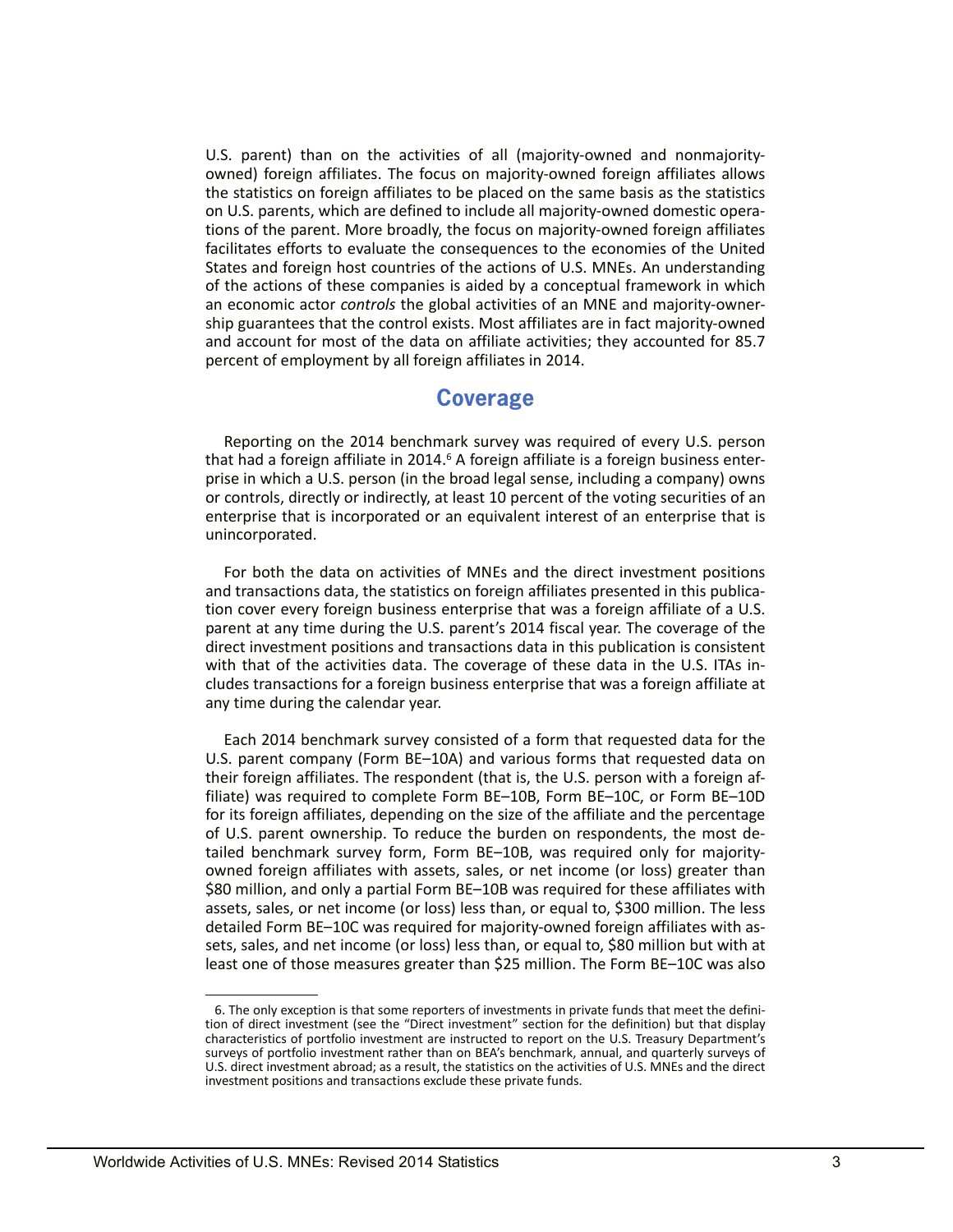U.S. parent) than on the activities of all (majority-owned and nonmajority-owned) foreign affiliates. The focus on majority-owned foreign affiliates allows the statistics on foreign affiliates to be placed on the same basis as the statistics on U.S. parents, which are defined to include all majority-owned domestic operations of the parent. More broadly, the focus on majority-owned foreign affiliates facilitates efforts to evaluate the consequences to the economies of the United States and foreign host countries of the actions of U.S. MNEs. An understanding of the actions of these companies is aided by a conceptual framework in which an economic actor *controls* the global activities of an MNE and majority-ownership guarantees that the control exists. Most affiliates are in fact majority-owned and account for most of the data on affiliate activities; they accounted for 85.7 percent of employment by all foreign affiliates in 2014.

## Coverage

Reporting on the 2014 benchmark survey was required of every U.S. person that had a foreign affiliate in 2014.[6] A foreign affiliate is a foreign business enterprise in which a U.S. person (in the broad legal sense, including a company) owns or controls, directly or indirectly, at least 10 percent of the voting securities of an enterprise that is incorporated or an equivalent interest of an enterprise that is unincorporated.

For both the data on activities of MNEs and the direct investment positions and transactions data, the statistics on foreign affiliates presented in this publication cover every foreign business enterprise that was a foreign affiliate of a U.S. parent at any time during the U.S. parent's 2014 fiscal year. The coverage of the direct investment positions and transactions data in this publication is consistent with that of the activities data. The coverage of these data in the U.S. ITAs includes transactions for a foreign business enterprise that was a foreign affiliate at any time during the calendar year.

Each 2014 benchmark survey consisted of a form that requested data for the U.S. parent company (Form BE–10A) and various forms that requested data on their foreign affiliates. The respondent (that is, the U.S. person with a foreign affiliate) was required to complete Form BE–10B, Form BE–10C, or Form BE–10D for its foreign affiliates, depending on the size of the affiliate and the percentage of U.S. parent ownership. To reduce the burden on respondents, the most detailed benchmark survey form, Form BE–10B, was required only for majority-owned foreign affiliates with assets, sales, or net income (or loss) greater than $80 million, and only a partial Form BE–10B was required for these affiliates with assets, sales, or net income (or loss) less than, or equal to, $300 million. The less detailed Form BE–10C was required for majority-owned foreign affiliates with assets, sales, and net income (or loss) less than, or equal to, $80 million but with at least one of those measures greater than $25 million. The Form BE–10C was also

6. The only exception is that some reporters of investments in private funds that meet the definition of direct investment (see the "Direct investment" section for the definition) but that display characteristics of portfolio investment are instructed to report on the U.S. Treasury Department's surveys of portfolio investment rather than on BEA's benchmark, annual, and quarterly surveys of U.S. direct investment abroad; as a result, the statistics on the activities of U.S. MNEs and the direct investment positions and transactions exclude these private funds.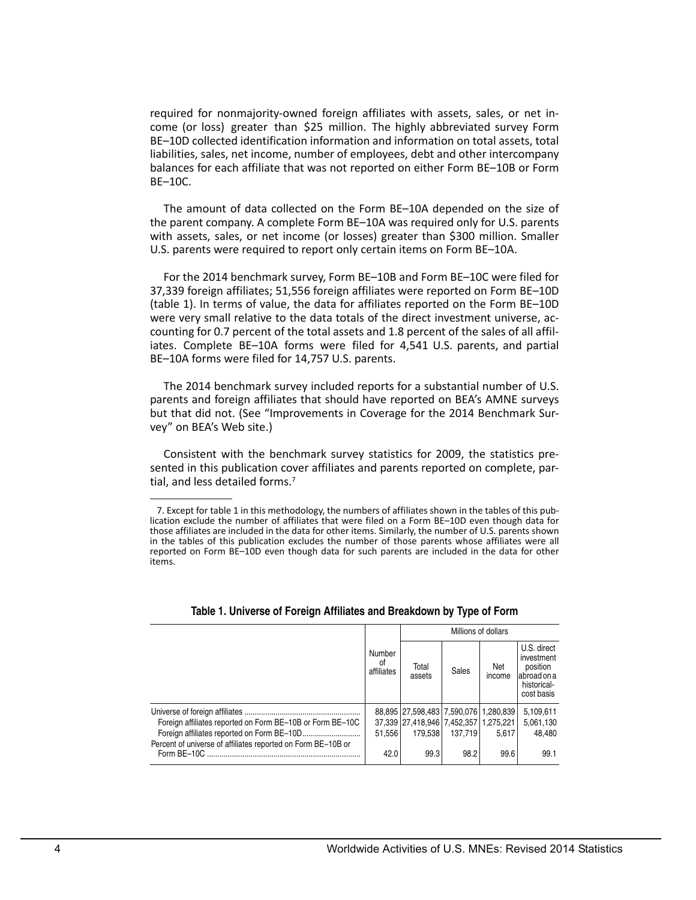required for nonmajority-owned foreign affiliates with assets, sales, or net income (or loss) greater than $25 million. The highly abbreviated survey Form BE–10D collected identification information and information on total assets, total liabilities, sales, net income, number of employees, debt and other intercompany balances for each affiliate that was not reported on either Form BE–10B or Form BE–10C.

The amount of data collected on the Form BE–10A depended on the size of the parent company. A complete Form BE–10A was required only for U.S. parents with assets, sales, or net income (or losses) greater than $300 million. Smaller U.S. parents were required to report only certain items on Form BE–10A.

For the 2014 benchmark survey, Form BE–10B and Form BE–10C were filed for 37,339 foreign affiliates; 51,556 foreign affiliates were reported on Form BE–10D (table 1). In terms of value, the data for affiliates reported on the Form BE–10D were very small relative to the data totals of the direct investment universe, accounting for 0.7 percent of the total assets and 1.8 percent of the sales of all affiliates. Complete BE–10A forms were filed for 4,541 U.S. parents, and partial BE–10A forms were filed for 14,757 U.S. parents.

The 2014 benchmark survey included reports for a substantial number of U.S. parents and foreign affiliates that should have reported on BEA's AMNE surveys but that did not. (See "Improvements in Coverage for the 2014 Benchmark Survey" on BEA's Web site.)

Consistent with the benchmark survey statistics for 2009, the statistics presented in this publication cover affiliates and parents reported on complete, partial, and less detailed forms.[7]

7. Except for table 1 in this methodology, the numbers of affiliates shown in the tables of this publication exclude the number of affiliates that were filed on a Form BE–10D even though data for those affiliates are included in the data for other items. Similarly, the number of U.S. parents shown in the tables of this publication excludes the number of those parents whose affiliates were all reported on Form BE–10D even though data for such parents are included in the data for other items.

**Table 1. Universe of Foreign Affiliates and Breakdown by Type of Form**

| | Number of affiliates | Millions of dollars | | | |
|---|---|---|---|---|---|
| | | Total assets | Sales | Net income | U.S. direct investment position abroad on a historical-cost basis |
| Universe of foreign affiliates | 88,895 | 27,598,483 | 7,590,076 | 1,280,839 | 5,109,611 |
| Foreign affiliates reported on Form BE–10B or Form BE–10C | 37,339 | 27,418,946 | 7,452,357 | 1,275,221 | 5,061,130 |
| Foreign affiliates reported on Form BE–10D | 51,556 | 179,538 | 137,719 | 5,617 | 48,480 |
| Percent of universe of affiliates reported on Form BE–10B or Form BE–10C | 42.0 | 99.3 | 98.2 | 99.6 | 99.1 |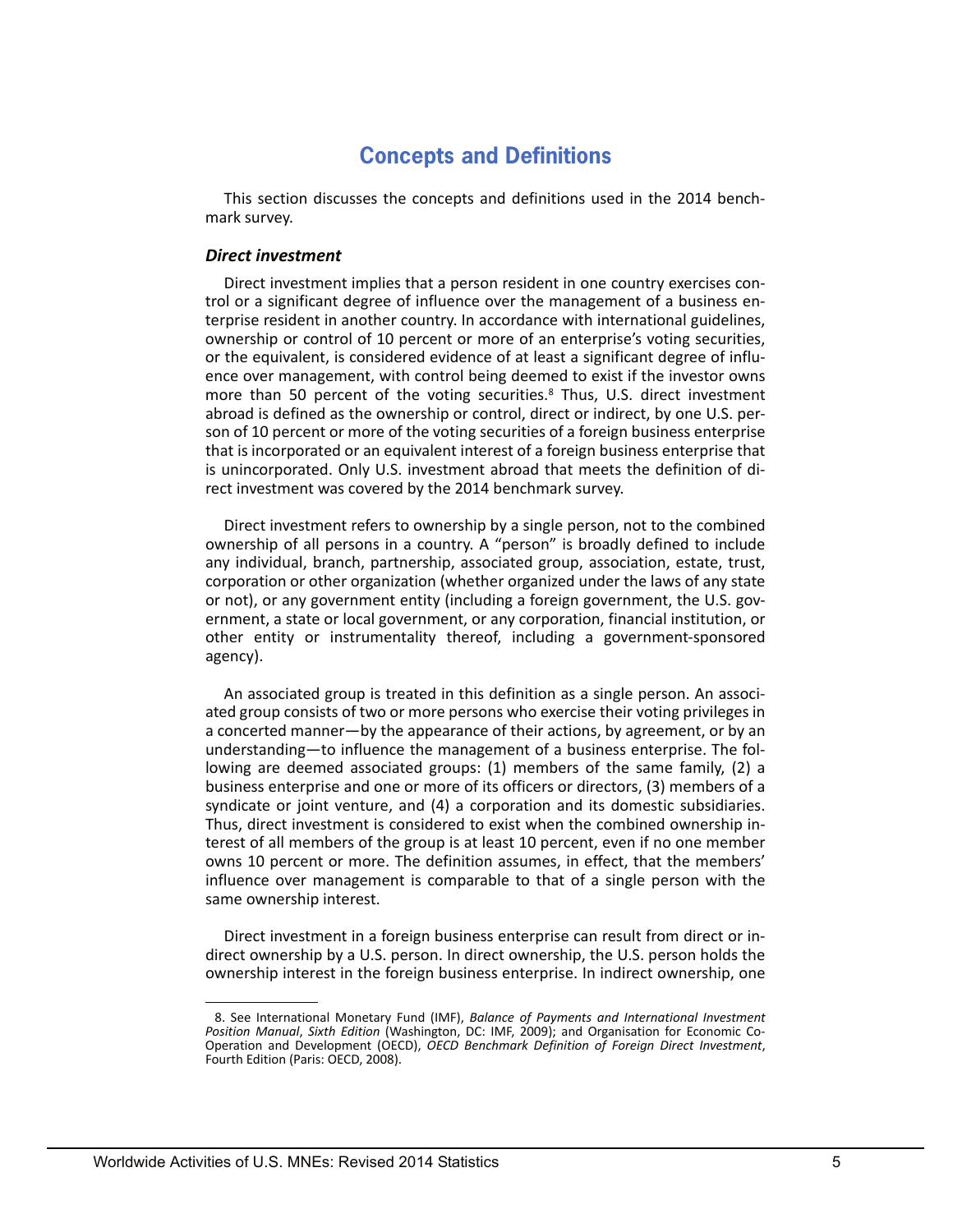# Concepts and Definitions

This section discusses the concepts and definitions used in the 2014 benchmark survey.

### *Direct investment*

Direct investment implies that a person resident in one country exercises control or a significant degree of influence over the management of a business enterprise resident in another country. In accordance with international guidelines, ownership or control of 10 percent or more of an enterprise's voting securities, or the equivalent, is considered evidence of at least a significant degree of influence over management, with control being deemed to exist if the investor owns more than 50 percent of the voting securities.[8] Thus, U.S. direct investment abroad is defined as the ownership or control, direct or indirect, by one U.S. person of 10 percent or more of the voting securities of a foreign business enterprise that is incorporated or an equivalent interest of a foreign business enterprise that is unincorporated. Only U.S. investment abroad that meets the definition of direct investment was covered by the 2014 benchmark survey.

Direct investment refers to ownership by a single person, not to the combined ownership of all persons in a country. A "person" is broadly defined to include any individual, branch, partnership, associated group, association, estate, trust, corporation or other organization (whether organized under the laws of any state or not), or any government entity (including a foreign government, the U.S. government, a state or local government, or any corporation, financial institution, or other entity or instrumentality thereof, including a government-sponsored agency).

An associated group is treated in this definition as a single person. An associated group consists of two or more persons who exercise their voting privileges in a concerted manner—by the appearance of their actions, by agreement, or by an understanding—to influence the management of a business enterprise. The following are deemed associated groups: (1) members of the same family, (2) a business enterprise and one or more of its officers or directors, (3) members of a syndicate or joint venture, and (4) a corporation and its domestic subsidiaries. Thus, direct investment is considered to exist when the combined ownership interest of all members of the group is at least 10 percent, even if no one member owns 10 percent or more. The definition assumes, in effect, that the members' influence over management is comparable to that of a single person with the same ownership interest.

Direct investment in a foreign business enterprise can result from direct or indirect ownership by a U.S. person. In direct ownership, the U.S. person holds the ownership interest in the foreign business enterprise. In indirect ownership, one

---

8. See International Monetary Fund (IMF), *Balance of Payments and International Investment Position Manual*, *Sixth Edition* (Washington, DC: IMF, 2009); and Organisation for Economic Co-Operation and Development (OECD), *OECD Benchmark Definition of Foreign Direct Investment*, Fourth Edition (Paris: OECD, 2008).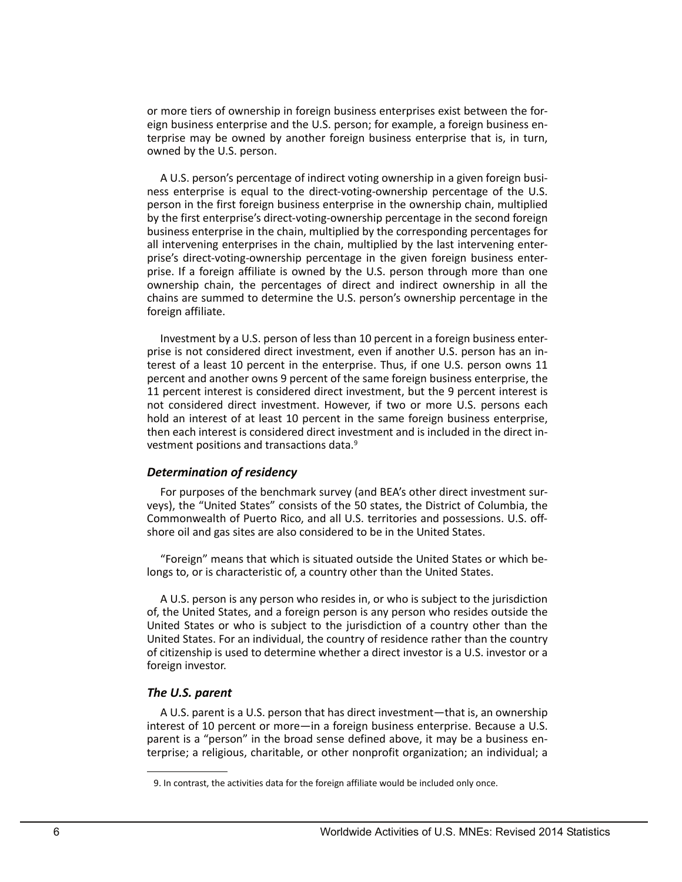or more tiers of ownership in foreign business enterprises exist between the foreign business enterprise and the U.S. person; for example, a foreign business enterprise may be owned by another foreign business enterprise that is, in turn, owned by the U.S. person.

A U.S. person's percentage of indirect voting ownership in a given foreign business enterprise is equal to the direct-voting-ownership percentage of the U.S. person in the first foreign business enterprise in the ownership chain, multiplied by the first enterprise's direct-voting-ownership percentage in the second foreign business enterprise in the chain, multiplied by the corresponding percentages for all intervening enterprises in the chain, multiplied by the last intervening enterprise's direct-voting-ownership percentage in the given foreign business enterprise. If a foreign affiliate is owned by the U.S. person through more than one ownership chain, the percentages of direct and indirect ownership in all the chains are summed to determine the U.S. person's ownership percentage in the foreign affiliate.

Investment by a U.S. person of less than 10 percent in a foreign business enterprise is not considered direct investment, even if another U.S. person has an interest of a least 10 percent in the enterprise. Thus, if one U.S. person owns 11 percent and another owns 9 percent of the same foreign business enterprise, the 11 percent interest is considered direct investment, but the 9 percent interest is not considered direct investment. However, if two or more U.S. persons each hold an interest of at least 10 percent in the same foreign business enterprise, then each interest is considered direct investment and is included in the direct investment positions and transactions data.[9]

### *Determination of residency*

For purposes of the benchmark survey (and BEA's other direct investment surveys), the "United States" consists of the 50 states, the District of Columbia, the Commonwealth of Puerto Rico, and all U.S. territories and possessions. U.S. offshore oil and gas sites are also considered to be in the United States.

"Foreign" means that which is situated outside the United States or which belongs to, or is characteristic of, a country other than the United States.

A U.S. person is any person who resides in, or who is subject to the jurisdiction of, the United States, and a foreign person is any person who resides outside the United States or who is subject to the jurisdiction of a country other than the United States. For an individual, the country of residence rather than the country of citizenship is used to determine whether a direct investor is a U.S. investor or a foreign investor.

### *The U.S. parent*

A U.S. parent is a U.S. person that has direct investment—that is, an ownership interest of 10 percent or more—in a foreign business enterprise. Because a U.S. parent is a "person" in the broad sense defined above, it may be a business enterprise; a religious, charitable, or other nonprofit organization; an individual; a

9. In contrast, the activities data for the foreign affiliate would be included only once.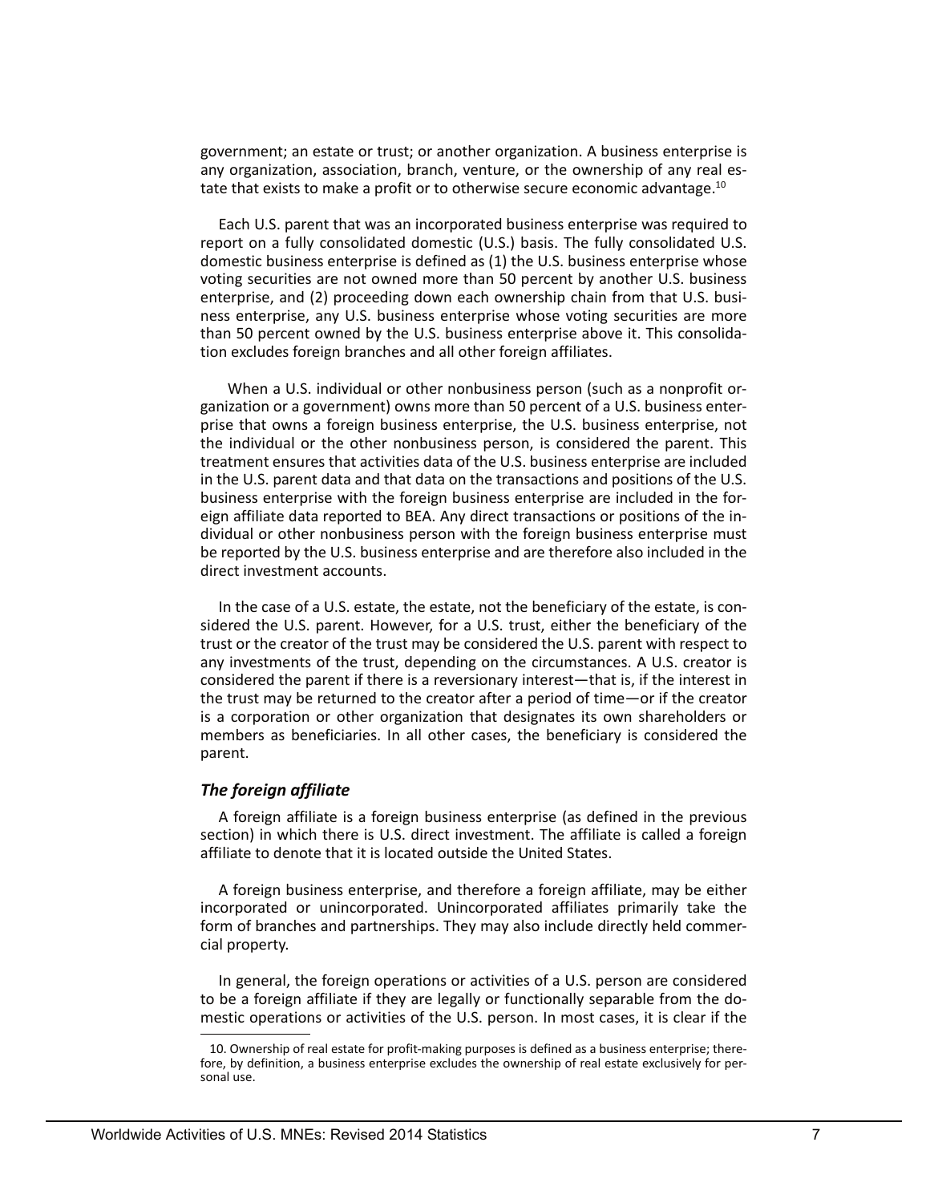government; an estate or trust; or another organization. A business enterprise is any organization, association, branch, venture, or the ownership of any real estate that exists to make a profit or to otherwise secure economic advantage.[10]

Each U.S. parent that was an incorporated business enterprise was required to report on a fully consolidated domestic (U.S.) basis. The fully consolidated U.S. domestic business enterprise is defined as (1) the U.S. business enterprise whose voting securities are not owned more than 50 percent by another U.S. business enterprise, and (2) proceeding down each ownership chain from that U.S. business enterprise, any U.S. business enterprise whose voting securities are more than 50 percent owned by the U.S. business enterprise above it. This consolidation excludes foreign branches and all other foreign affiliates.

When a U.S. individual or other nonbusiness person (such as a nonprofit organization or a government) owns more than 50 percent of a U.S. business enterprise that owns a foreign business enterprise, the U.S. business enterprise, not the individual or the other nonbusiness person, is considered the parent. This treatment ensures that activities data of the U.S. business enterprise are included in the U.S. parent data and that data on the transactions and positions of the U.S. business enterprise with the foreign business enterprise are included in the foreign affiliate data reported to BEA. Any direct transactions or positions of the individual or other nonbusiness person with the foreign business enterprise must be reported by the U.S. business enterprise and are therefore also included in the direct investment accounts.

In the case of a U.S. estate, the estate, not the beneficiary of the estate, is considered the U.S. parent. However, for a U.S. trust, either the beneficiary of the trust or the creator of the trust may be considered the U.S. parent with respect to any investments of the trust, depending on the circumstances. A U.S. creator is considered the parent if there is a reversionary interest—that is, if the interest in the trust may be returned to the creator after a period of time—or if the creator is a corporation or other organization that designates its own shareholders or members as beneficiaries. In all other cases, the beneficiary is considered the parent.

### *The foreign affiliate*

A foreign affiliate is a foreign business enterprise (as defined in the previous section) in which there is U.S. direct investment. The affiliate is called a foreign affiliate to denote that it is located outside the United States.

A foreign business enterprise, and therefore a foreign affiliate, may be either incorporated or unincorporated. Unincorporated affiliates primarily take the form of branches and partnerships. They may also include directly held commercial property.

In general, the foreign operations or activities of a U.S. person are considered to be a foreign affiliate if they are legally or functionally separable from the domestic operations or activities of the U.S. person. In most cases, it is clear if the

---

10. Ownership of real estate for profit-making purposes is defined as a business enterprise; therefore, by definition, a business enterprise excludes the ownership of real estate exclusively for personal use.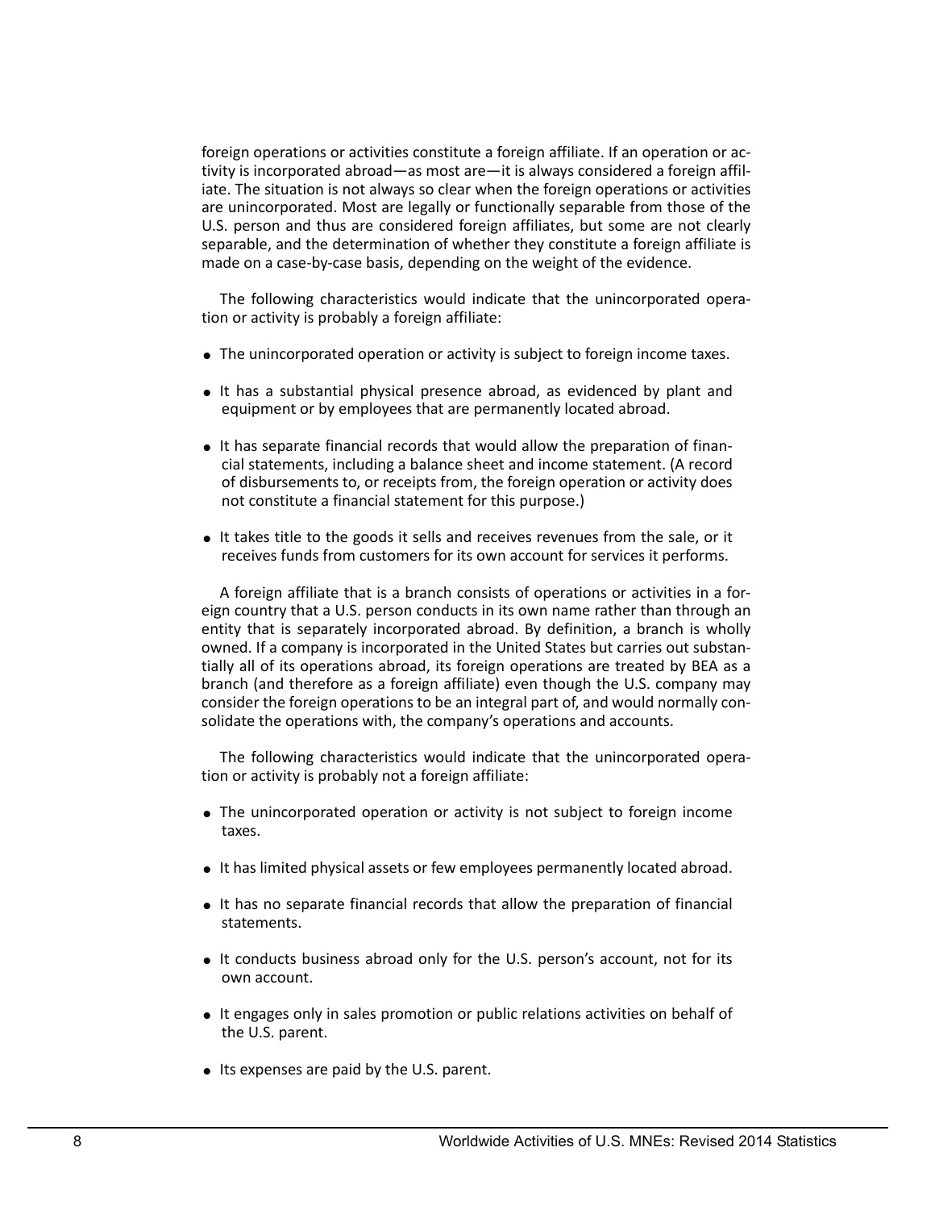foreign operations or activities constitute a foreign affiliate. If an operation or activity is incorporated abroad—as most are—it is always considered a foreign affiliate. The situation is not always so clear when the foreign operations or activities are unincorporated. Most are legally or functionally separable from those of the U.S. person and thus are considered foreign affiliates, but some are not clearly separable, and the determination of whether they constitute a foreign affiliate is made on a case-by-case basis, depending on the weight of the evidence.

The following characteristics would indicate that the unincorporated operation or activity is probably a foreign affiliate:

- The unincorporated operation or activity is subject to foreign income taxes.
- It has a substantial physical presence abroad, as evidenced by plant and equipment or by employees that are permanently located abroad.
- It has separate financial records that would allow the preparation of financial statements, including a balance sheet and income statement. (A record of disbursements to, or receipts from, the foreign operation or activity does not constitute a financial statement for this purpose.)
- It takes title to the goods it sells and receives revenues from the sale, or it receives funds from customers for its own account for services it performs.

A foreign affiliate that is a branch consists of operations or activities in a foreign country that a U.S. person conducts in its own name rather than through an entity that is separately incorporated abroad. By definition, a branch is wholly owned. If a company is incorporated in the United States but carries out substantially all of its operations abroad, its foreign operations are treated by BEA as a branch (and therefore as a foreign affiliate) even though the U.S. company may consider the foreign operations to be an integral part of, and would normally consolidate the operations with, the company's operations and accounts.

The following characteristics would indicate that the unincorporated operation or activity is probably not a foreign affiliate:

- The unincorporated operation or activity is not subject to foreign income taxes.
- It has limited physical assets or few employees permanently located abroad.
- It has no separate financial records that allow the preparation of financial statements.
- It conducts business abroad only for the U.S. person's account, not for its own account.
- It engages only in sales promotion or public relations activities on behalf of the U.S. parent.
- Its expenses are paid by the U.S. parent.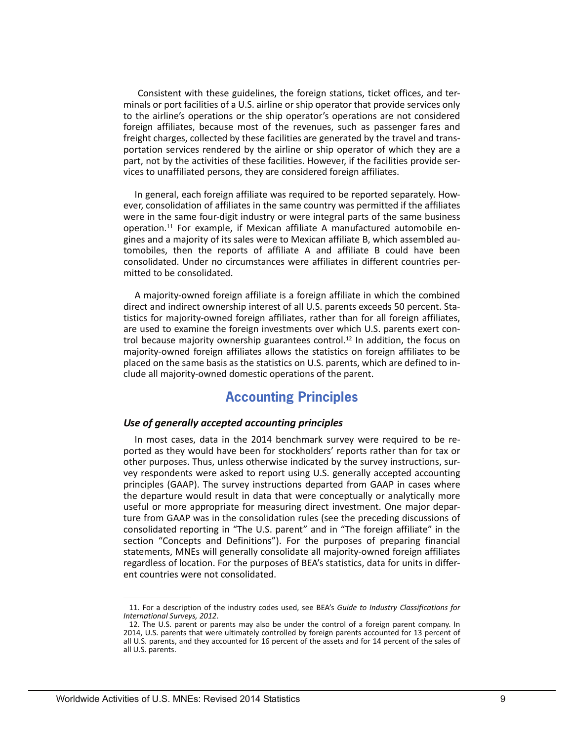Consistent with these guidelines, the foreign stations, ticket offices, and terminals or port facilities of a U.S. airline or ship operator that provide services only to the airline's operations or the ship operator's operations are not considered foreign affiliates, because most of the revenues, such as passenger fares and freight charges, collected by these facilities are generated by the travel and transportation services rendered by the airline or ship operator of which they are a part, not by the activities of these facilities. However, if the facilities provide services to unaffiliated persons, they are considered foreign affiliates.

In general, each foreign affiliate was required to be reported separately. However, consolidation of affiliates in the same country was permitted if the affiliates were in the same four-digit industry or were integral parts of the same business operation.[11] For example, if Mexican affiliate A manufactured automobile engines and a majority of its sales were to Mexican affiliate B, which assembled automobiles, then the reports of affiliate A and affiliate B could have been consolidated. Under no circumstances were affiliates in different countries permitted to be consolidated.

A majority-owned foreign affiliate is a foreign affiliate in which the combined direct and indirect ownership interest of all U.S. parents exceeds 50 percent. Statistics for majority-owned foreign affiliates, rather than for all foreign affiliates, are used to examine the foreign investments over which U.S. parents exert control because majority ownership guarantees control.[12] In addition, the focus on majority-owned foreign affiliates allows the statistics on foreign affiliates to be placed on the same basis as the statistics on U.S. parents, which are defined to include all majority-owned domestic operations of the parent.

## Accounting Principles

### *Use of generally accepted accounting principles*

In most cases, data in the 2014 benchmark survey were required to be reported as they would have been for stockholders' reports rather than for tax or other purposes. Thus, unless otherwise indicated by the survey instructions, survey respondents were asked to report using U.S. generally accepted accounting principles (GAAP). The survey instructions departed from GAAP in cases where the departure would result in data that were conceptually or analytically more useful or more appropriate for measuring direct investment. One major departure from GAAP was in the consolidation rules (see the preceding discussions of consolidated reporting in "The U.S. parent" and in "The foreign affiliate" in the section "Concepts and Definitions"). For the purposes of preparing financial statements, MNEs will generally consolidate all majority-owned foreign affiliates regardless of location. For the purposes of BEA's statistics, data for units in different countries were not consolidated.

---

11. For a description of the industry codes used, see BEA's *Guide to Industry Classifications for International Surveys, 2012*.

12. The U.S. parent or parents may also be under the control of a foreign parent company. In 2014, U.S. parents that were ultimately controlled by foreign parents accounted for 13 percent of all U.S. parents, and they accounted for 16 percent of the assets and for 14 percent of the sales of all U.S. parents.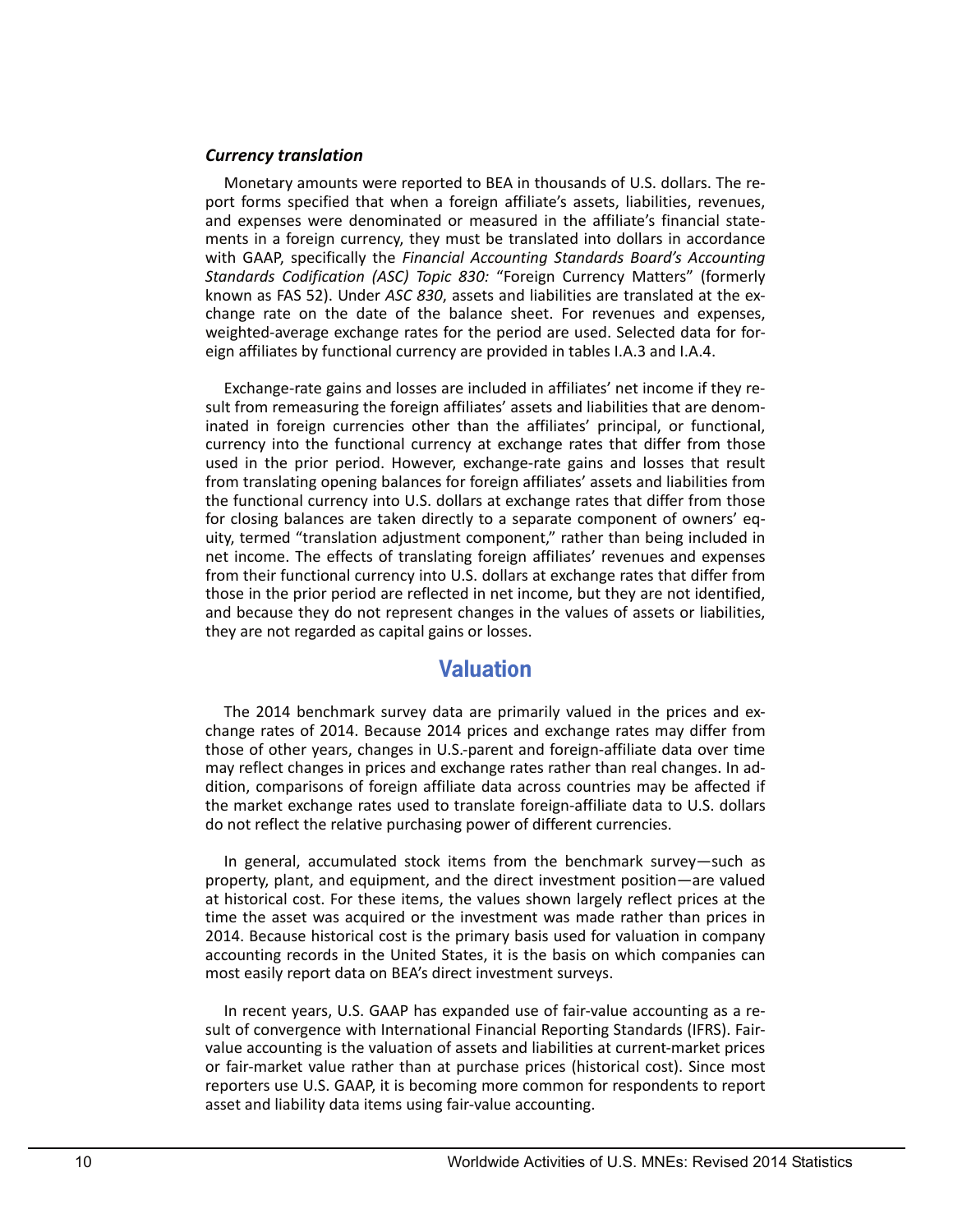### *Currency translation*

Monetary amounts were reported to BEA in thousands of U.S. dollars. The report forms specified that when a foreign affiliate's assets, liabilities, revenues, and expenses were denominated or measured in the affiliate's financial statements in a foreign currency, they must be translated into dollars in accordance with GAAP, specifically the *Financial Accounting Standards Board's Accounting Standards Codification (ASC) Topic 830:* "Foreign Currency Matters" (formerly known as FAS 52). Under *ASC 830*, assets and liabilities are translated at the exchange rate on the date of the balance sheet. For revenues and expenses, weighted-average exchange rates for the period are used. Selected data for foreign affiliates by functional currency are provided in tables I.A.3 and I.A.4.

Exchange-rate gains and losses are included in affiliates' net income if they result from remeasuring the foreign affiliates' assets and liabilities that are denominated in foreign currencies other than the affiliates' principal, or functional, currency into the functional currency at exchange rates that differ from those used in the prior period. However, exchange-rate gains and losses that result from translating opening balances for foreign affiliates' assets and liabilities from the functional currency into U.S. dollars at exchange rates that differ from those for closing balances are taken directly to a separate component of owners' equity, termed "translation adjustment component," rather than being included in net income. The effects of translating foreign affiliates' revenues and expenses from their functional currency into U.S. dollars at exchange rates that differ from those in the prior period are reflected in net income, but they are not identified, and because they do not represent changes in the values of assets or liabilities, they are not regarded as capital gains or losses.

## Valuation

The 2014 benchmark survey data are primarily valued in the prices and exchange rates of 2014. Because 2014 prices and exchange rates may differ from those of other years, changes in U.S.-parent and foreign-affiliate data over time may reflect changes in prices and exchange rates rather than real changes. In addition, comparisons of foreign affiliate data across countries may be affected if the market exchange rates used to translate foreign-affiliate data to U.S. dollars do not reflect the relative purchasing power of different currencies.

In general, accumulated stock items from the benchmark survey—such as property, plant, and equipment, and the direct investment position—are valued at historical cost. For these items, the values shown largely reflect prices at the time the asset was acquired or the investment was made rather than prices in 2014. Because historical cost is the primary basis used for valuation in company accounting records in the United States, it is the basis on which companies can most easily report data on BEA's direct investment surveys.

In recent years, U.S. GAAP has expanded use of fair-value accounting as a result of convergence with International Financial Reporting Standards (IFRS). Fair-value accounting is the valuation of assets and liabilities at current-market prices or fair-market value rather than at purchase prices (historical cost). Since most reporters use U.S. GAAP, it is becoming more common for respondents to report asset and liability data items using fair-value accounting.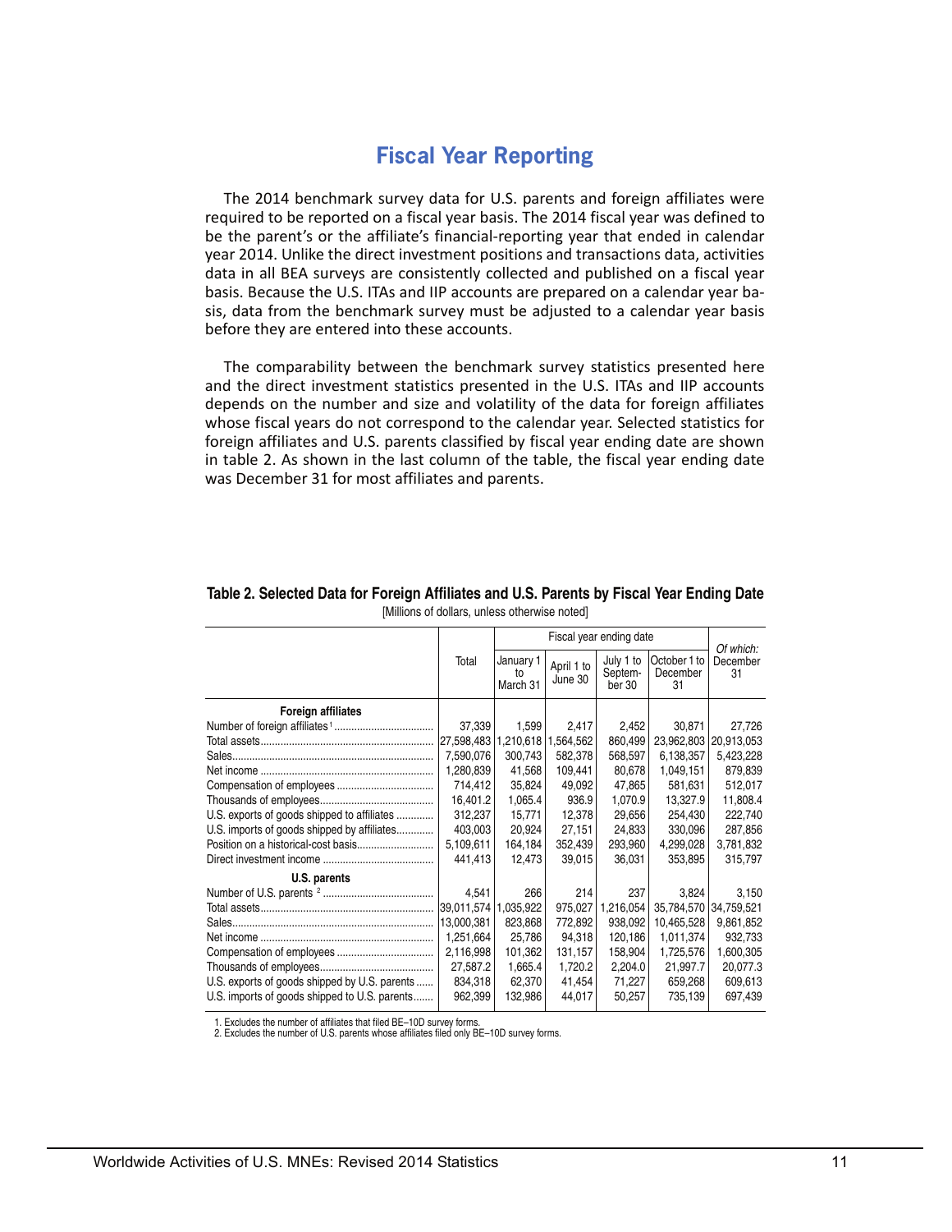# Fiscal Year Reporting

The 2014 benchmark survey data for U.S. parents and foreign affiliates were required to be reported on a fiscal year basis. The 2014 fiscal year was defined to be the parent's or the affiliate's financial-reporting year that ended in calendar year 2014. Unlike the direct investment positions and transactions data, activities data in all BEA surveys are consistently collected and published on a fiscal year basis. Because the U.S. ITAs and IIP accounts are prepared on a calendar year basis, data from the benchmark survey must be adjusted to a calendar year basis before they are entered into these accounts.

The comparability between the benchmark survey statistics presented here and the direct investment statistics presented in the U.S. ITAs and IIP accounts depends on the number and size and volatility of the data for foreign affiliates whose fiscal years do not correspond to the calendar year. Selected statistics for foreign affiliates and U.S. parents classified by fiscal year ending date are shown in table 2. As shown in the last column of the table, the fiscal year ending date was December 31 for most affiliates and parents.

**Table 2. Selected Data for Foreign Affiliates and U.S. Parents by Fiscal Year Ending Date**

[Millions of dollars, unless otherwise noted]

| | Total | Fiscal year ending date | | | | *Of which:* December 31 |
|---|---|---|---|---|---|---|
| | | January 1 to March 31 | April 1 to June 30 | July 1 to September 30 | October 1 to December 31 | |
| **Foreign affiliates** | | | | | | |
| Number of foreign affiliates [1] | 37,339 | 1,599 | 2,417 | 2,452 | 30,871 | 27,726 |
| Total assets | 27,598,483 | 1,210,618 | 1,564,562 | 860,499 | 23,962,803 | 20,913,053 |
| Sales | 7,590,076 | 300,743 | 582,378 | 568,597 | 6,138,357 | 5,423,228 |
| Net income | 1,280,839 | 41,568 | 109,441 | 80,678 | 1,049,151 | 879,839 |
| Compensation of employees | 714,412 | 35,824 | 49,092 | 47,865 | 581,631 | 512,017 |
| Thousands of employees | 16,401.2 | 1,065.4 | 936.9 | 1,070.9 | 13,327.9 | 11,808.4 |
| U.S. exports of goods shipped to affiliates | 312,237 | 15,771 | 12,378 | 29,656 | 254,430 | 222,740 |
| U.S. imports of goods shipped by affiliates | 403,003 | 20,924 | 27,151 | 24,833 | 330,096 | 287,856 |
| Position on a historical-cost basis | 5,109,611 | 164,184 | 352,439 | 293,960 | 4,299,028 | 3,781,832 |
| Direct investment income | 441,413 | 12,473 | 39,015 | 36,031 | 353,895 | 315,797 |
| **U.S. parents** | | | | | | |
| Number of U.S. parents [2] | 4,541 | 266 | 214 | 237 | 3,824 | 3,150 |
| Total assets | 39,011,574 | 1,035,922 | 975,027 | 1,216,054 | 35,784,570 | 34,759,521 |
| Sales | 13,000,381 | 823,868 | 772,892 | 938,092 | 10,465,528 | 9,861,852 |
| Net income | 1,251,664 | 25,786 | 94,318 | 120,186 | 1,011,374 | 932,733 |
| Compensation of employees | 2,116,998 | 101,362 | 131,157 | 158,904 | 1,725,576 | 1,600,305 |
| Thousands of employees | 27,587.2 | 1,665.4 | 1,720.2 | 2,204.0 | 21,997.7 | 20,077.3 |
| U.S. exports of goods shipped by U.S. parents | 834,318 | 62,370 | 41,454 | 71,227 | 659,268 | 609,613 |
| U.S. imports of goods shipped to U.S. parents | 962,399 | 132,986 | 44,017 | 50,257 | 735,139 | 697,439 |

1. Excludes the number of affiliates that filed BE–10D survey forms.
2. Excludes the number of U.S. parents whose affiliates filed only BE–10D survey forms.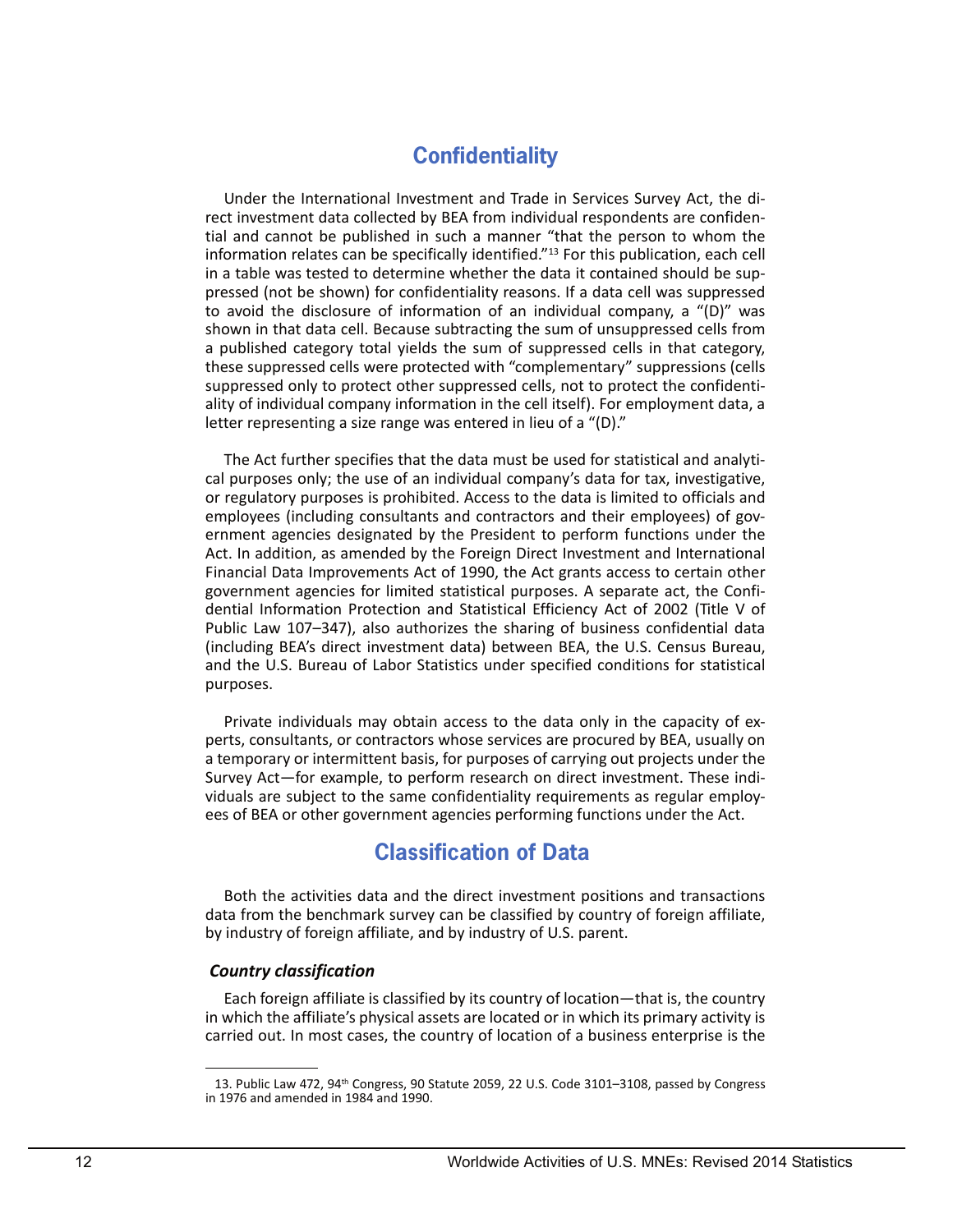## Confidentiality

Under the International Investment and Trade in Services Survey Act, the direct investment data collected by BEA from individual respondents are confidential and cannot be published in such a manner "that the person to whom the information relates can be specifically identified."[13] For this publication, each cell in a table was tested to determine whether the data it contained should be suppressed (not be shown) for confidentiality reasons. If a data cell was suppressed to avoid the disclosure of information of an individual company, a "(D)" was shown in that data cell. Because subtracting the sum of unsuppressed cells from a published category total yields the sum of suppressed cells in that category, these suppressed cells were protected with "complementary" suppressions (cells suppressed only to protect other suppressed cells, not to protect the confidentiality of individual company information in the cell itself). For employment data, a letter representing a size range was entered in lieu of a "(D)."

The Act further specifies that the data must be used for statistical and analytical purposes only; the use of an individual company's data for tax, investigative, or regulatory purposes is prohibited. Access to the data is limited to officials and employees (including consultants and contractors and their employees) of government agencies designated by the President to perform functions under the Act. In addition, as amended by the Foreign Direct Investment and International Financial Data Improvements Act of 1990, the Act grants access to certain other government agencies for limited statistical purposes. A separate act, the Confidential Information Protection and Statistical Efficiency Act of 2002 (Title V of Public Law 107–347), also authorizes the sharing of business confidential data (including BEA's direct investment data) between BEA, the U.S. Census Bureau, and the U.S. Bureau of Labor Statistics under specified conditions for statistical purposes.

Private individuals may obtain access to the data only in the capacity of experts, consultants, or contractors whose services are procured by BEA, usually on a temporary or intermittent basis, for purposes of carrying out projects under the Survey Act—for example, to perform research on direct investment. These individuals are subject to the same confidentiality requirements as regular employees of BEA or other government agencies performing functions under the Act.

## Classification of Data

Both the activities data and the direct investment positions and transactions data from the benchmark survey can be classified by country of foreign affiliate, by industry of foreign affiliate, and by industry of U.S. parent.

### *Country classification*

Each foreign affiliate is classified by its country of location—that is, the country in which the affiliate's physical assets are located or in which its primary activity is carried out. In most cases, the country of location of a business enterprise is the

---

13. Public Law 472, 94th Congress, 90 Statute 2059, 22 U.S. Code 3101–3108, passed by Congress in 1976 and amended in 1984 and 1990.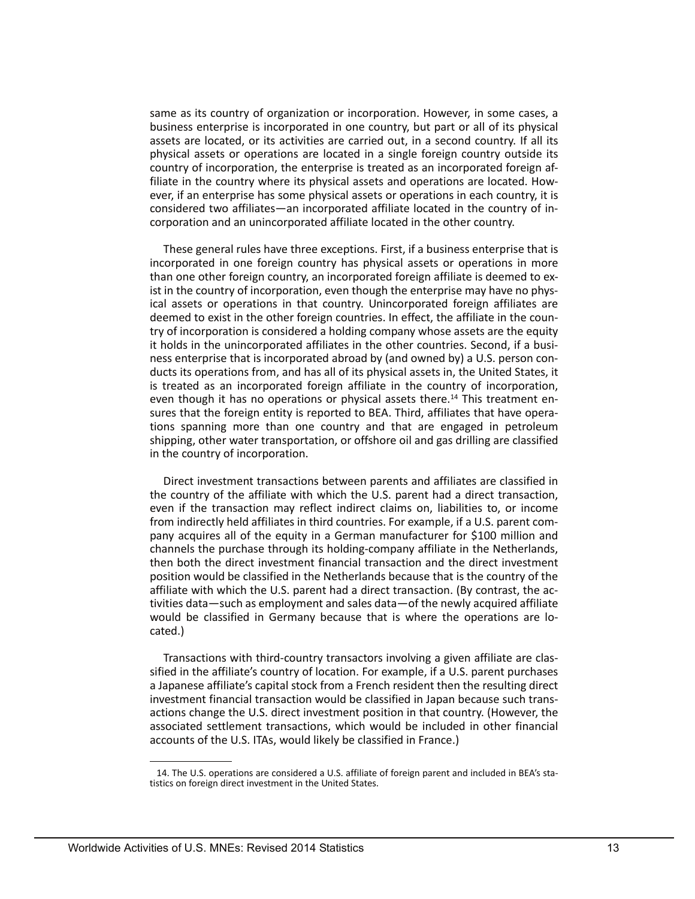same as its country of organization or incorporation. However, in some cases, a business enterprise is incorporated in one country, but part or all of its physical assets are located, or its activities are carried out, in a second country. If all its physical assets or operations are located in a single foreign country outside its country of incorporation, the enterprise is treated as an incorporated foreign affiliate in the country where its physical assets and operations are located. However, if an enterprise has some physical assets or operations in each country, it is considered two affiliates—an incorporated affiliate located in the country of incorporation and an unincorporated affiliate located in the other country.

These general rules have three exceptions. First, if a business enterprise that is incorporated in one foreign country has physical assets or operations in more than one other foreign country, an incorporated foreign affiliate is deemed to exist in the country of incorporation, even though the enterprise may have no physical assets or operations in that country. Unincorporated foreign affiliates are deemed to exist in the other foreign countries. In effect, the affiliate in the country of incorporation is considered a holding company whose assets are the equity it holds in the unincorporated affiliates in the other countries. Second, if a business enterprise that is incorporated abroad by (and owned by) a U.S. person conducts its operations from, and has all of its physical assets in, the United States, it is treated as an incorporated foreign affiliate in the country of incorporation, even though it has no operations or physical assets there.[14] This treatment ensures that the foreign entity is reported to BEA. Third, affiliates that have operations spanning more than one country and that are engaged in petroleum shipping, other water transportation, or offshore oil and gas drilling are classified in the country of incorporation.

Direct investment transactions between parents and affiliates are classified in the country of the affiliate with which the U.S. parent had a direct transaction, even if the transaction may reflect indirect claims on, liabilities to, or income from indirectly held affiliates in third countries. For example, if a U.S. parent company acquires all of the equity in a German manufacturer for $100 million and channels the purchase through its holding-company affiliate in the Netherlands, then both the direct investment financial transaction and the direct investment position would be classified in the Netherlands because that is the country of the affiliate with which the U.S. parent had a direct transaction. (By contrast, the activities data—such as employment and sales data—of the newly acquired affiliate would be classified in Germany because that is where the operations are located.)

Transactions with third-country transactors involving a given affiliate are classified in the affiliate's country of location. For example, if a U.S. parent purchases a Japanese affiliate's capital stock from a French resident then the resulting direct investment financial transaction would be classified in Japan because such transactions change the U.S. direct investment position in that country. (However, the associated settlement transactions, which would be included in other financial accounts of the U.S. ITAs, would likely be classified in France.)

---

14. The U.S. operations are considered a U.S. affiliate of foreign parent and included in BEA's statistics on foreign direct investment in the United States.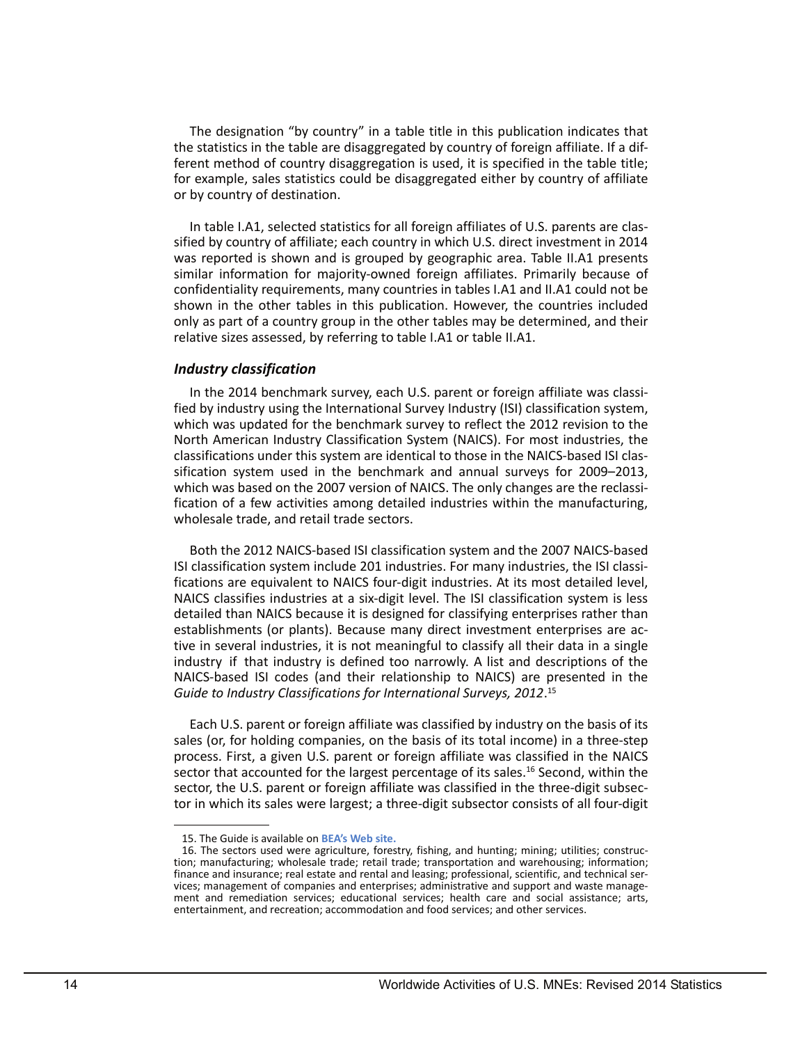The designation "by country" in a table title in this publication indicates that the statistics in the table are disaggregated by country of foreign affiliate. If a different method of country disaggregation is used, it is specified in the table title; for example, sales statistics could be disaggregated either by country of affiliate or by country of destination.

In table I.A1, selected statistics for all foreign affiliates of U.S. parents are classified by country of affiliate; each country in which U.S. direct investment in 2014 was reported is shown and is grouped by geographic area. Table II.A1 presents similar information for majority-owned foreign affiliates. Primarily because of confidentiality requirements, many countries in tables I.A1 and II.A1 could not be shown in the other tables in this publication. However, the countries included only as part of a country group in the other tables may be determined, and their relative sizes assessed, by referring to table I.A1 or table II.A1.

### *Industry classification*

In the 2014 benchmark survey, each U.S. parent or foreign affiliate was classified by industry using the International Survey Industry (ISI) classification system, which was updated for the benchmark survey to reflect the 2012 revision to the North American Industry Classification System (NAICS). For most industries, the classifications under this system are identical to those in the NAICS-based ISI classification system used in the benchmark and annual surveys for 2009–2013, which was based on the 2007 version of NAICS. The only changes are the reclassification of a few activities among detailed industries within the manufacturing, wholesale trade, and retail trade sectors.

Both the 2012 NAICS-based ISI classification system and the 2007 NAICS-based ISI classification system include 201 industries. For many industries, the ISI classifications are equivalent to NAICS four-digit industries. At its most detailed level, NAICS classifies industries at a six-digit level. The ISI classification system is less detailed than NAICS because it is designed for classifying enterprises rather than establishments (or plants). Because many direct investment enterprises are active in several industries, it is not meaningful to classify all their data in a single industry if that industry is defined too narrowly. A list and descriptions of the NAICS-based ISI codes (and their relationship to NAICS) are presented in the *Guide to Industry Classifications for International Surveys, 2012*.[15]

Each U.S. parent or foreign affiliate was classified by industry on the basis of its sales (or, for holding companies, on the basis of its total income) in a three-step process. First, a given U.S. parent or foreign affiliate was classified in the NAICS sector that accounted for the largest percentage of its sales.[16] Second, within the sector, the U.S. parent or foreign affiliate was classified in the three-digit subsector in which its sales were largest; a three-digit subsector consists of all four-digit

15. The Guide is available on **BEA's Web site.**

16. The sectors used were agriculture, forestry, fishing, and hunting; mining; utilities; construction; manufacturing; wholesale trade; retail trade; transportation and warehousing; information; finance and insurance; real estate and rental and leasing; professional, scientific, and technical services; management of companies and enterprises; administrative and support and waste management and remediation services; educational services; health care and social assistance; arts, entertainment, and recreation; accommodation and food services; and other services.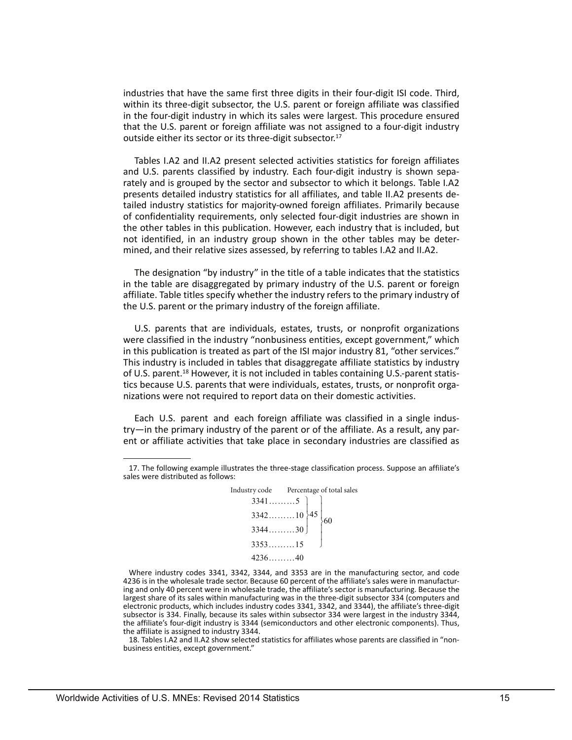industries that have the same first three digits in their four-digit ISI code. Third, within its three-digit subsector, the U.S. parent or foreign affiliate was classified in the four-digit industry in which its sales were largest. This procedure ensured that the U.S. parent or foreign affiliate was not assigned to a four-digit industry outside either its sector or its three-digit subsector.[17]

Tables I.A2 and II.A2 present selected activities statistics for foreign affiliates and U.S. parents classified by industry. Each four-digit industry is shown separately and is grouped by the sector and subsector to which it belongs. Table I.A2 presents detailed industry statistics for all affiliates, and table II.A2 presents detailed industry statistics for majority-owned foreign affiliates. Primarily because of confidentiality requirements, only selected four-digit industries are shown in the other tables in this publication. However, each industry that is included, but not identified, in an industry group shown in the other tables may be determined, and their relative sizes assessed, by referring to tables I.A2 and II.A2.

The designation "by industry" in the title of a table indicates that the statistics in the table are disaggregated by primary industry of the U.S. parent or foreign affiliate. Table titles specify whether the industry refers to the primary industry of the U.S. parent or the primary industry of the foreign affiliate.

U.S. parents that are individuals, estates, trusts, or nonprofit organizations were classified in the industry "nonbusiness entities, except government," which in this publication is treated as part of the ISI major industry 81, "other services." This industry is included in tables that disaggregate affiliate statistics by industry of U.S. parent.[18] However, it is not included in tables containing U.S.-parent statistics because U.S. parents that were individuals, estates, trusts, or nonprofit organizations were not required to report data on their domestic activities.

Each U.S. parent and each foreign affiliate was classified in a single industry—in the primary industry of the parent or of the affiliate. As a result, any parent or affiliate activities that take place in secondary industries are classified as

---

17. The following example illustrates the three-stage classification process. Suppose an affiliate's sales were distributed as follows:

| Industry code | Percentage of total sales | | |
|---|---|---|---|
| 3341 | 5 | 45 (3341, 3342, 3344) | 60 (3341, 3342, 3344, 3353) |
| 3342 | 10 | | |
| 3344 | 30 | | |
| 3353 | 15 | | |
| 4236 | 40 | | |

Where industry codes 3341, 3342, 3344, and 3353 are in the manufacturing sector, and code 4236 is in the wholesale trade sector. Because 60 percent of the affiliate's sales were in manufacturing and only 40 percent were in wholesale trade, the affiliate's sector is manufacturing. Because the largest share of its sales within manufacturing was in the three-digit subsector 334 (computers and electronic products, which includes industry codes 3341, 3342, and 3344), the affiliate's three-digit subsector is 334. Finally, because its sales within subsector 334 were largest in the industry 3344, the affiliate's four-digit industry is 3344 (semiconductors and other electronic components). Thus, the affiliate is assigned to industry 3344.

18. Tables I.A2 and II.A2 show selected statistics for affiliates whose parents are classified in "nonbusiness entities, except government."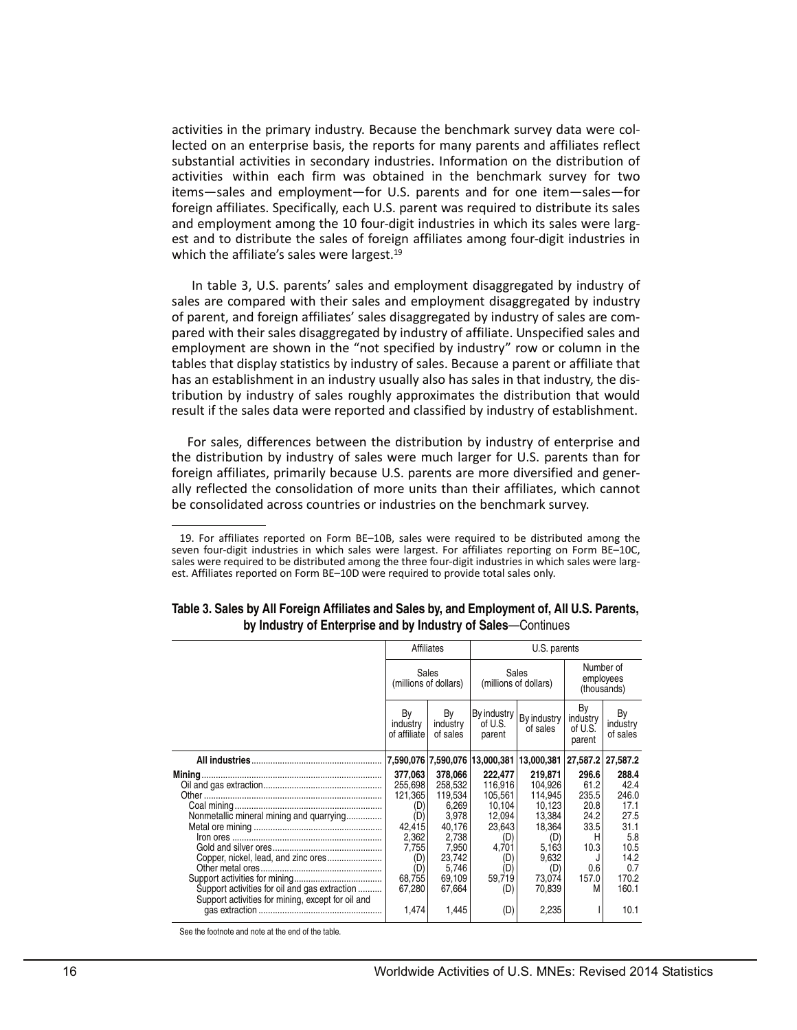activities in the primary industry. Because the benchmark survey data were collected on an enterprise basis, the reports for many parents and affiliates reflect substantial activities in secondary industries. Information on the distribution of activities within each firm was obtained in the benchmark survey for two items—sales and employment—for U.S. parents and for one item—sales—for foreign affiliates. Specifically, each U.S. parent was required to distribute its sales and employment among the 10 four-digit industries in which its sales were largest and to distribute the sales of foreign affiliates among four-digit industries in which the affiliate's sales were largest.[19]

In table 3, U.S. parents' sales and employment disaggregated by industry of sales are compared with their sales and employment disaggregated by industry of parent, and foreign affiliates' sales disaggregated by industry of sales are compared with their sales disaggregated by industry of affiliate. Unspecified sales and employment are shown in the "not specified by industry" row or column in the tables that display statistics by industry of sales. Because a parent or affiliate that has an establishment in an industry usually also has sales in that industry, the distribution by industry of sales roughly approximates the distribution that would result if the sales data were reported and classified by industry of establishment.

For sales, differences between the distribution by industry of enterprise and the distribution by industry of sales were much larger for U.S. parents than for foreign affiliates, primarily because U.S. parents are more diversified and generally reflected the consolidation of more units than their affiliates, which cannot be consolidated across countries or industries on the benchmark survey.

19. For affiliates reported on Form BE–10B, sales were required to be distributed among the seven four-digit industries in which sales were largest. For affiliates reporting on Form BE–10C, sales were required to be distributed among the three four-digit industries in which sales were largest. Affiliates reported on Form BE–10D were required to provide total sales only.

**Table 3. Sales by All Foreign Affiliates and Sales by, and Employment of, All U.S. Parents, by Industry of Enterprise and by Industry of Sales**—Continues

| | Affiliates | | U.S. parents | | | |
|---|---|---|---|---|---|---|
| | Sales (millions of dollars) | | Sales (millions of dollars) | | Number of employees (thousands) | |
| | By industry of affiliate | By industry of sales | By industry of U.S. parent | By industry of sales | By industry of U.S. parent | By industry of sales |
| **All industries** | **7,590,076** | **7,590,076** | **13,000,381** | **13,000,381** | **27,587.2** | **27,587.2** |
| **Mining** | **377,063** | **378,066** | **222,477** | **219,871** | **296.6** | **288.4** |
| Oil and gas extraction | 255,698 | 258,532 | 116,916 | 104,926 | 61.2 | 42.4 |
| Other | 121,365 | 119,534 | 105,561 | 114,945 | 235.5 | 246.0 |
| Coal mining | (D) | 6,269 | 10,104 | 10,123 | 20.8 | 17.1 |
| Nonmetallic mineral mining and quarrying | (D) | 3,978 | 12,094 | 13,384 | 24.2 | 27.5 |
| Metal ore mining | 42,415 | 40,176 | 23,643 | 18,364 | 33.5 | 31.1 |
| Iron ores | 2,362 | 2,738 | (D) | (D) | H | 5.8 |
| Gold and silver ores | 7,755 | 7,950 | 4,701 | 5,163 | 10.3 | 10.5 |
| Copper, nickel, lead, and zinc ores | (D) | 23,742 | (D) | 9,632 | J | 14.2 |
| Other metal ores | (D) | 5,746 | (D) | (D) | 0.6 | 0.7 |
| Support activities for mining | 68,755 | 69,109 | 59,719 | 73,074 | 157.0 | 170.2 |
| Support activities for oil and gas extraction | 67,280 | 67,664 | (D) | 70,839 | M | 160.1 |
| Support activities for mining, except for oil and gas extraction | 1,474 | 1,445 | (D) | 2,235 | I | 10.1 |

See the footnote and note at the end of the table.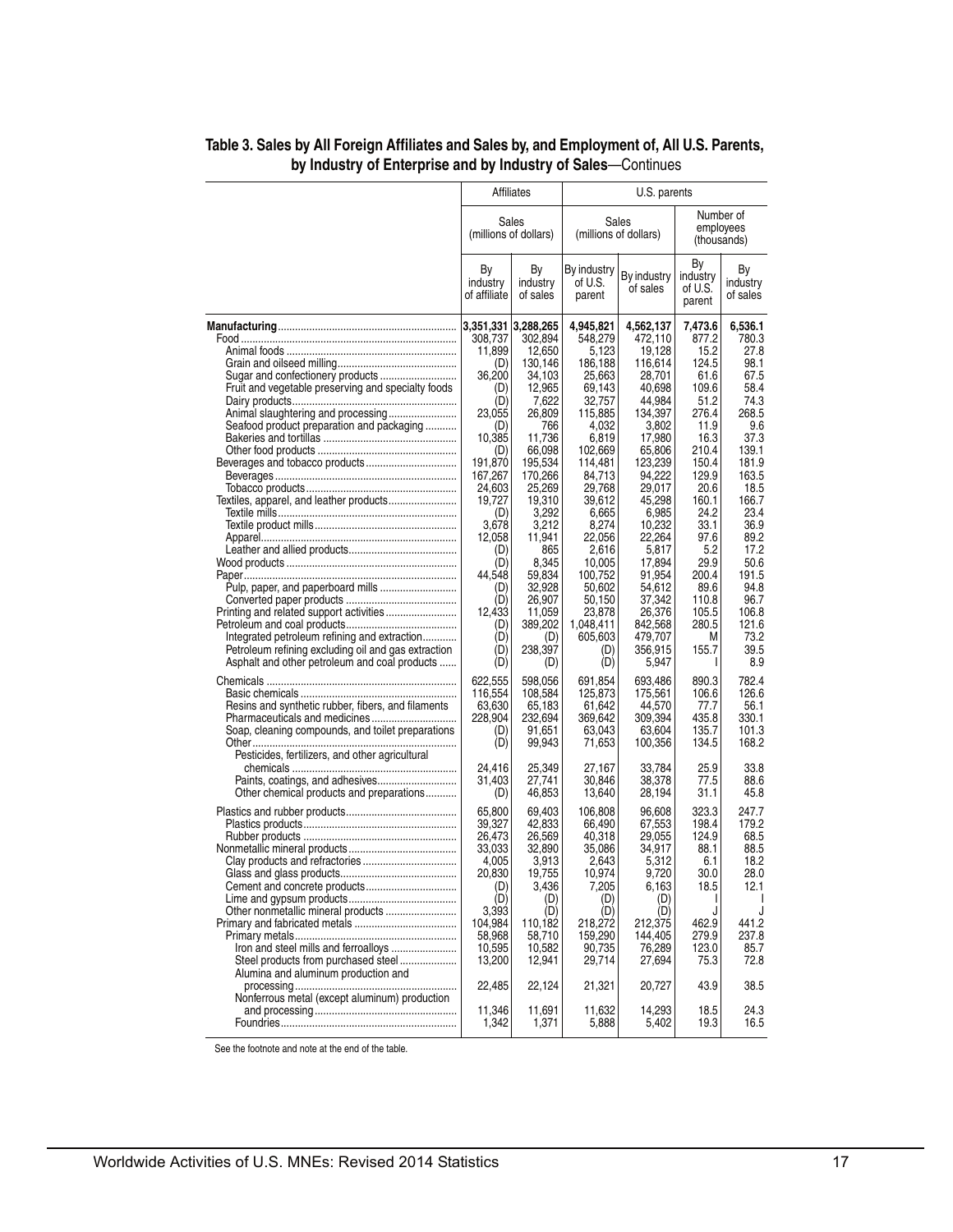## Table 3. Sales by All Foreign Affiliates and Sales by, and Employment of, All U.S. Parents, by Industry of Enterprise and by Industry of Sales—Continues

| | Affiliates | | U.S. parents | | | |
|---|---|---|---|---|---|---|
| | Sales (millions of dollars) | | Sales (millions of dollars) | | Number of employees (thousands) | |
| | By industry of affiliate | By industry of sales | By industry of U.S. parent | By industry of sales | By industry of U.S. parent | By industry of sales |
| **Manufacturing** | **3,351,331** | **3,288,265** | **4,945,821** | **4,562,137** | **7,473.6** | **6,536.1** |
| Food | 308,737 | 302,894 | 548,279 | 472,110 | 877.2 | 780.3 |
| Animal foods | 11,899 | 12,650 | 5,123 | 19,128 | 15.2 | 27.8 |
| Grain and oilseed milling | (D) | 130,146 | 186,188 | 116,614 | 124.5 | 98.1 |
| Sugar and confectionery products | 36,200 | 34,103 | 25,663 | 28,701 | 61.6 | 67.5 |
| Fruit and vegetable preserving and specialty foods | (D) | 12,965 | 69,143 | 40,698 | 109.6 | 58.4 |
| Dairy products | (D) | 7,622 | 32,757 | 44,984 | 51.2 | 74.3 |
| Animal slaughtering and processing | 23,055 | 26,809 | 115,885 | 134,397 | 276.4 | 268.5 |
| Seafood product preparation and packaging | (D) | 766 | 4,032 | 3,802 | 11.9 | 9.6 |
| Bakeries and tortillas | 10,385 | 11,736 | 6,819 | 17,980 | 16.3 | 37.3 |
| Other food products | (D) | 66,098 | 102,669 | 65,806 | 210.4 | 139.1 |
| Beverages and tobacco products | 191,870 | 195,534 | 114,481 | 123,239 | 150.4 | 181.9 |
| Beverages | 167,267 | 170,266 | 84,713 | 94,222 | 129.9 | 163.5 |
| Tobacco products | 24,603 | 25,269 | 29,768 | 29,017 | 20.6 | 18.5 |
| Textiles, apparel, and leather products | 19,727 | 19,310 | 39,612 | 45,298 | 160.1 | 166.7 |
| Textile mills | (D) | 3,292 | 6,665 | 6,985 | 24.2 | 23.4 |
| Textile product mills | 3,678 | 3,212 | 8,274 | 10,232 | 33.1 | 36.9 |
| Apparel | 12,058 | 11,941 | 22,056 | 22,264 | 97.6 | 89.2 |
| Leather and allied products | (D) | 865 | 2,616 | 5,817 | 5.2 | 17.2 |
| Wood products | (D) | 8,345 | 10,005 | 17,894 | 29.9 | 50.6 |
| Paper | 44,548 | 59,834 | 100,752 | 91,954 | 200.4 | 191.5 |
| Pulp, paper, and paperboard mills | (D) | 32,928 | 50,602 | 54,612 | 89.6 | 94.8 |
| Converted paper products | (D) | 26,907 | 50,150 | 37,342 | 110.8 | 96.7 |
| Printing and related support activities | 12,433 | 11,059 | 23,878 | 26,376 | 105.5 | 106.8 |
| Petroleum and coal products | (D) | 389,202 | 1,048,411 | 842,568 | 280.5 | 121.6 |
| Integrated petroleum refining and extraction | (D) | (D) | 605,603 | 479,707 | M | 73.2 |
| Petroleum refining excluding oil and gas extraction | (D) | 238,397 | (D) | 356,915 | 155.7 | 39.5 |
| Asphalt and other petroleum and coal products | (D) | (D) | (D) | 5,947 | I | 8.9 |
| Chemicals | 622,555 | 598,056 | 691,854 | 693,486 | 890.3 | 782.4 |
| Basic chemicals | 116,554 | 108,584 | 125,873 | 175,561 | 106.6 | 126.6 |
| Resins and synthetic rubber, fibers, and filaments | 63,630 | 65,183 | 61,642 | 44,570 | 77.7 | 56.1 |
| Pharmaceuticals and medicines | 228,904 | 232,694 | 369,642 | 309,394 | 435.8 | 330.1 |
| Soap, cleaning compounds, and toilet preparations | (D) | 91,651 | 63,043 | 63,604 | 135.7 | 101.3 |
| Other | (D) | 99,943 | 71,653 | 100,356 | 134.5 | 168.2 |
| Pesticides, fertilizers, and other agricultural chemicals | 24,416 | 25,349 | 27,167 | 33,784 | 25.9 | 33.8 |
| Paints, coatings, and adhesives | 31,403 | 27,741 | 30,846 | 38,378 | 77.5 | 88.6 |
| Other chemical products and preparations | (D) | 46,853 | 13,640 | 28,194 | 31.1 | 45.8 |
| Plastics and rubber products | 65,800 | 69,403 | 106,808 | 96,608 | 323.3 | 247.7 |
| Plastics products | 39,327 | 42,833 | 66,490 | 67,553 | 198.4 | 179.2 |
| Rubber products | 26,473 | 26,569 | 40,318 | 29,055 | 124.9 | 68.5 |
| Nonmetallic mineral products | 33,033 | 32,890 | 35,086 | 34,917 | 88.1 | 88.5 |
| Clay products and refractories | 4,005 | 3,913 | 2,643 | 5,312 | 6.1 | 18.2 |
| Glass and glass products | 20,830 | 19,755 | 10,974 | 9,720 | 30.0 | 28.0 |
| Cement and concrete products | (D) | 3,436 | 7,205 | 6,163 | 18.5 | 12.1 |
| Lime and gypsum products | (D) | (D) | (D) | (D) | I | I |
| Other nonmetallic mineral products | 3,393 | (D) | (D) | (D) | J | J |
| Primary and fabricated metals | 104,984 | 110,182 | 218,272 | 212,375 | 462.9 | 441.2 |
| Primary metals | 58,968 | 58,710 | 159,290 | 144,405 | 279.9 | 237.8 |
| Iron and steel mills and ferroalloys | 10,595 | 10,582 | 90,735 | 76,289 | 123.0 | 85.7 |
| Steel products from purchased steel | 13,200 | 12,941 | 29,714 | 27,694 | 75.3 | 72.8 |
| Alumina and aluminum production and processing | 22,485 | 22,124 | 21,321 | 20,727 | 43.9 | 38.5 |
| Nonferrous metal (except aluminum) production and processing | 11,346 | 11,691 | 11,632 | 14,293 | 18.5 | 24.3 |
| Foundries | 1,342 | 1,371 | 5,888 | 5,402 | 19.3 | 16.5 |

See the footnote and note at the end of the table.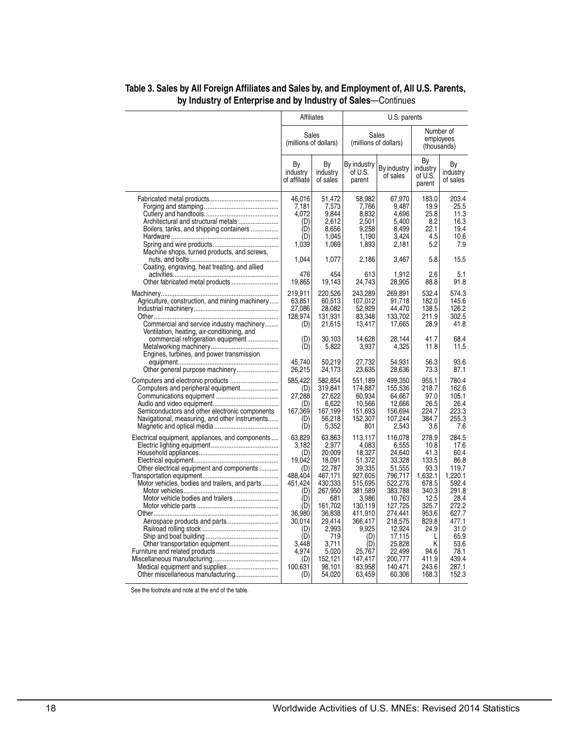## Table 3. Sales by All Foreign Affiliates and Sales by, and Employment of, All U.S. Parents, by Industry of Enterprise and by Industry of Sales—Continues

| | Affiliates | | U.S. parents | | | |
|---|---|---|---|---|---|---|
| | Sales (millions of dollars) | | Sales (millions of dollars) | | Number of employees (thousands) | |
| | By industry of affiliate | By industry of sales | By industry of U.S. parent | By industry of sales | By industry of U.S. parent | By industry of sales |
| Fabricated metal products | 46,016 | 51,472 | 58,982 | 67,970 | 183.0 | 203.4 |
| Forging and stamping | 7,181 | 7,573 | 7,766 | 9,487 | 19.9 | 25.5 |
| Cutlery and handtools | 4,072 | 9,844 | 8,832 | 4,696 | 25.8 | 11.3 |
| Architectural and structural metals | (D) | 2,612 | 2,501 | 5,400 | 8.2 | 16.3 |
| Boilers, tanks, and shipping containers | (D) | 8,656 | 9,258 | 8,499 | 22.1 | 19.4 |
| Hardware | (D) | 1,045 | 1,190 | 3,424 | 4.5 | 10.6 |
| Spring and wire products | 1,039 | 1,069 | 1,893 | 2,181 | 5.2 | 7.9 |
| Machine shops, turned products, and screws, nuts, and bolts | 1,044 | 1,077 | 2,186 | 3,467 | 5.8 | 15.5 |
| Coating, engraving, heat treating, and allied activities | 476 | 454 | 613 | 1,912 | 2.6 | 5.1 |
| Other fabricated metal products | 19,865 | 19,143 | 24,743 | 28,905 | 88.8 | 91.8 |
| Machinery | 219,911 | 220,526 | 243,289 | 269,891 | 532.4 | 574.3 |
| Agriculture, construction, and mining machinery | 63,851 | 60,513 | 107,012 | 91,718 | 182.0 | 145.6 |
| Industrial machinery | 27,086 | 28,082 | 52,929 | 44,470 | 138.5 | 126.2 |
| Other | 128,974 | 131,931 | 83,348 | 133,702 | 211.9 | 302.5 |
| Commercial and service industry machinery | (D) | 21,615 | 13,417 | 17,665 | 28.9 | 41.8 |
| Ventilation, heating, air-conditioning, and commercial refrigeration equipment | (D) | 30,103 | 14,628 | 28,144 | 41.7 | 68.4 |
| Metalworking machinery | (D) | 5,822 | 3,937 | 4,325 | 11.8 | 11.5 |
| Engines, turbines, and power transmission equipment | 45,740 | 50,219 | 27,732 | 54,931 | 56.3 | 93.6 |
| Other general purpose machinery | 26,215 | 24,173 | 23,635 | 28,636 | 73.3 | 87.1 |
| Computers and electronic products | 585,422 | 582,854 | 551,189 | 499,350 | 955.1 | 780.4 |
| Computers and peripheral equipment | (D) | 319,841 | 174,887 | 155,536 | 218.7 | 162.6 |
| Communications equipment | 27,288 | 27,622 | 60,934 | 64,667 | 97.0 | 105.1 |
| Audio and video equipment | (D) | 6,622 | 10,566 | 12,666 | 26.5 | 26.4 |
| Semiconductors and other electronic components | 167,369 | 167,199 | 151,693 | 156,694 | 224.7 | 223.3 |
| Navigational, measuring, and other instruments | (D) | 56,218 | 152,307 | 107,244 | 384.7 | 255.3 |
| Magnetic and optical media | (D) | 5,352 | 801 | 2,543 | 3.6 | 7.6 |
| Electrical equipment, appliances, and components | 63,829 | 63,863 | 113,117 | 116,078 | 278.9 | 284.5 |
| Electric lighting equipment | 3,182 | 2,977 | 4,083 | 6,555 | 10.8 | 17.6 |
| Household appliances | (D) | 20,009 | 18,327 | 24,640 | 41.3 | 60.4 |
| Electrical equipment | 19,042 | 18,091 | 51,372 | 33,328 | 133.5 | 86.8 |
| Other electrical equipment and components | (D) | 22,787 | 39,335 | 51,555 | 93.3 | 119.7 |
| Transportation equipment | 488,404 | 467,171 | 927,605 | 796,717 | 1,632.1 | 1,220.1 |
| Motor vehicles, bodies and trailers, and parts | 451,424 | 430,333 | 515,695 | 522,276 | 678.5 | 592.4 |
| Motor vehicles | (D) | 267,950 | 381,589 | 383,788 | 340.3 | 291.8 |
| Motor vehicle bodies and trailers | (D) | 681 | 3,986 | 10,763 | 12.5 | 28.4 |
| Motor vehicle parts | (D) | 161,702 | 130,119 | 127,725 | 325.7 | 272.2 |
| Other | 36,980 | 36,838 | 411,910 | 274,441 | 953.6 | 627.7 |
| Aerospace products and parts | 30,014 | 29,414 | 366,417 | 218,575 | 829.8 | 477.1 |
| Railroad rolling stock | (D) | 2,993 | 9,925 | 12,924 | 24.9 | 31.0 |
| Ship and boat building | (D) | 719 | (D) | 17,115 | L | 65.9 |
| Other transportation equipment | 3,448 | 3,711 | (D) | 25,828 | K | 53.6 |
| Furniture and related products | 4,974 | 5,020 | 25,767 | 22,499 | 94.6 | 78.1 |
| Miscellaneous manufacturing | (D) | 152,121 | 147,417 | 200,777 | 411.9 | 439.4 |
| Medical equipment and supplies | 100,631 | 98,101 | 83,958 | 140,471 | 243.6 | 287.1 |
| Other miscellaneous manufacturing | (D) | 54,020 | 63,459 | 60,306 | 168.3 | 152.3 |

See the footnote and note at the end of the table.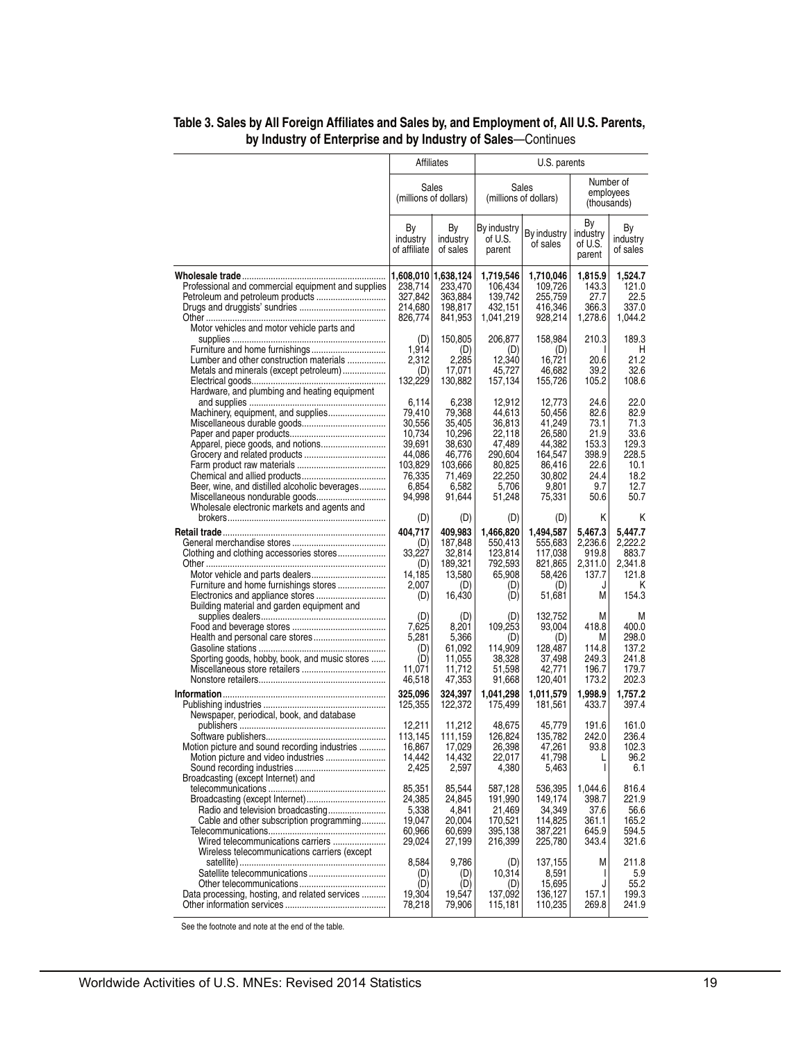## Table 3. Sales by All Foreign Affiliates and Sales by, and Employment of, All U.S. Parents, by Industry of Enterprise and by Industry of Sales—Continues

| | Affiliates | | U.S. parents | | | |
|---|---|---|---|---|---|---|
| | Sales (millions of dollars) | | Sales (millions of dollars) | | Number of employees (thousands) | |
| | By industry of affiliate | By industry of sales | By industry of U.S. parent | By industry of sales | By industry of U.S. parent | By industry of sales |
| **Wholesale trade** | **1,608,010** | **1,638,124** | **1,719,546** | **1,710,046** | **1,815.9** | **1,524.7** |
| Professional and commercial equipment and supplies | 238,714 | 233,470 | 106,434 | 109,726 | 143.3 | 121.0 |
| Petroleum and petroleum products | 327,842 | 363,884 | 139,742 | 255,759 | 27.7 | 22.5 |
| Drugs and druggists' sundries | 214,680 | 198,817 | 432,151 | 416,346 | 366.3 | 337.0 |
| Other | 826,774 | 841,953 | 1,041,219 | 928,214 | 1,278.6 | 1,044.2 |
| Motor vehicles and motor vehicle parts and supplies | (D) | 150,805 | 206,877 | 158,984 | 210.3 | 189.3 |
| Furniture and home furnishings | 1,914 | (D) | (D) | (D) | I | H |
| Lumber and other construction materials | 2,312 | 2,285 | 12,340 | 16,721 | 20.6 | 21.2 |
| Metals and minerals (except petroleum) | (D) | 17,071 | 45,727 | 46,682 | 39.2 | 32.6 |
| Electrical goods | 132,229 | 130,882 | 157,134 | 155,726 | 105.2 | 108.6 |
| Hardware, and plumbing and heating equipment and supplies | 6,114 | 6,238 | 12,912 | 12,773 | 24.6 | 22.0 |
| Machinery, equipment, and supplies | 79,410 | 79,368 | 44,613 | 50,456 | 82.6 | 82.9 |
| Miscellaneous durable goods | 30,556 | 35,405 | 36,813 | 41,249 | 73.1 | 71.3 |
| Paper and paper products | 10,734 | 10,296 | 22,118 | 26,580 | 21.9 | 33.6 |
| Apparel, piece goods, and notions | 39,691 | 38,630 | 47,489 | 44,382 | 153.3 | 129.3 |
| Grocery and related products | 44,086 | 46,776 | 290,604 | 164,547 | 398.9 | 228.5 |
| Farm product raw materials | 103,829 | 103,666 | 80,825 | 86,416 | 22.6 | 10.1 |
| Chemical and allied products | 76,335 | 71,469 | 22,250 | 30,802 | 24.4 | 18.2 |
| Beer, wine, and distilled alcoholic beverages | 6,854 | 6,582 | 5,706 | 9,801 | 9.7 | 12.7 |
| Miscellaneous nondurable goods | 94,998 | 91,644 | 51,248 | 75,331 | 50.6 | 50.7 |
| Wholesale electronic markets and agents and brokers | (D) | (D) | (D) | (D) | K | K |
| **Retail trade** | **404,717** | **409,983** | **1,466,820** | **1,494,587** | **5,467.3** | **5,447.7** |
| General merchandise stores | (D) | 187,848 | 550,413 | 555,683 | 2,236.6 | 2,222.2 |
| Clothing and clothing accessories stores | 33,227 | 32,814 | 123,814 | 117,038 | 919.8 | 883.7 |
| Other | (D) | 189,321 | 792,593 | 821,865 | 2,311.0 | 2,341.8 |
| Motor vehicle and parts dealers | 14,185 | 13,580 | 65,908 | 58,426 | 137.7 | 121.8 |
| Furniture and home furnishings stores | 2,007 | (D) | (D) | (D) | J | K |
| Electronics and appliance stores | (D) | 16,430 | (D) | 51,681 | M | 154.3 |
| Building material and garden equipment and supplies dealers | (D) | (D) | (D) | 132,752 | M | M |
| Food and beverage stores | 7,625 | 8,201 | 109,253 | 93,004 | 418.8 | 400.0 |
| Health and personal care stores | 5,281 | 5,366 | (D) | (D) | M | 298.0 |
| Gasoline stations | (D) | 61,092 | 114,909 | 128,487 | 114.8 | 137.2 |
| Sporting goods, hobby, book, and music stores | (D) | 11,055 | 38,328 | 37,498 | 249.3 | 241.8 |
| Miscellaneous store retailers | 11,071 | 11,712 | 51,598 | 42,771 | 196.7 | 179.7 |
| Nonstore retailers | 46,518 | 47,353 | 91,668 | 120,401 | 173.2 | 202.3 |
| **Information** | **325,096** | **324,397** | **1,041,298** | **1,011,579** | **1,998.9** | **1,757.2** |
| Publishing industries | 125,355 | 122,372 | 175,499 | 181,561 | 433.7 | 397.4 |
| Newspaper, periodical, book, and database publishers | 12,211 | 11,212 | 48,675 | 45,779 | 191.6 | 161.0 |
| Software publishers | 113,145 | 111,159 | 126,824 | 135,782 | 242.0 | 236.4 |
| Motion picture and sound recording industries | 16,867 | 17,029 | 26,398 | 47,261 | 93.8 | 102.3 |
| Motion picture and video industries | 14,442 | 14,432 | 22,017 | 41,798 | L | 96.2 |
| Sound recording industries | 2,425 | 2,597 | 4,380 | 5,463 | I | 6.1 |
| Broadcasting (except Internet) and telecommunications | 85,351 | 85,544 | 587,128 | 536,395 | 1,044.6 | 816.4 |
| Broadcasting (except Internet) | 24,385 | 24,845 | 191,990 | 149,174 | 398.7 | 221.9 |
| Radio and television broadcasting | 5,338 | 4,841 | 21,469 | 34,349 | 37.6 | 56.6 |
| Cable and other subscription programming | 19,047 | 20,004 | 170,521 | 114,825 | 361.1 | 165.2 |
| Telecommunications | 60,966 | 60,699 | 395,138 | 387,221 | 645.9 | 594.5 |
| Wired telecommunications carriers | 29,024 | 27,199 | 216,399 | 225,780 | 343.4 | 321.6 |
| Wireless telecommunications carriers (except satellite) | 8,584 | 9,786 | (D) | 137,155 | M | 211.8 |
| Satellite telecommunications | (D) | (D) | 10,314 | 8,591 | I | 5.9 |
| Other telecommunications | (D) | (D) | (D) | 15,695 | J | 55.2 |
| Data processing, hosting, and related services | 19,304 | 19,547 | 137,092 | 136,127 | 157.1 | 199.3 |
| Other information services | 78,218 | 79,906 | 115,181 | 110,235 | 269.8 | 241.9 |

See the footnote and note at the end of the table.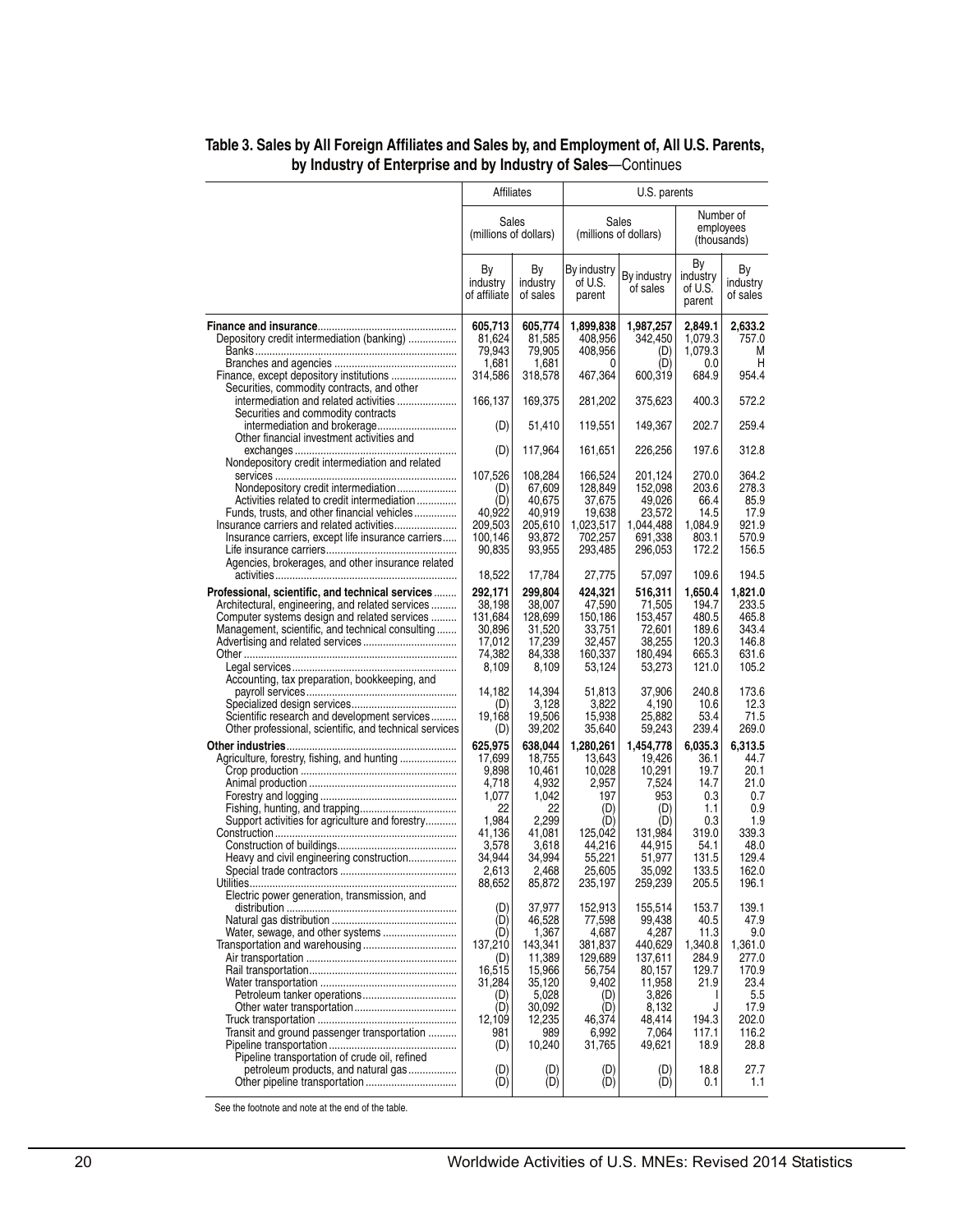## Table 3. Sales by All Foreign Affiliates and Sales by, and Employment of, All U.S. Parents, by Industry of Enterprise and by Industry of Sales—Continues

| | Affiliates | | U.S. parents | | | |
|---|---|---|---|---|---|---|
| | Sales (millions of dollars) | | Sales (millions of dollars) | | Number of employees (thousands) | |
| | By industry of affiliate | By industry of sales | By industry of U.S. parent | By industry of sales | By industry of U.S. parent | By industry of sales |
| **Finance and insurance** | **605,713** | **605,774** | **1,899,838** | **1,987,257** | **2,849.1** | **2,633.2** |
| Depository credit intermediation (banking) | 81,624 | 81,585 | 408,956 | 342,450 | 1,079.3 | 757.0 |
| Banks | 79,943 | 79,905 | 408,956 | (D) | 1,079.3 | M |
| Branches and agencies | 1,681 | 1,681 | 0 | (D) | 0.0 | H |
| Finance, except depository institutions | 314,586 | 318,578 | 467,364 | 600,319 | 684.9 | 954.4 |
| Securities, commodity contracts, and other intermediation and related activities | 166,137 | 169,375 | 281,202 | 375,623 | 400.3 | 572.2 |
| Securities and commodity contracts intermediation and brokerage | (D) | 51,410 | 119,551 | 149,367 | 202.7 | 259.4 |
| Other financial investment activities and exchanges | (D) | 117,964 | 161,651 | 226,256 | 197.6 | 312.8 |
| Nondepository credit intermediation and related services | 107,526 | 108,284 | 166,524 | 201,124 | 270.0 | 364.2 |
| Nondepository credit intermediation | (D) | 67,609 | 128,849 | 152,098 | 203.6 | 278.3 |
| Activities related to credit intermediation | (D) | 40,675 | 37,675 | 49,026 | 66.4 | 85.9 |
| Funds, trusts, and other financial vehicles | 40,922 | 40,919 | 19,638 | 23,572 | 14.5 | 17.9 |
| Insurance carriers and related activities | 209,503 | 205,610 | 1,023,517 | 1,044,488 | 1,084.9 | 921.9 |
| Insurance carriers, except life insurance carriers | 100,146 | 93,872 | 702,257 | 691,338 | 803.1 | 570.9 |
| Life insurance carriers | 90,835 | 93,955 | 293,485 | 296,053 | 172.2 | 156.5 |
| Agencies, brokerages, and other insurance related activities | 18,522 | 17,784 | 27,775 | 57,097 | 109.6 | 194.5 |
| **Professional, scientific, and technical services** | **292,171** | **299,804** | **424,321** | **516,311** | **1,650.4** | **1,821.0** |
| Architectural, engineering, and related services | 38,198 | 38,007 | 47,590 | 71,505 | 194.7 | 233.5 |
| Computer systems design and related services | 131,684 | 128,699 | 150,186 | 153,457 | 480.5 | 465.8 |
| Management, scientific, and technical consulting | 30,896 | 31,520 | 33,751 | 72,601 | 189.6 | 343.4 |
| Advertising and related services | 17,012 | 17,239 | 32,457 | 38,255 | 120.3 | 146.8 |
| Other | 74,382 | 84,338 | 160,337 | 180,494 | 665.3 | 631.6 |
| Legal services | 8,109 | 8,109 | 53,124 | 53,273 | 121.0 | 105.2 |
| Accounting, tax preparation, bookkeeping, and payroll services | 14,182 | 14,394 | 51,813 | 37,906 | 240.8 | 173.6 |
| Specialized design services | (D) | 3,128 | 3,822 | 4,190 | 10.6 | 12.3 |
| Scientific research and development services | 19,168 | 19,506 | 15,938 | 25,882 | 53.4 | 71.5 |
| Other professional, scientific, and technical services | (D) | 39,202 | 35,640 | 59,243 | 239.4 | 269.0 |
| **Other industries** | **625,975** | **638,044** | **1,280,261** | **1,454,778** | **6,035.3** | **6,313.5** |
| Agriculture, forestry, fishing, and hunting | 17,699 | 18,755 | 13,643 | 19,426 | 36.1 | 44.7 |
| Crop production | 9,898 | 10,461 | 10,028 | 10,291 | 19.7 | 20.1 |
| Animal production | 4,718 | 4,932 | 2,957 | 7,524 | 14.7 | 21.0 |
| Forestry and logging | 1,077 | 1,042 | 197 | 953 | 0.3 | 0.7 |
| Fishing, hunting, and trapping | 22 | 22 | (D) | (D) | 1.1 | 0.9 |
| Support activities for agriculture and forestry | 1,984 | 2,299 | (D) | (D) | 0.3 | 1.9 |
| Construction | 41,136 | 41,081 | 125,042 | 131,984 | 319.0 | 339.3 |
| Construction of buildings | 3,578 | 3,618 | 44,216 | 44,915 | 54.1 | 48.0 |
| Heavy and civil engineering construction | 34,944 | 34,994 | 55,221 | 51,977 | 131.5 | 129.4 |
| Special trade contractors | 2,613 | 2,468 | 25,605 | 35,092 | 133.5 | 162.0 |
| Utilities | 88,652 | 85,872 | 235,197 | 259,239 | 205.5 | 196.1 |
| Electric power generation, transmission, and distribution | (D) | 37,977 | 152,913 | 155,514 | 153.7 | 139.1 |
| Natural gas distribution | (D) | 46,528 | 77,598 | 99,438 | 40.5 | 47.9 |
| Water, sewage, and other systems | (D) | 1,367 | 4,687 | 4,287 | 11.3 | 9.0 |
| Transportation and warehousing | 137,210 | 143,341 | 381,837 | 440,629 | 1,340.8 | 1,361.0 |
| Air transportation | (D) | 11,389 | 129,689 | 137,611 | 284.9 | 277.0 |
| Rail transportation | 16,515 | 15,966 | 56,754 | 80,157 | 129.7 | 170.9 |
| Water transportation | 31,284 | 35,120 | 9,402 | 11,958 | 21.9 | 23.4 |
| Petroleum tanker operations | (D) | 5,028 | (D) | 3,826 | I | 5.5 |
| Other water transportation | (D) | 30,092 | (D) | 8,132 | J | 17.9 |
| Truck transportation | 12,109 | 12,235 | 46,374 | 48,414 | 194.3 | 202.0 |
| Transit and ground passenger transportation | 981 | 989 | 6,992 | 7,064 | 117.1 | 116.2 |
| Pipeline transportation | (D) | 10,240 | 31,765 | 49,621 | 18.9 | 28.8 |
| Pipeline transportation of crude oil, refined petroleum products, and natural gas | (D) | (D) | (D) | (D) | 18.8 | 27.7 |
| Other pipeline transportation | (D) | (D) | (D) | (D) | 0.1 | 1.1 |

See the footnote and note at the end of the table.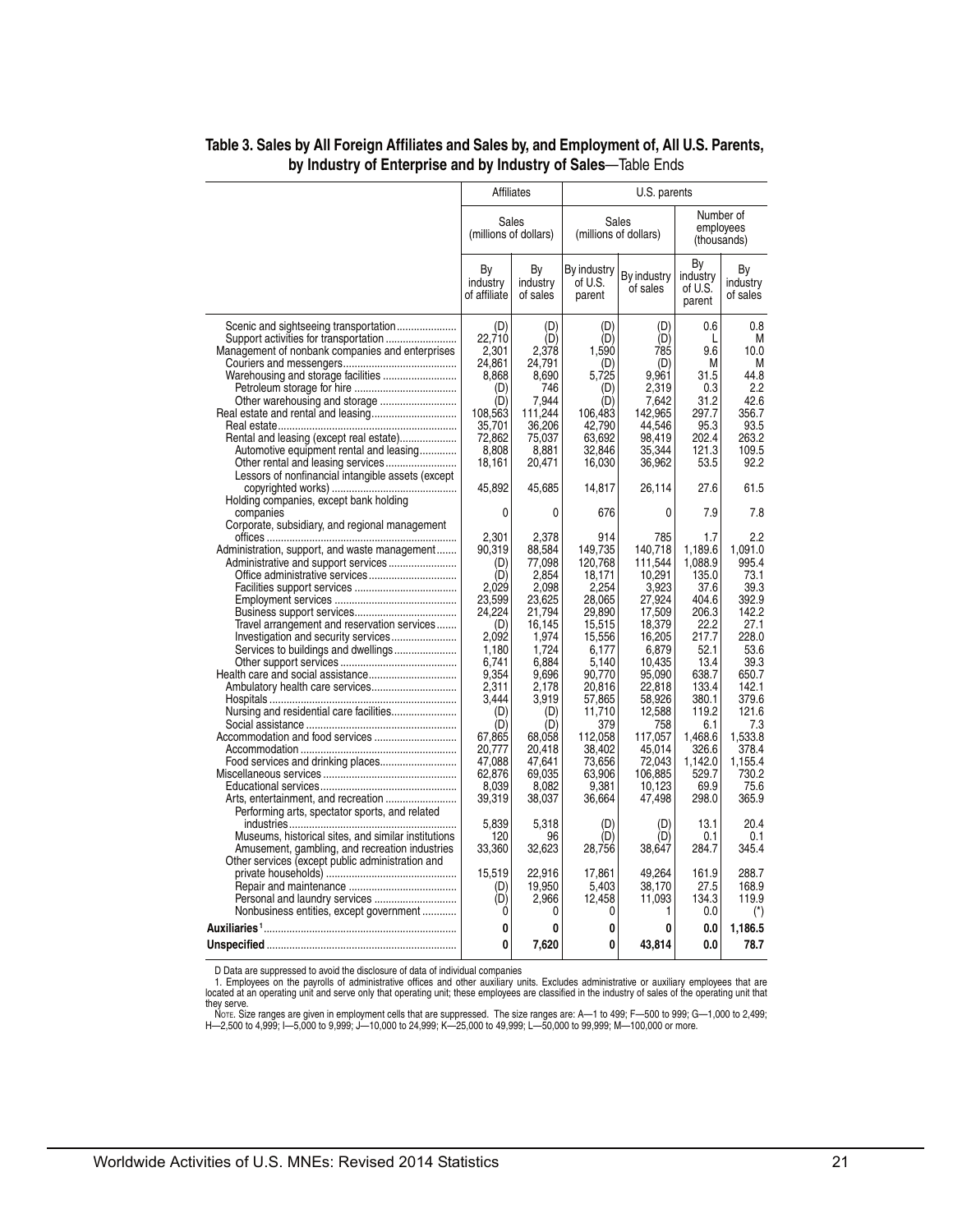**Table 3. Sales by All Foreign Affiliates and Sales by, and Employment of, All U.S. Parents, by Industry of Enterprise and by Industry of Sales**—Table Ends

| | Affiliates | | U.S. parents | | | |
|---|---|---|---|---|---|---|
| | Sales (millions of dollars) | | Sales (millions of dollars) | | Number of employees (thousands) | |
| | By industry of affiliate | By industry of sales | By industry of U.S. parent | By industry of sales | By industry of U.S. parent | By industry of sales |
| Scenic and sightseeing transportation | (D) | (D) | (D) | (D) | 0.6 | 0.8 |
| Support activities for transportation | 22,710 | (D) | (D) | (D) | L | M |
| Management of nonbank companies and enterprises | 2,301 | 2,378 | 1,590 | 785 | 9.6 | 10.0 |
| Couriers and messengers | 24,861 | 24,791 | (D) | (D) | M | M |
| Warehousing and storage facilities | 8,868 | 8,690 | 5,725 | 9,961 | 31.5 | 44.8 |
| Petroleum storage for hire | (D) | 746 | (D) | 2,319 | 0.3 | 2.2 |
| Other warehousing and storage | (D) | 7,944 | (D) | 7,642 | 31.2 | 42.6 |
| Real estate and rental and leasing | 108,563 | 111,244 | 106,483 | 142,965 | 297.7 | 356.7 |
| Real estate | 35,701 | 36,206 | 42,790 | 44,546 | 95.3 | 93.5 |
| Rental and leasing (except real estate) | 72,862 | 75,037 | 63,692 | 98,419 | 202.4 | 263.2 |
| Automotive equipment rental and leasing | 8,808 | 8,881 | 32,846 | 35,344 | 121.3 | 109.5 |
| Other rental and leasing services | 18,161 | 20,471 | 16,030 | 36,962 | 53.5 | 92.2 |
| Lessors of nonfinancial intangible assets (except copyrighted works) | 45,892 | 45,685 | 14,817 | 26,114 | 27.6 | 61.5 |
| Holding companies, except bank holding companies | 0 | 0 | 676 | 0 | 7.9 | 7.8 |
| Corporate, subsidiary, and regional management offices | 2,301 | 2,378 | 914 | 785 | 1.7 | 2.2 |
| Administration, support, and waste management | 90,319 | 88,584 | 149,735 | 140,718 | 1,189.6 | 1,091.0 |
| Administrative and support services | (D) | 77,098 | 120,768 | 111,544 | 1,088.9 | 995.4 |
| Office administrative services | (D) | 2,854 | 18,171 | 10,291 | 135.0 | 73.1 |
| Facilities support services | 2,029 | 2,098 | 2,254 | 3,923 | 37.6 | 39.3 |
| Employment services | 23,599 | 23,625 | 28,065 | 27,924 | 404.6 | 392.9 |
| Business support services | 24,224 | 21,794 | 29,890 | 17,509 | 206.3 | 142.2 |
| Travel arrangement and reservation services | (D) | 16,145 | 15,515 | 18,379 | 22.2 | 27.1 |
| Investigation and security services | 2,092 | 1,974 | 15,556 | 16,205 | 217.7 | 228.0 |
| Services to buildings and dwellings | 1,180 | 1,724 | 6,177 | 6,879 | 52.1 | 53.6 |
| Other support services | 6,741 | 6,884 | 5,140 | 10,435 | 13.4 | 39.3 |
| Health care and social assistance | 9,354 | 9,696 | 90,770 | 95,090 | 638.7 | 650.7 |
| Ambulatory health care services | 2,311 | 2,178 | 20,816 | 22,818 | 133.4 | 142.1 |
| Hospitals | 3,444 | 3,919 | 57,865 | 58,926 | 380.1 | 379.6 |
| Nursing and residential care facilities | (D) | (D) | 11,710 | 12,588 | 119.2 | 121.6 |
| Social assistance | (D) | (D) | 379 | 758 | 6.1 | 7.3 |
| Accommodation and food services | 67,865 | 68,058 | 112,058 | 117,057 | 1,468.6 | 1,533.8 |
| Accommodation | 20,777 | 20,418 | 38,402 | 45,014 | 326.6 | 378.4 |
| Food services and drinking places | 47,088 | 47,641 | 73,656 | 72,043 | 1,142.0 | 1,155.4 |
| Miscellaneous services | 62,876 | 69,035 | 63,906 | 106,885 | 529.7 | 730.2 |
| Educational services | 8,039 | 8,082 | 9,381 | 10,123 | 69.9 | 75.6 |
| Arts, entertainment, and recreation | 39,319 | 38,037 | 36,664 | 47,498 | 298.0 | 365.9 |
| Performing arts, spectator sports, and related industries | 5,839 | 5,318 | (D) | (D) | 13.1 | 20.4 |
| Museums, historical sites, and similar institutions | 120 | 96 | (D) | (D) | 0.1 | 0.1 |
| Amusement, gambling, and recreation industries | 33,360 | 32,623 | 28,756 | 38,647 | 284.7 | 345.4 |
| Other services (except public administration and private households) | 15,519 | 22,916 | 17,861 | 49,264 | 161.9 | 288.7 |
| Repair and maintenance | (D) | 19,950 | 5,403 | 38,170 | 27.5 | 168.9 |
| Personal and laundry services | (D) | 2,966 | 12,458 | 11,093 | 134.3 | 119.9 |
| Nonbusiness entities, except government | 0 | 0 | 0 | 1 | 0.0 | (*) |
| **Auxiliaries[1]** | **0** | **0** | **0** | **0** | **0.0** | **1,186.5** |
| **Unspecified** | **0** | **7,620** | **0** | **43,814** | **0.0** | **78.7** |

D Data are suppressed to avoid the disclosure of data of individual companies

1. Employees on the payrolls of administrative offices and other auxiliary units. Excludes administrative or auxiliary employees that are located at an operating unit and serve only that operating unit; these employees are classified in the industry of sales of the operating unit that they serve.

NOTE. Size ranges are given in employment cells that are suppressed. The size ranges are: A—1 to 499; F—500 to 999; G—1,000 to 2,499; H—2,500 to 4,999; I—5,000 to 9,999; J—10,000 to 24,999; K—25,000 to 49,999; L—50,000 to 99,999; M—100,000 or more.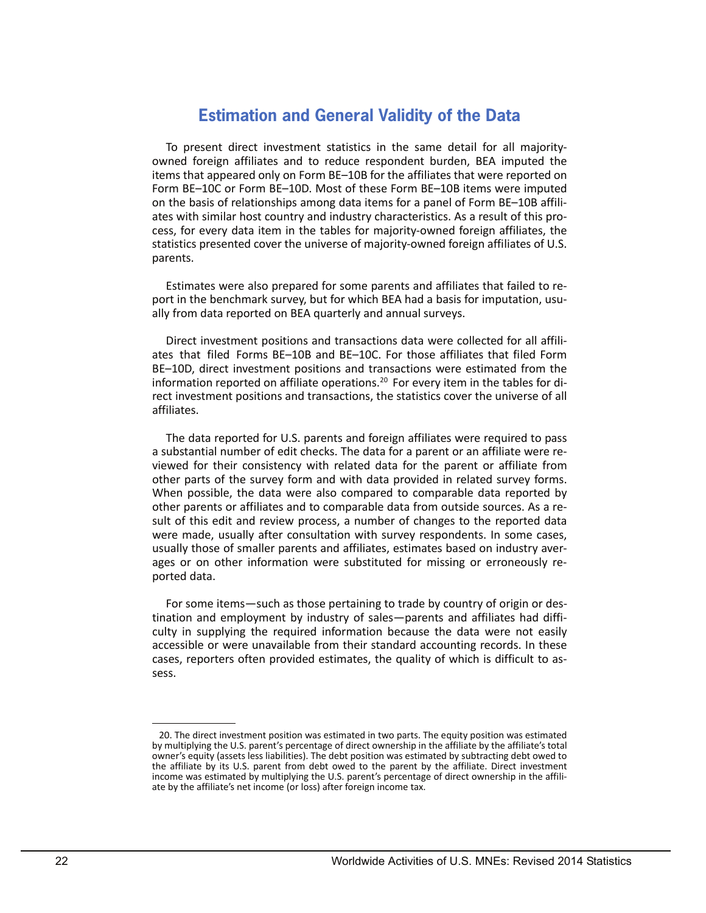## Estimation and General Validity of the Data

To present direct investment statistics in the same detail for all majority-owned foreign affiliates and to reduce respondent burden, BEA imputed the items that appeared only on Form BE–10B for the affiliates that were reported on Form BE–10C or Form BE–10D. Most of these Form BE–10B items were imputed on the basis of relationships among data items for a panel of Form BE–10B affiliates with similar host country and industry characteristics. As a result of this process, for every data item in the tables for majority-owned foreign affiliates, the statistics presented cover the universe of majority-owned foreign affiliates of U.S. parents.

Estimates were also prepared for some parents and affiliates that failed to report in the benchmark survey, but for which BEA had a basis for imputation, usually from data reported on BEA quarterly and annual surveys.

Direct investment positions and transactions data were collected for all affiliates that filed Forms BE–10B and BE–10C. For those affiliates that filed Form BE–10D, direct investment positions and transactions were estimated from the information reported on affiliate operations.[20] For every item in the tables for direct investment positions and transactions, the statistics cover the universe of all affiliates.

The data reported for U.S. parents and foreign affiliates were required to pass a substantial number of edit checks. The data for a parent or an affiliate were reviewed for their consistency with related data for the parent or affiliate from other parts of the survey form and with data provided in related survey forms. When possible, the data were also compared to comparable data reported by other parents or affiliates and to comparable data from outside sources. As a result of this edit and review process, a number of changes to the reported data were made, usually after consultation with survey respondents. In some cases, usually those of smaller parents and affiliates, estimates based on industry averages or on other information were substituted for missing or erroneously reported data.

For some items—such as those pertaining to trade by country of origin or destination and employment by industry of sales—parents and affiliates had difficulty in supplying the required information because the data were not easily accessible or were unavailable from their standard accounting records. In these cases, reporters often provided estimates, the quality of which is difficult to assess.

---

20. The direct investment position was estimated in two parts. The equity position was estimated by multiplying the U.S. parent's percentage of direct ownership in the affiliate by the affiliate's total owner's equity (assets less liabilities). The debt position was estimated by subtracting debt owed to the affiliate by its U.S. parent from debt owed to the parent by the affiliate. Direct investment income was estimated by multiplying the U.S. parent's percentage of direct ownership in the affiliate by the affiliate's net income (or loss) after foreign income tax.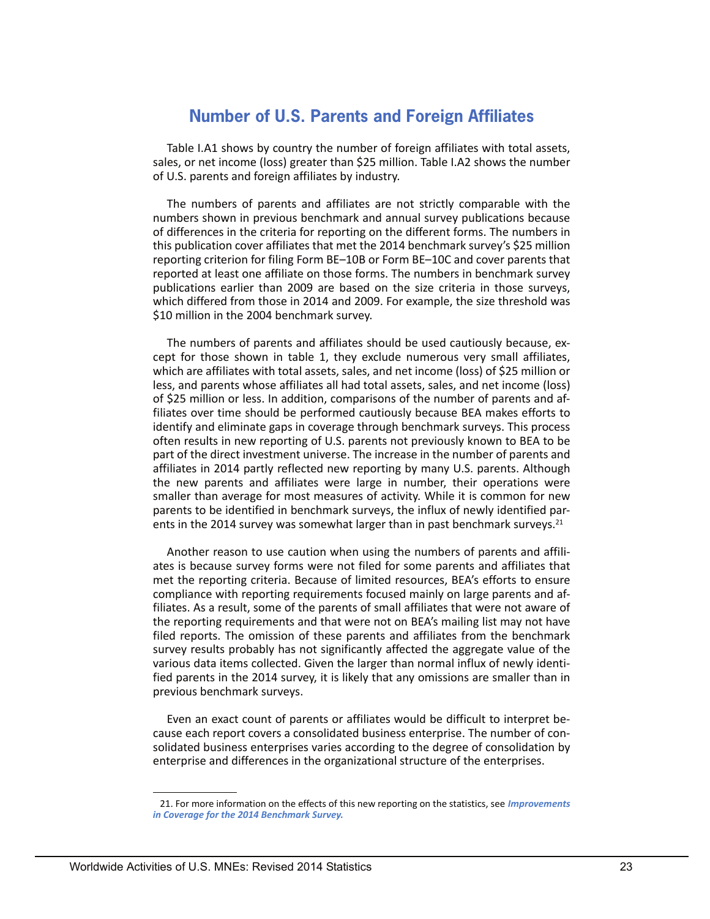# Number of U.S. Parents and Foreign Affiliates

Table I.A1 shows by country the number of foreign affiliates with total assets, sales, or net income (loss) greater than $25 million. Table I.A2 shows the number of U.S. parents and foreign affiliates by industry.

The numbers of parents and affiliates are not strictly comparable with the numbers shown in previous benchmark and annual survey publications because of differences in the criteria for reporting on the different forms. The numbers in this publication cover affiliates that met the 2014 benchmark survey's $25 million reporting criterion for filing Form BE–10B or Form BE–10C and cover parents that reported at least one affiliate on those forms. The numbers in benchmark survey publications earlier than 2009 are based on the size criteria in those surveys, which differed from those in 2014 and 2009. For example, the size threshold was $10 million in the 2004 benchmark survey.

The numbers of parents and affiliates should be used cautiously because, except for those shown in table 1, they exclude numerous very small affiliates, which are affiliates with total assets, sales, and net income (loss) of $25 million or less, and parents whose affiliates all had total assets, sales, and net income (loss) of $25 million or less. In addition, comparisons of the number of parents and affiliates over time should be performed cautiously because BEA makes efforts to identify and eliminate gaps in coverage through benchmark surveys. This process often results in new reporting of U.S. parents not previously known to BEA to be part of the direct investment universe. The increase in the number of parents and affiliates in 2014 partly reflected new reporting by many U.S. parents. Although the new parents and affiliates were large in number, their operations were smaller than average for most measures of activity. While it is common for new parents to be identified in benchmark surveys, the influx of newly identified parents in the 2014 survey was somewhat larger than in past benchmark surveys.[21]

Another reason to use caution when using the numbers of parents and affiliates is because survey forms were not filed for some parents and affiliates that met the reporting criteria. Because of limited resources, BEA's efforts to ensure compliance with reporting requirements focused mainly on large parents and affiliates. As a result, some of the parents of small affiliates that were not aware of the reporting requirements and that were not on BEA's mailing list may not have filed reports. The omission of these parents and affiliates from the benchmark survey results probably has not significantly affected the aggregate value of the various data items collected. Given the larger than normal influx of newly identified parents in the 2014 survey, it is likely that any omissions are smaller than in previous benchmark surveys.

Even an exact count of parents or affiliates would be difficult to interpret because each report covers a consolidated business enterprise. The number of consolidated business enterprises varies according to the degree of consolidation by enterprise and differences in the organizational structure of the enterprises.

---

21. For more information on the effects of this new reporting on the statistics, see ***Improvements in Coverage for the 2014 Benchmark Survey.***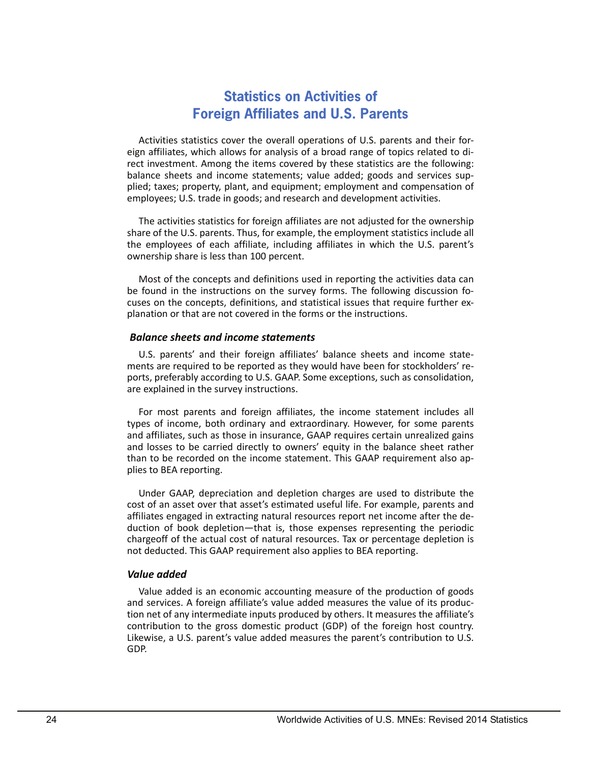# Statistics on Activities of Foreign Affiliates and U.S. Parents

Activities statistics cover the overall operations of U.S. parents and their foreign affiliates, which allows for analysis of a broad range of topics related to direct investment. Among the items covered by these statistics are the following: balance sheets and income statements; value added; goods and services supplied; taxes; property, plant, and equipment; employment and compensation of employees; U.S. trade in goods; and research and development activities.

The activities statistics for foreign affiliates are not adjusted for the ownership share of the U.S. parents. Thus, for example, the employment statistics include all the employees of each affiliate, including affiliates in which the U.S. parent's ownership share is less than 100 percent.

Most of the concepts and definitions used in reporting the activities data can be found in the instructions on the survey forms. The following discussion focuses on the concepts, definitions, and statistical issues that require further explanation or that are not covered in the forms or the instructions.

### *Balance sheets and income statements*

U.S. parents' and their foreign affiliates' balance sheets and income statements are required to be reported as they would have been for stockholders' reports, preferably according to U.S. GAAP. Some exceptions, such as consolidation, are explained in the survey instructions.

For most parents and foreign affiliates, the income statement includes all types of income, both ordinary and extraordinary. However, for some parents and affiliates, such as those in insurance, GAAP requires certain unrealized gains and losses to be carried directly to owners' equity in the balance sheet rather than to be recorded on the income statement. This GAAP requirement also applies to BEA reporting.

Under GAAP, depreciation and depletion charges are used to distribute the cost of an asset over that asset's estimated useful life. For example, parents and affiliates engaged in extracting natural resources report net income after the deduction of book depletion—that is, those expenses representing the periodic chargeoff of the actual cost of natural resources. Tax or percentage depletion is not deducted. This GAAP requirement also applies to BEA reporting.

### *Value added*

Value added is an economic accounting measure of the production of goods and services. A foreign affiliate's value added measures the value of its production net of any intermediate inputs produced by others. It measures the affiliate's contribution to the gross domestic product (GDP) of the foreign host country. Likewise, a U.S. parent's value added measures the parent's contribution to U.S. GDP.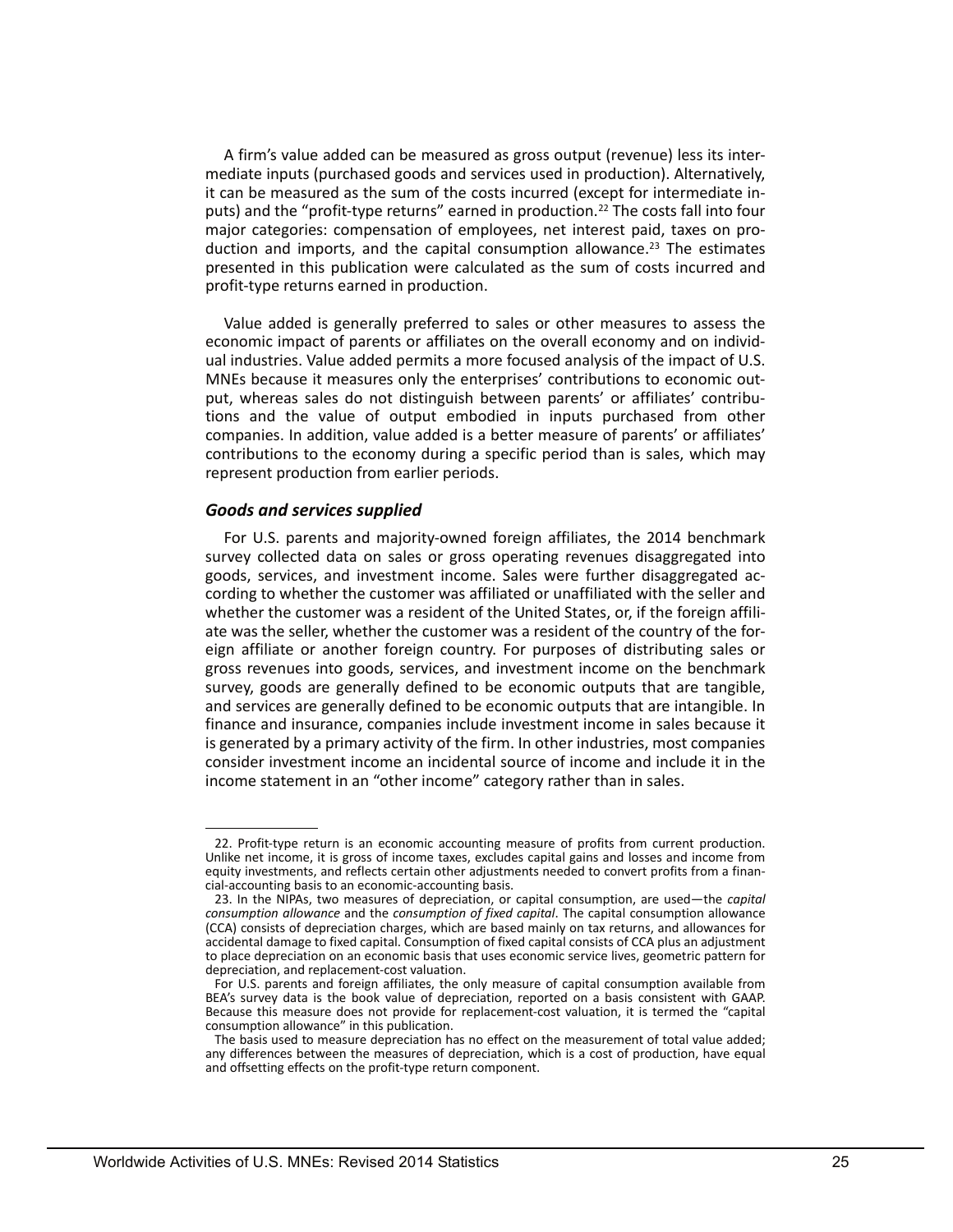A firm's value added can be measured as gross output (revenue) less its intermediate inputs (purchased goods and services used in production). Alternatively, it can be measured as the sum of the costs incurred (except for intermediate inputs) and the "profit-type returns" earned in production.[22] The costs fall into four major categories: compensation of employees, net interest paid, taxes on production and imports, and the capital consumption allowance.[23] The estimates presented in this publication were calculated as the sum of costs incurred and profit-type returns earned in production.

Value added is generally preferred to sales or other measures to assess the economic impact of parents or affiliates on the overall economy and on individual industries. Value added permits a more focused analysis of the impact of U.S. MNEs because it measures only the enterprises' contributions to economic output, whereas sales do not distinguish between parents' or affiliates' contributions and the value of output embodied in inputs purchased from other companies. In addition, value added is a better measure of parents' or affiliates' contributions to the economy during a specific period than is sales, which may represent production from earlier periods.

### *Goods and services supplied*

For U.S. parents and majority-owned foreign affiliates, the 2014 benchmark survey collected data on sales or gross operating revenues disaggregated into goods, services, and investment income. Sales were further disaggregated according to whether the customer was affiliated or unaffiliated with the seller and whether the customer was a resident of the United States, or, if the foreign affiliate was the seller, whether the customer was a resident of the country of the foreign affiliate or another foreign country. For purposes of distributing sales or gross revenues into goods, services, and investment income on the benchmark survey, goods are generally defined to be economic outputs that are tangible, and services are generally defined to be economic outputs that are intangible. In finance and insurance, companies include investment income in sales because it is generated by a primary activity of the firm. In other industries, most companies consider investment income an incidental source of income and include it in the income statement in an "other income" category rather than in sales.

---

22. Profit-type return is an economic accounting measure of profits from current production. Unlike net income, it is gross of income taxes, excludes capital gains and losses and income from equity investments, and reflects certain other adjustments needed to convert profits from a financial-accounting basis to an economic-accounting basis.

23. In the NIPAs, two measures of depreciation, or capital consumption, are used—the *capital consumption allowance* and the *consumption of fixed capital*. The capital consumption allowance (CCA) consists of depreciation charges, which are based mainly on tax returns, and allowances for accidental damage to fixed capital. Consumption of fixed capital consists of CCA plus an adjustment to place depreciation on an economic basis that uses economic service lives, geometric pattern for depreciation, and replacement-cost valuation.

For U.S. parents and foreign affiliates, the only measure of capital consumption available from BEA's survey data is the book value of depreciation, reported on a basis consistent with GAAP. Because this measure does not provide for replacement-cost valuation, it is termed the "capital consumption allowance" in this publication.

The basis used to measure depreciation has no effect on the measurement of total value added; any differences between the measures of depreciation, which is a cost of production, have equal and offsetting effects on the profit-type return component.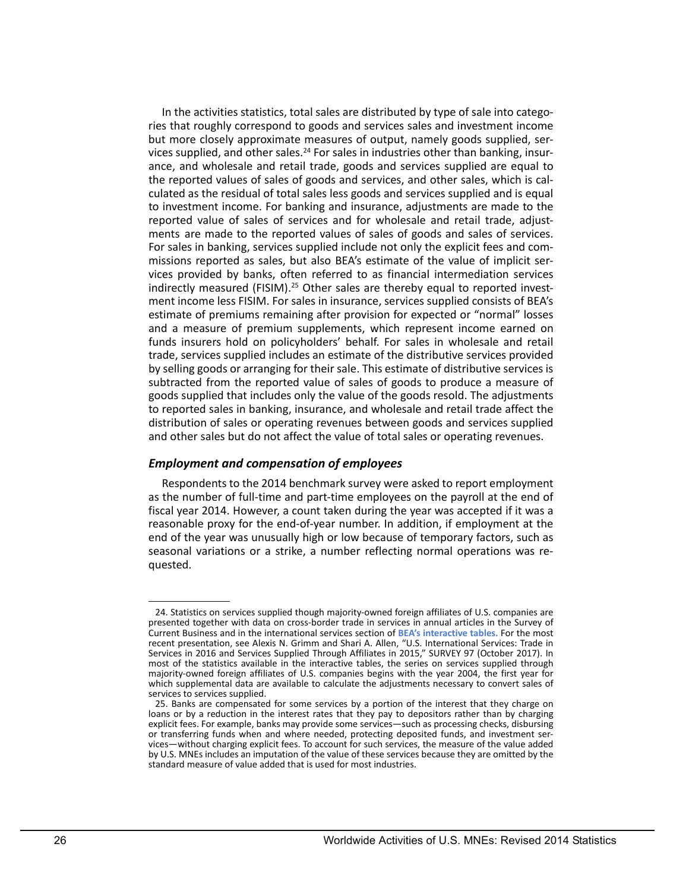In the activities statistics, total sales are distributed by type of sale into categories that roughly correspond to goods and services sales and investment income but more closely approximate measures of output, namely goods supplied, services supplied, and other sales.[24] For sales in industries other than banking, insurance, and wholesale and retail trade, goods and services supplied are equal to the reported values of sales of goods and services, and other sales, which is calculated as the residual of total sales less goods and services supplied and is equal to investment income. For banking and insurance, adjustments are made to the reported value of sales of services and for wholesale and retail trade, adjustments are made to the reported values of sales of goods and sales of services. For sales in banking, services supplied include not only the explicit fees and commissions reported as sales, but also BEA's estimate of the value of implicit services provided by banks, often referred to as financial intermediation services indirectly measured (FISIM).[25] Other sales are thereby equal to reported investment income less FISIM. For sales in insurance, services supplied consists of BEA's estimate of premiums remaining after provision for expected or "normal" losses and a measure of premium supplements, which represent income earned on funds insurers hold on policyholders' behalf. For sales in wholesale and retail trade, services supplied includes an estimate of the distributive services provided by selling goods or arranging for their sale. This estimate of distributive services is subtracted from the reported value of sales of goods to produce a measure of goods supplied that includes only the value of the goods resold. The adjustments to reported sales in banking, insurance, and wholesale and retail trade affect the distribution of sales or operating revenues between goods and services supplied and other sales but do not affect the value of total sales or operating revenues.

### *Employment and compensation of employees*

Respondents to the 2014 benchmark survey were asked to report employment as the number of full-time and part-time employees on the payroll at the end of fiscal year 2014. However, a count taken during the year was accepted if it was a reasonable proxy for the end-of-year number. In addition, if employment at the end of the year was unusually high or low because of temporary factors, such as seasonal variations or a strike, a number reflecting normal operations was requested.

---

24. Statistics on services supplied though majority-owned foreign affiliates of U.S. companies are presented together with data on cross-border trade in services in annual articles in the Survey of Current Business and in the international services section of **BEA's interactive tables.** For the most recent presentation, see Alexis N. Grimm and Shari A. Allen, "U.S. International Services: Trade in Services in 2016 and Services Supplied Through Affiliates in 2015," SURVEY 97 (October 2017). In most of the statistics available in the interactive tables, the series on services supplied through majority-owned foreign affiliates of U.S. companies begins with the year 2004, the first year for which supplemental data are available to calculate the adjustments necessary to convert sales of services to services supplied.

25. Banks are compensated for some services by a portion of the interest that they charge on loans or by a reduction in the interest rates that they pay to depositors rather than by charging explicit fees. For example, banks may provide some services—such as processing checks, disbursing or transferring funds when and where needed, protecting deposited funds, and investment services—without charging explicit fees. To account for such services, the measure of the value added by U.S. MNEs includes an imputation of the value of these services because they are omitted by the standard measure of value added that is used for most industries.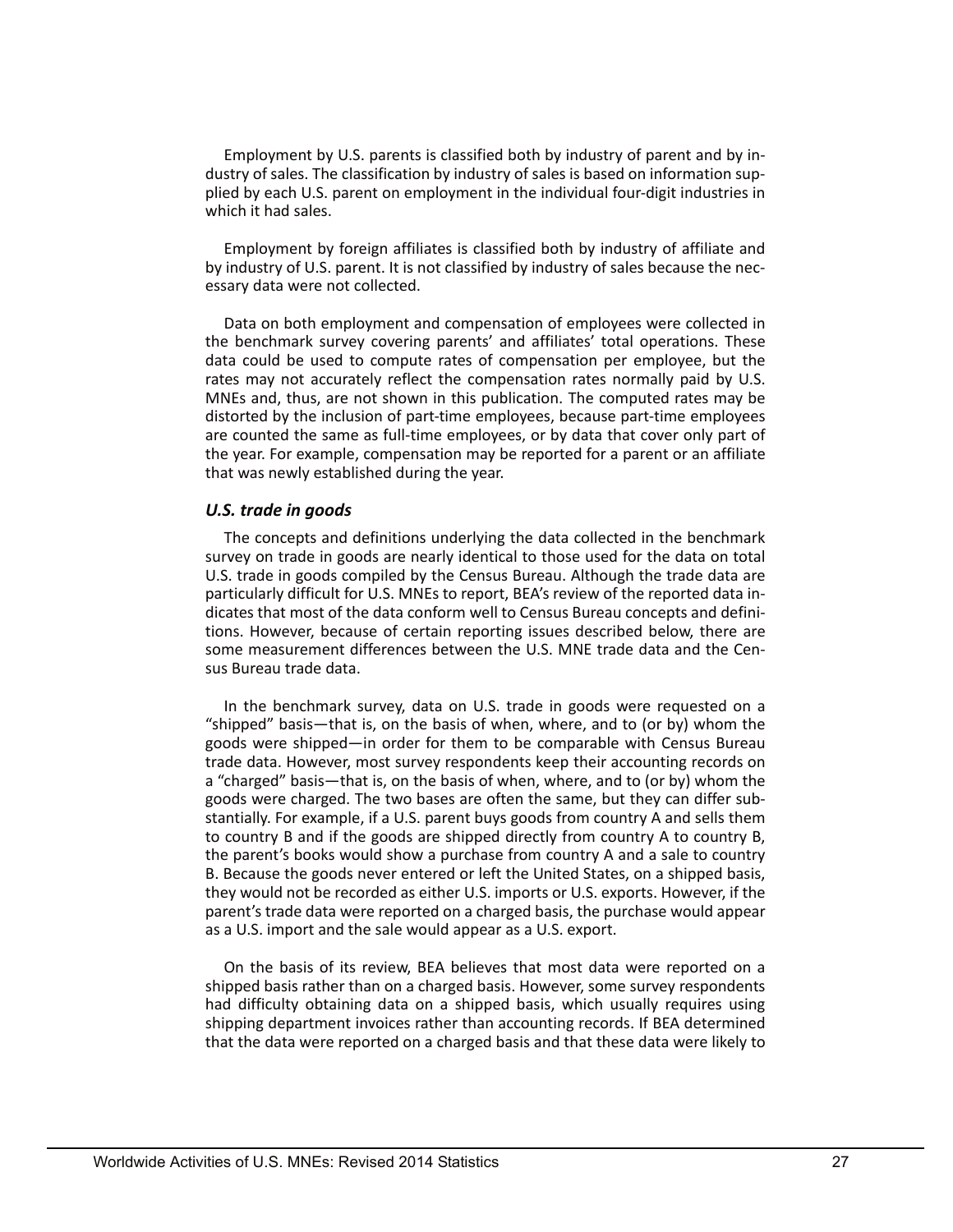Employment by U.S. parents is classified both by industry of parent and by industry of sales. The classification by industry of sales is based on information supplied by each U.S. parent on employment in the individual four-digit industries in which it had sales.

Employment by foreign affiliates is classified both by industry of affiliate and by industry of U.S. parent. It is not classified by industry of sales because the necessary data were not collected.

Data on both employment and compensation of employees were collected in the benchmark survey covering parents' and affiliates' total operations. These data could be used to compute rates of compensation per employee, but the rates may not accurately reflect the compensation rates normally paid by U.S. MNEs and, thus, are not shown in this publication. The computed rates may be distorted by the inclusion of part-time employees, because part-time employees are counted the same as full-time employees, or by data that cover only part of the year. For example, compensation may be reported for a parent or an affiliate that was newly established during the year.

### *U.S. trade in goods*

The concepts and definitions underlying the data collected in the benchmark survey on trade in goods are nearly identical to those used for the data on total U.S. trade in goods compiled by the Census Bureau. Although the trade data are particularly difficult for U.S. MNEs to report, BEA's review of the reported data indicates that most of the data conform well to Census Bureau concepts and definitions. However, because of certain reporting issues described below, there are some measurement differences between the U.S. MNE trade data and the Census Bureau trade data.

In the benchmark survey, data on U.S. trade in goods were requested on a "shipped" basis—that is, on the basis of when, where, and to (or by) whom the goods were shipped—in order for them to be comparable with Census Bureau trade data. However, most survey respondents keep their accounting records on a "charged" basis—that is, on the basis of when, where, and to (or by) whom the goods were charged. The two bases are often the same, but they can differ substantially. For example, if a U.S. parent buys goods from country A and sells them to country B and if the goods are shipped directly from country A to country B, the parent's books would show a purchase from country A and a sale to country B. Because the goods never entered or left the United States, on a shipped basis, they would not be recorded as either U.S. imports or U.S. exports. However, if the parent's trade data were reported on a charged basis, the purchase would appear as a U.S. import and the sale would appear as a U.S. export.

On the basis of its review, BEA believes that most data were reported on a shipped basis rather than on a charged basis. However, some survey respondents had difficulty obtaining data on a shipped basis, which usually requires using shipping department invoices rather than accounting records. If BEA determined that the data were reported on a charged basis and that these data were likely to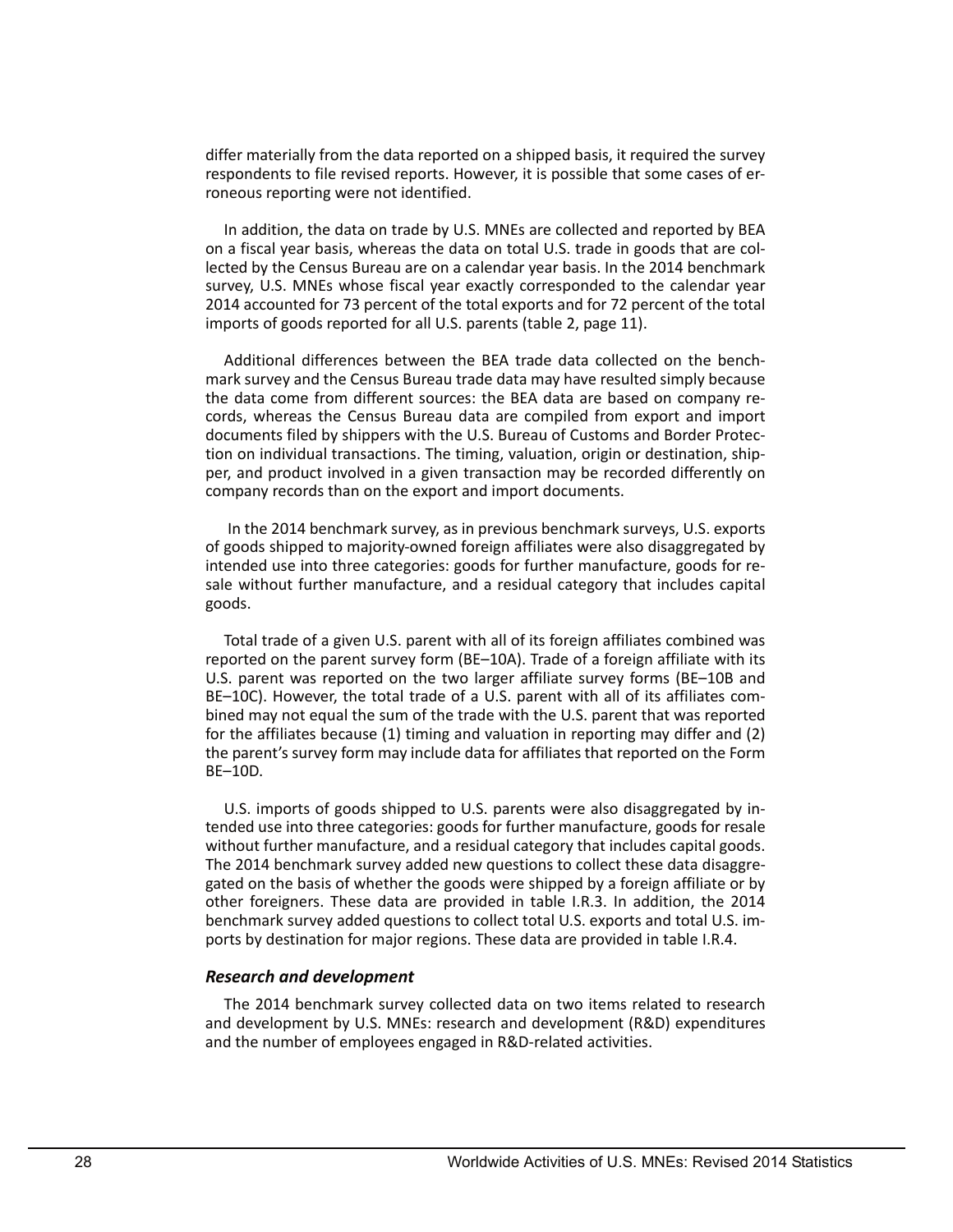differ materially from the data reported on a shipped basis, it required the survey respondents to file revised reports. However, it is possible that some cases of erroneous reporting were not identified.

In addition, the data on trade by U.S. MNEs are collected and reported by BEA on a fiscal year basis, whereas the data on total U.S. trade in goods that are collected by the Census Bureau are on a calendar year basis. In the 2014 benchmark survey, U.S. MNEs whose fiscal year exactly corresponded to the calendar year 2014 accounted for 73 percent of the total exports and for 72 percent of the total imports of goods reported for all U.S. parents (table 2, page 11).

Additional differences between the BEA trade data collected on the benchmark survey and the Census Bureau trade data may have resulted simply because the data come from different sources: the BEA data are based on company records, whereas the Census Bureau data are compiled from export and import documents filed by shippers with the U.S. Bureau of Customs and Border Protection on individual transactions. The timing, valuation, origin or destination, shipper, and product involved in a given transaction may be recorded differently on company records than on the export and import documents.

In the 2014 benchmark survey, as in previous benchmark surveys, U.S. exports of goods shipped to majority-owned foreign affiliates were also disaggregated by intended use into three categories: goods for further manufacture, goods for resale without further manufacture, and a residual category that includes capital goods.

Total trade of a given U.S. parent with all of its foreign affiliates combined was reported on the parent survey form (BE–10A). Trade of a foreign affiliate with its U.S. parent was reported on the two larger affiliate survey forms (BE–10B and BE–10C). However, the total trade of a U.S. parent with all of its affiliates combined may not equal the sum of the trade with the U.S. parent that was reported for the affiliates because (1) timing and valuation in reporting may differ and (2) the parent's survey form may include data for affiliates that reported on the Form BE–10D.

U.S. imports of goods shipped to U.S. parents were also disaggregated by intended use into three categories: goods for further manufacture, goods for resale without further manufacture, and a residual category that includes capital goods. The 2014 benchmark survey added new questions to collect these data disaggregated on the basis of whether the goods were shipped by a foreign affiliate or by other foreigners. These data are provided in table I.R.3. In addition, the 2014 benchmark survey added questions to collect total U.S. exports and total U.S. imports by destination for major regions. These data are provided in table I.R.4.

### *Research and development*

The 2014 benchmark survey collected data on two items related to research and development by U.S. MNEs: research and development (R&D) expenditures and the number of employees engaged in R&D-related activities.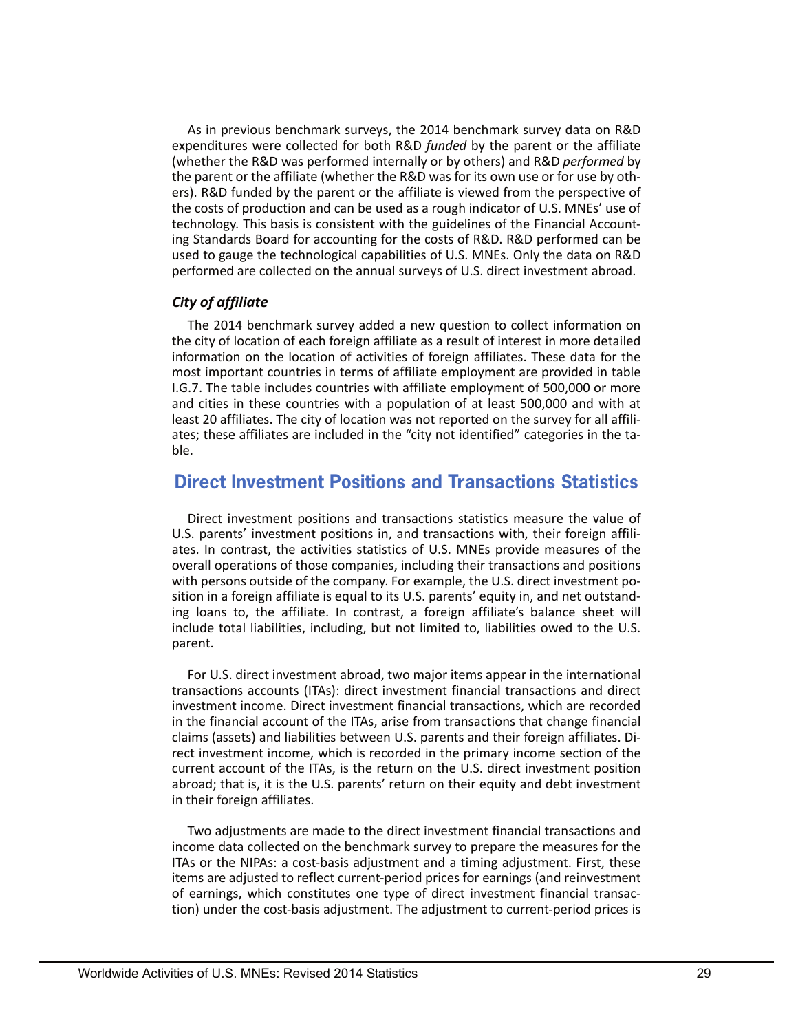As in previous benchmark surveys, the 2014 benchmark survey data on R&D expenditures were collected for both R&D *funded* by the parent or the affiliate (whether the R&D was performed internally or by others) and R&D *performed* by the parent or the affiliate (whether the R&D was for its own use or for use by others). R&D funded by the parent or the affiliate is viewed from the perspective of the costs of production and can be used as a rough indicator of U.S. MNEs' use of technology. This basis is consistent with the guidelines of the Financial Accounting Standards Board for accounting for the costs of R&D. R&D performed can be used to gauge the technological capabilities of U.S. MNEs. Only the data on R&D performed are collected on the annual surveys of U.S. direct investment abroad.

### *City of affiliate*

The 2014 benchmark survey added a new question to collect information on the city of location of each foreign affiliate as a result of interest in more detailed information on the location of activities of foreign affiliates. These data for the most important countries in terms of affiliate employment are provided in table I.G.7. The table includes countries with affiliate employment of 500,000 or more and cities in these countries with a population of at least 500,000 and with at least 20 affiliates. The city of location was not reported on the survey for all affiliates; these affiliates are included in the "city not identified" categories in the table.

## Direct Investment Positions and Transactions Statistics

Direct investment positions and transactions statistics measure the value of U.S. parents' investment positions in, and transactions with, their foreign affiliates. In contrast, the activities statistics of U.S. MNEs provide measures of the overall operations of those companies, including their transactions and positions with persons outside of the company. For example, the U.S. direct investment position in a foreign affiliate is equal to its U.S. parents' equity in, and net outstanding loans to, the affiliate. In contrast, a foreign affiliate's balance sheet will include total liabilities, including, but not limited to, liabilities owed to the U.S. parent.

For U.S. direct investment abroad, two major items appear in the international transactions accounts (ITAs): direct investment financial transactions and direct investment income. Direct investment financial transactions, which are recorded in the financial account of the ITAs, arise from transactions that change financial claims (assets) and liabilities between U.S. parents and their foreign affiliates. Direct investment income, which is recorded in the primary income section of the current account of the ITAs, is the return on the U.S. direct investment position abroad; that is, it is the U.S. parents' return on their equity and debt investment in their foreign affiliates.

Two adjustments are made to the direct investment financial transactions and income data collected on the benchmark survey to prepare the measures for the ITAs or the NIPAs: a cost-basis adjustment and a timing adjustment. First, these items are adjusted to reflect current-period prices for earnings (and reinvestment of earnings, which constitutes one type of direct investment financial transaction) under the cost-basis adjustment. The adjustment to current-period prices is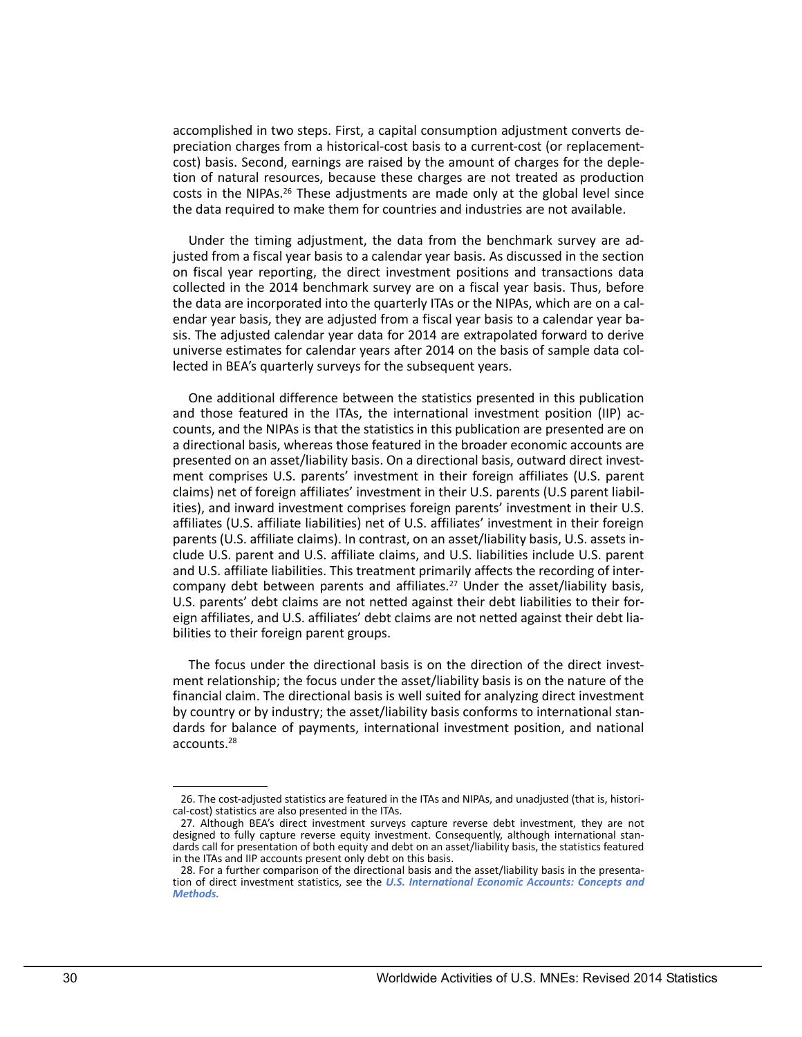accomplished in two steps. First, a capital consumption adjustment converts depreciation charges from a historical-cost basis to a current-cost (or replacement-cost) basis. Second, earnings are raised by the amount of charges for the depletion of natural resources, because these charges are not treated as production costs in the NIPAs.[26] These adjustments are made only at the global level since the data required to make them for countries and industries are not available.

Under the timing adjustment, the data from the benchmark survey are adjusted from a fiscal year basis to a calendar year basis. As discussed in the section on fiscal year reporting, the direct investment positions and transactions data collected in the 2014 benchmark survey are on a fiscal year basis. Thus, before the data are incorporated into the quarterly ITAs or the NIPAs, which are on a calendar year basis, they are adjusted from a fiscal year basis to a calendar year basis. The adjusted calendar year data for 2014 are extrapolated forward to derive universe estimates for calendar years after 2014 on the basis of sample data collected in BEA's quarterly surveys for the subsequent years.

One additional difference between the statistics presented in this publication and those featured in the ITAs, the international investment position (IIP) accounts, and the NIPAs is that the statistics in this publication are presented are on a directional basis, whereas those featured in the broader economic accounts are presented on an asset/liability basis. On a directional basis, outward direct investment comprises U.S. parents' investment in their foreign affiliates (U.S. parent claims) net of foreign affiliates' investment in their U.S. parents (U.S parent liabilities), and inward investment comprises foreign parents' investment in their U.S. affiliates (U.S. affiliate liabilities) net of U.S. affiliates' investment in their foreign parents (U.S. affiliate claims). In contrast, on an asset/liability basis, U.S. assets include U.S. parent and U.S. affiliate claims, and U.S. liabilities include U.S. parent and U.S. affiliate liabilities. This treatment primarily affects the recording of intercompany debt between parents and affiliates.[27] Under the asset/liability basis, U.S. parents' debt claims are not netted against their debt liabilities to their foreign affiliates, and U.S. affiliates' debt claims are not netted against their debt liabilities to their foreign parent groups.

The focus under the directional basis is on the direction of the direct investment relationship; the focus under the asset/liability basis is on the nature of the financial claim. The directional basis is well suited for analyzing direct investment by country or by industry; the asset/liability basis conforms to international standards for balance of payments, international investment position, and national accounts.[28]

---

26. The cost-adjusted statistics are featured in the ITAs and NIPAs, and unadjusted (that is, historical-cost) statistics are also presented in the ITAs.

27. Although BEA's direct investment surveys capture reverse debt investment, they are not designed to fully capture reverse equity investment. Consequently, although international standards call for presentation of both equity and debt on an asset/liability basis, the statistics featured in the ITAs and IIP accounts present only debt on this basis.

28. For a further comparison of the directional basis and the asset/liability basis in the presentation of direct investment statistics, see the ***U.S. International Economic Accounts: Concepts and Methods.***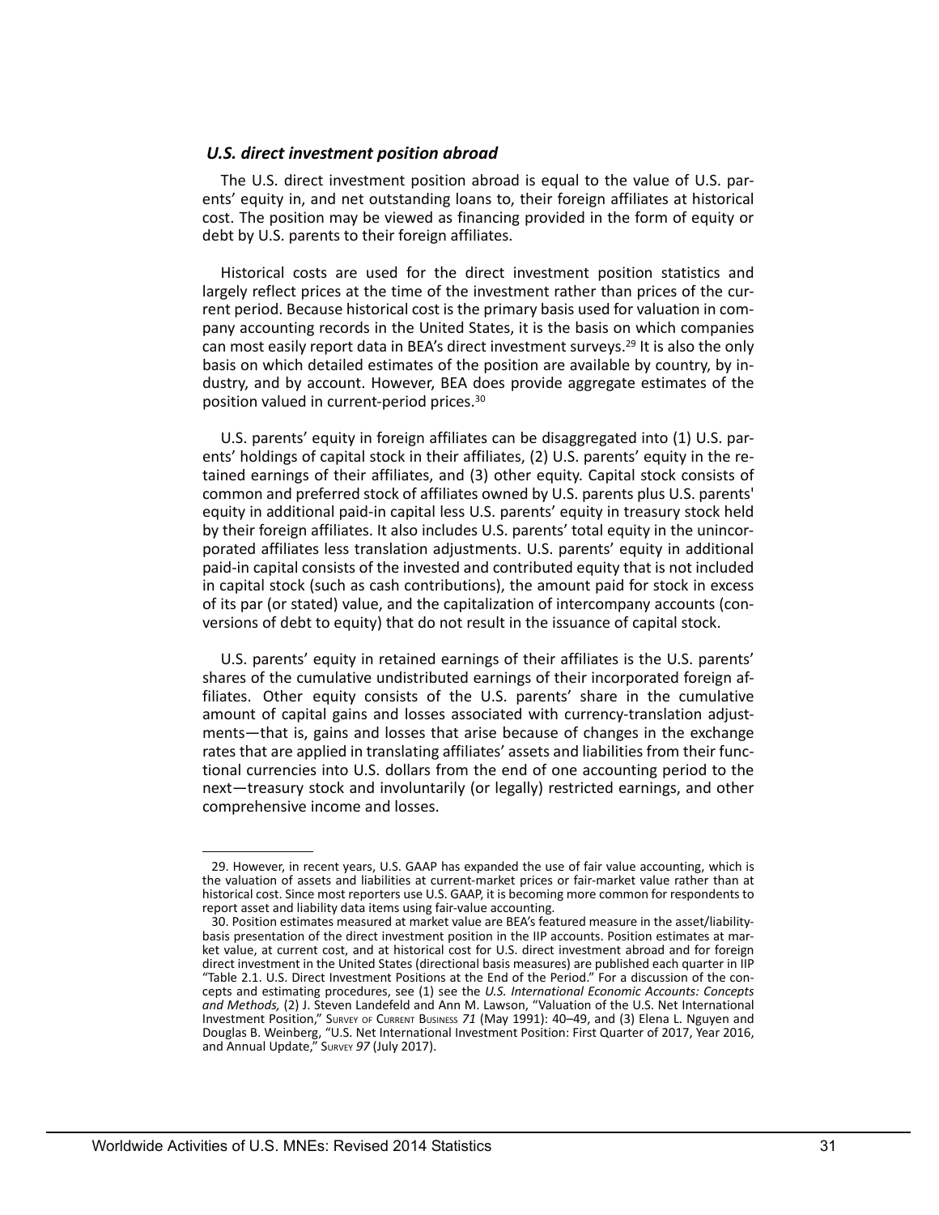### *U.S. direct investment position abroad*

The U.S. direct investment position abroad is equal to the value of U.S. parents' equity in, and net outstanding loans to, their foreign affiliates at historical cost. The position may be viewed as financing provided in the form of equity or debt by U.S. parents to their foreign affiliates.

Historical costs are used for the direct investment position statistics and largely reflect prices at the time of the investment rather than prices of the current period. Because historical cost is the primary basis used for valuation in company accounting records in the United States, it is the basis on which companies can most easily report data in BEA's direct investment surveys.[29] It is also the only basis on which detailed estimates of the position are available by country, by industry, and by account. However, BEA does provide aggregate estimates of the position valued in current-period prices.[30]

U.S. parents' equity in foreign affiliates can be disaggregated into (1) U.S. parents' holdings of capital stock in their affiliates, (2) U.S. parents' equity in the retained earnings of their affiliates, and (3) other equity. Capital stock consists of common and preferred stock of affiliates owned by U.S. parents plus U.S. parents' equity in additional paid-in capital less U.S. parents' equity in treasury stock held by their foreign affiliates. It also includes U.S. parents' total equity in the unincorporated affiliates less translation adjustments. U.S. parents' equity in additional paid-in capital consists of the invested and contributed equity that is not included in capital stock (such as cash contributions), the amount paid for stock in excess of its par (or stated) value, and the capitalization of intercompany accounts (conversions of debt to equity) that do not result in the issuance of capital stock.

U.S. parents' equity in retained earnings of their affiliates is the U.S. parents' shares of the cumulative undistributed earnings of their incorporated foreign affiliates. Other equity consists of the U.S. parents' share in the cumulative amount of capital gains and losses associated with currency-translation adjustments—that is, gains and losses that arise because of changes in the exchange rates that are applied in translating affiliates' assets and liabilities from their functional currencies into U.S. dollars from the end of one accounting period to the next—treasury stock and involuntarily (or legally) restricted earnings, and other comprehensive income and losses.

---

29. However, in recent years, U.S. GAAP has expanded the use of fair value accounting, which is the valuation of assets and liabilities at current-market prices or fair-market value rather than at historical cost. Since most reporters use U.S. GAAP, it is becoming more common for respondents to report asset and liability data items using fair-value accounting.

30. Position estimates measured at market value are BEA's featured measure in the asset/liability-basis presentation of the direct investment position in the IIP accounts. Position estimates at market value, at current cost, and at historical cost for U.S. direct investment abroad and for foreign direct investment in the United States (directional basis measures) are published each quarter in IIP "Table 2.1. U.S. Direct Investment Positions at the End of the Period." For a discussion of the concepts and estimating procedures, see (1) see the *U.S. International Economic Accounts: Concepts and Methods,* (2) J. Steven Landefeld and Ann M. Lawson, "Valuation of the U.S. Net International Investment Position," Survey of Current Business *71* (May 1991): 40–49, and (3) Elena L. Nguyen and Douglas B. Weinberg, "U.S. Net International Investment Position: First Quarter of 2017, Year 2016, and Annual Update," Survey *97* (July 2017).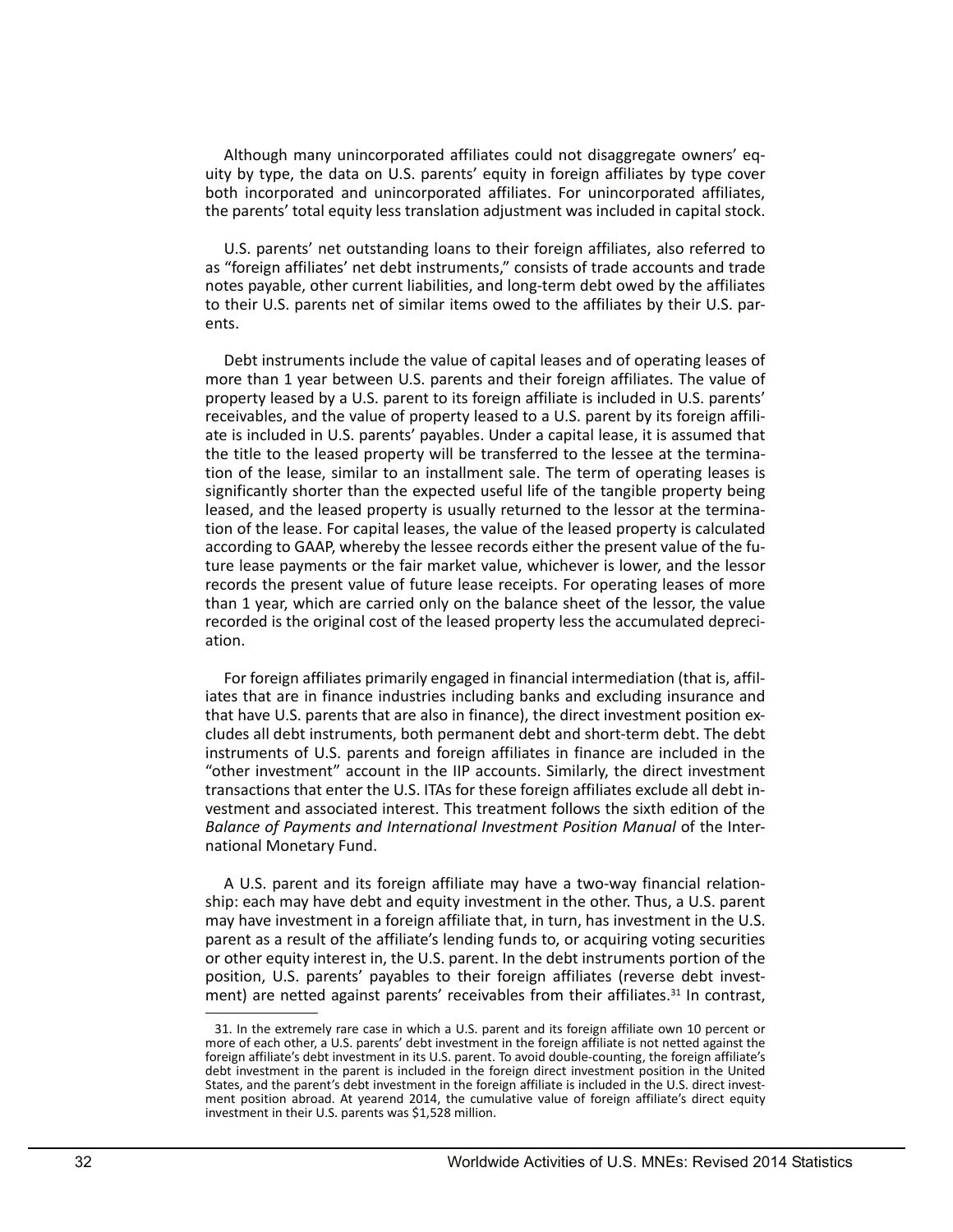Although many unincorporated affiliates could not disaggregate owners' equity by type, the data on U.S. parents' equity in foreign affiliates by type cover both incorporated and unincorporated affiliates. For unincorporated affiliates, the parents' total equity less translation adjustment was included in capital stock.

U.S. parents' net outstanding loans to their foreign affiliates, also referred to as "foreign affiliates' net debt instruments," consists of trade accounts and trade notes payable, other current liabilities, and long-term debt owed by the affiliates to their U.S. parents net of similar items owed to the affiliates by their U.S. parents.

Debt instruments include the value of capital leases and of operating leases of more than 1 year between U.S. parents and their foreign affiliates. The value of property leased by a U.S. parent to its foreign affiliate is included in U.S. parents' receivables, and the value of property leased to a U.S. parent by its foreign affiliate is included in U.S. parents' payables. Under a capital lease, it is assumed that the title to the leased property will be transferred to the lessee at the termination of the lease, similar to an installment sale. The term of operating leases is significantly shorter than the expected useful life of the tangible property being leased, and the leased property is usually returned to the lessor at the termination of the lease. For capital leases, the value of the leased property is calculated according to GAAP, whereby the lessee records either the present value of the future lease payments or the fair market value, whichever is lower, and the lessor records the present value of future lease receipts. For operating leases of more than 1 year, which are carried only on the balance sheet of the lessor, the value recorded is the original cost of the leased property less the accumulated depreciation.

For foreign affiliates primarily engaged in financial intermediation (that is, affiliates that are in finance industries including banks and excluding insurance and that have U.S. parents that are also in finance), the direct investment position excludes all debt instruments, both permanent debt and short-term debt. The debt instruments of U.S. parents and foreign affiliates in finance are included in the "other investment" account in the IIP accounts. Similarly, the direct investment transactions that enter the U.S. ITAs for these foreign affiliates exclude all debt investment and associated interest. This treatment follows the sixth edition of the *Balance of Payments and International Investment Position Manual* of the International Monetary Fund.

A U.S. parent and its foreign affiliate may have a two-way financial relationship: each may have debt and equity investment in the other. Thus, a U.S. parent may have investment in a foreign affiliate that, in turn, has investment in the U.S. parent as a result of the affiliate's lending funds to, or acquiring voting securities or other equity interest in, the U.S. parent. In the debt instruments portion of the position, U.S. parents' payables to their foreign affiliates (reverse debt investment) are netted against parents' receivables from their affiliates.[31] In contrast,

---

31. In the extremely rare case in which a U.S. parent and its foreign affiliate own 10 percent or more of each other, a U.S. parents' debt investment in the foreign affiliate is not netted against the foreign affiliate's debt investment in its U.S. parent. To avoid double-counting, the foreign affiliate's debt investment in the parent is included in the foreign direct investment position in the United States, and the parent's debt investment in the foreign affiliate is included in the U.S. direct investment position abroad. At yearend 2014, the cumulative value of foreign affiliate's direct equity investment in their U.S. parents was $1,528 million.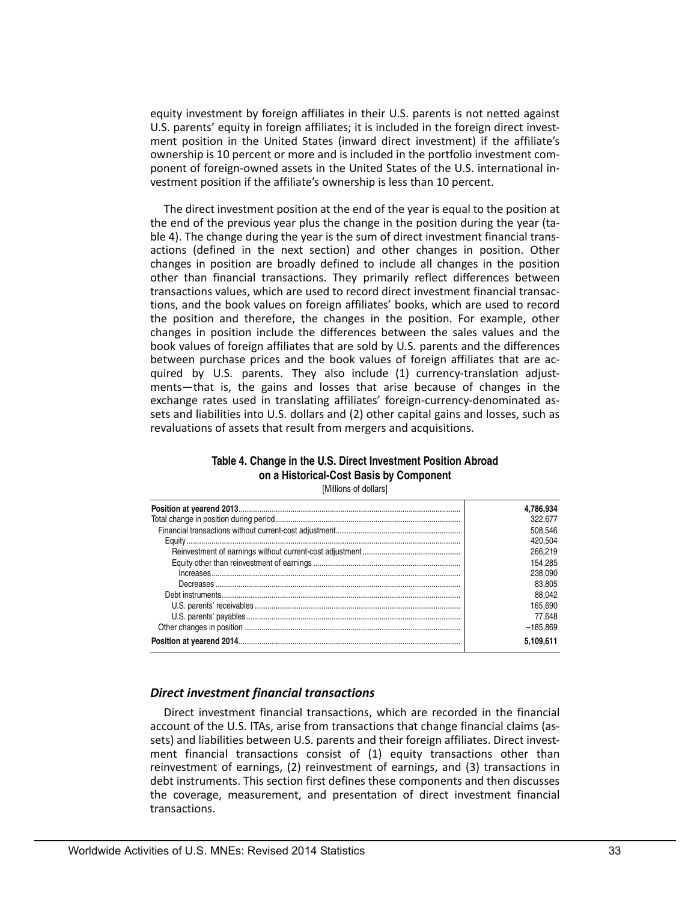equity investment by foreign affiliates in their U.S. parents is not netted against U.S. parents' equity in foreign affiliates; it is included in the foreign direct investment position in the United States (inward direct investment) if the affiliate's ownership is 10 percent or more and is included in the portfolio investment component of foreign-owned assets in the United States of the U.S. international investment position if the affiliate's ownership is less than 10 percent.

The direct investment position at the end of the year is equal to the position at the end of the previous year plus the change in the position during the year (table 4). The change during the year is the sum of direct investment financial transactions (defined in the next section) and other changes in position. Other changes in position are broadly defined to include all changes in the position other than financial transactions. They primarily reflect differences between transactions values, which are used to record direct investment financial transactions, and the book values on foreign affiliates' books, which are used to record the position and therefore, the changes in the position. For example, other changes in position include the differences between the sales values and the book values of foreign affiliates that are sold by U.S. parents and the differences between purchase prices and the book values of foreign affiliates that are acquired by U.S. parents. They also include (1) currency-translation adjustments—that is, the gains and losses that arise because of changes in the exchange rates used in translating affiliates' foreign-currency-denominated assets and liabilities into U.S. dollars and (2) other capital gains and losses, such as revaluations of assets that result from mergers and acquisitions.

**Table 4. Change in the U.S. Direct Investment Position Abroad on a Historical-Cost Basis by Component**

[Millions of dollars]

| | |
|---|---|
| **Position at yearend 2013** | **4,786,934** |
| Total change in position during period | 322,677 |
| Financial transactions without current-cost adjustment | 508,546 |
| Equity | 420,504 |
| Reinvestment of earnings without current-cost adjustment | 266,219 |
| Equity other than reinvestment of earnings | 154,285 |
| Increases | 238,090 |
| Decreases | 83,805 |
| Debt instruments | 88,042 |
| U.S. parents' receivables | 165,690 |
| U.S. parents' payables | 77,648 |
| Other changes in position | –185,869 |
| **Position at yearend 2014** | **5,109,611** |

### *Direct investment financial transactions*

Direct investment financial transactions, which are recorded in the financial account of the U.S. ITAs, arise from transactions that change financial claims (assets) and liabilities between U.S. parents and their foreign affiliates. Direct investment financial transactions consist of (1) equity transactions other than reinvestment of earnings, (2) reinvestment of earnings, and (3) transactions in debt instruments. This section first defines these components and then discusses the coverage, measurement, and presentation of direct investment financial transactions.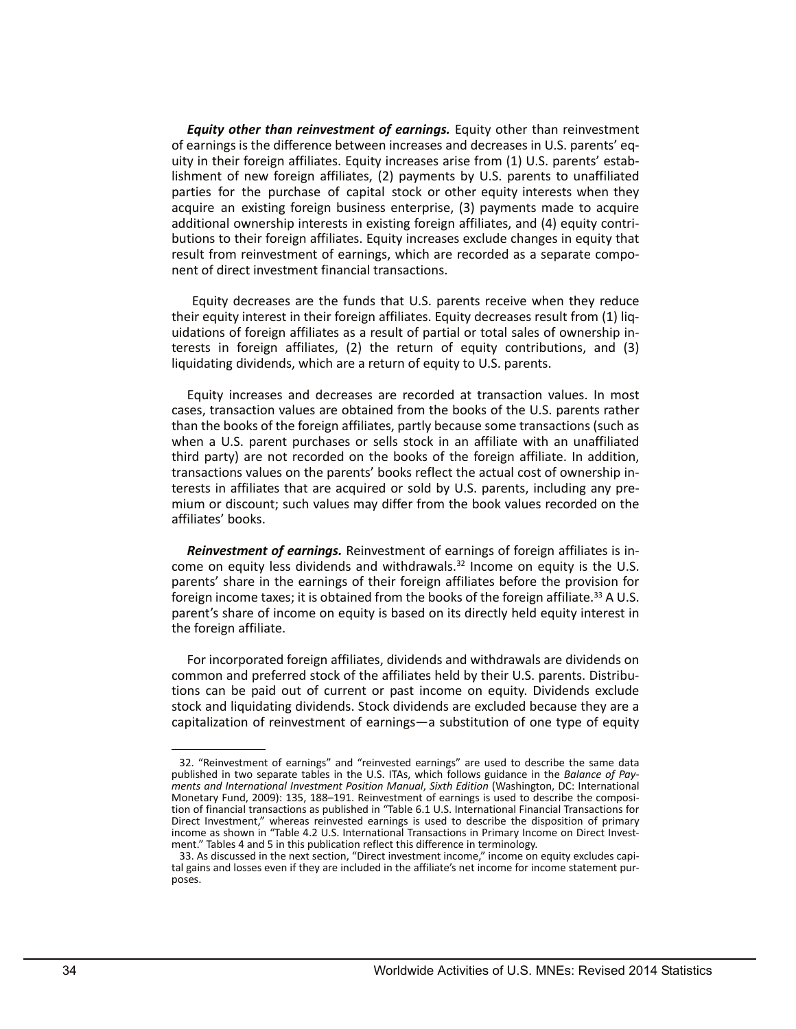***Equity other than reinvestment of earnings.*** Equity other than reinvestment of earnings is the difference between increases and decreases in U.S. parents' equity in their foreign affiliates. Equity increases arise from (1) U.S. parents' establishment of new foreign affiliates, (2) payments by U.S. parents to unaffiliated parties for the purchase of capital stock or other equity interests when they acquire an existing foreign business enterprise, (3) payments made to acquire additional ownership interests in existing foreign affiliates, and (4) equity contributions to their foreign affiliates. Equity increases exclude changes in equity that result from reinvestment of earnings, which are recorded as a separate component of direct investment financial transactions.

Equity decreases are the funds that U.S. parents receive when they reduce their equity interest in their foreign affiliates. Equity decreases result from (1) liquidations of foreign affiliates as a result of partial or total sales of ownership interests in foreign affiliates, (2) the return of equity contributions, and (3) liquidating dividends, which are a return of equity to U.S. parents.

Equity increases and decreases are recorded at transaction values. In most cases, transaction values are obtained from the books of the U.S. parents rather than the books of the foreign affiliates, partly because some transactions (such as when a U.S. parent purchases or sells stock in an affiliate with an unaffiliated third party) are not recorded on the books of the foreign affiliate. In addition, transactions values on the parents' books reflect the actual cost of ownership interests in affiliates that are acquired or sold by U.S. parents, including any premium or discount; such values may differ from the book values recorded on the affiliates' books.

***Reinvestment of earnings.*** Reinvestment of earnings of foreign affiliates is income on equity less dividends and withdrawals.[32] Income on equity is the U.S. parents' share in the earnings of their foreign affiliates before the provision for foreign income taxes; it is obtained from the books of the foreign affiliate.[33] A U.S. parent's share of income on equity is based on its directly held equity interest in the foreign affiliate.

For incorporated foreign affiliates, dividends and withdrawals are dividends on common and preferred stock of the affiliates held by their U.S. parents. Distributions can be paid out of current or past income on equity. Dividends exclude stock and liquidating dividends. Stock dividends are excluded because they are a capitalization of reinvestment of earnings—a substitution of one type of equity

---

32. "Reinvestment of earnings" and "reinvested earnings" are used to describe the same data published in two separate tables in the U.S. ITAs, which follows guidance in the *Balance of Payments and International Investment Position Manual*, *Sixth Edition* (Washington, DC: International Monetary Fund, 2009): 135, 188–191. Reinvestment of earnings is used to describe the composition of financial transactions as published in "Table 6.1 U.S. International Financial Transactions for Direct Investment," whereas reinvested earnings is used to describe the disposition of primary income as shown in "Table 4.2 U.S. International Transactions in Primary Income on Direct Investment." Tables 4 and 5 in this publication reflect this difference in terminology.

33. As discussed in the next section, "Direct investment income," income on equity excludes capital gains and losses even if they are included in the affiliate's net income for income statement purposes.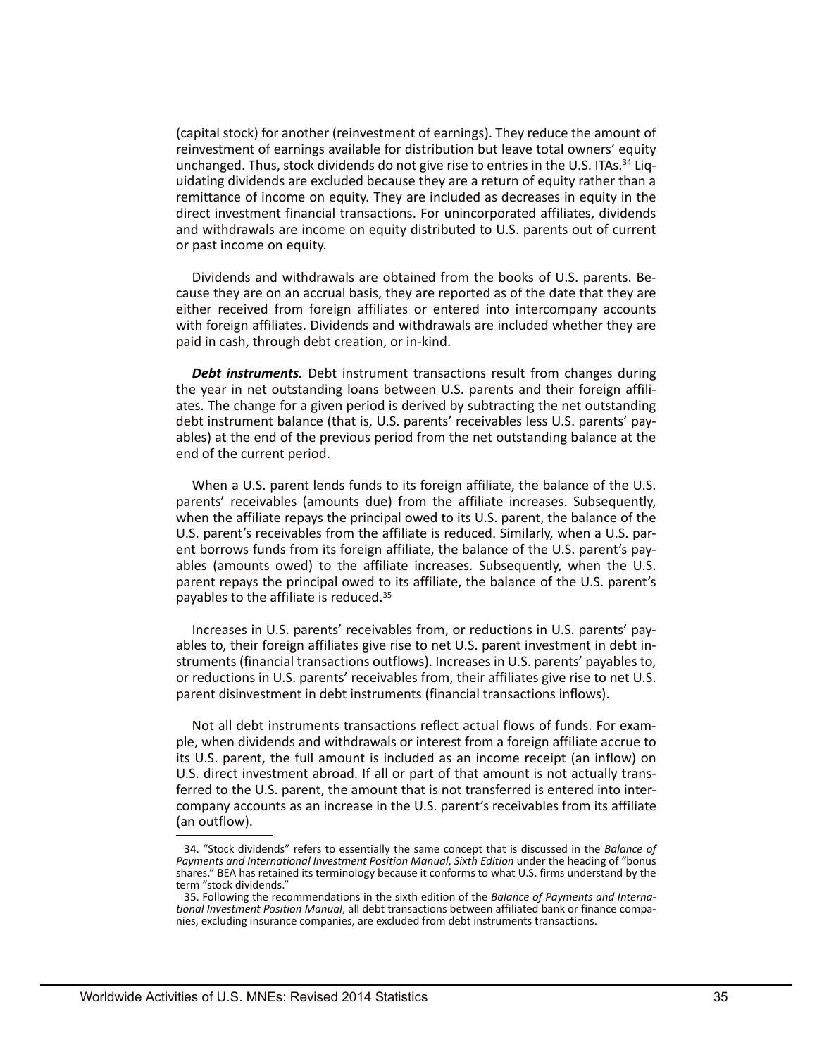(capital stock) for another (reinvestment of earnings). They reduce the amount of reinvestment of earnings available for distribution but leave total owners' equity unchanged. Thus, stock dividends do not give rise to entries in the U.S. ITAs.[34] Liquidating dividends are excluded because they are a return of equity rather than a remittance of income on equity. They are included as decreases in equity in the direct investment financial transactions. For unincorporated affiliates, dividends and withdrawals are income on equity distributed to U.S. parents out of current or past income on equity.

Dividends and withdrawals are obtained from the books of U.S. parents. Because they are on an accrual basis, they are reported as of the date that they are either received from foreign affiliates or entered into intercompany accounts with foreign affiliates. Dividends and withdrawals are included whether they are paid in cash, through debt creation, or in-kind.

***Debt instruments.*** Debt instrument transactions result from changes during the year in net outstanding loans between U.S. parents and their foreign affiliates. The change for a given period is derived by subtracting the net outstanding debt instrument balance (that is, U.S. parents' receivables less U.S. parents' payables) at the end of the previous period from the net outstanding balance at the end of the current period.

When a U.S. parent lends funds to its foreign affiliate, the balance of the U.S. parents' receivables (amounts due) from the affiliate increases. Subsequently, when the affiliate repays the principal owed to its U.S. parent, the balance of the U.S. parent's receivables from the affiliate is reduced. Similarly, when a U.S. parent borrows funds from its foreign affiliate, the balance of the U.S. parent's payables (amounts owed) to the affiliate increases. Subsequently, when the U.S. parent repays the principal owed to its affiliate, the balance of the U.S. parent's payables to the affiliate is reduced.[35]

Increases in U.S. parents' receivables from, or reductions in U.S. parents' payables to, their foreign affiliates give rise to net U.S. parent investment in debt instruments (financial transactions outflows). Increases in U.S. parents' payables to, or reductions in U.S. parents' receivables from, their affiliates give rise to net U.S. parent disinvestment in debt instruments (financial transactions inflows).

Not all debt instruments transactions reflect actual flows of funds. For example, when dividends and withdrawals or interest from a foreign affiliate accrue to its U.S. parent, the full amount is included as an income receipt (an inflow) on U.S. direct investment abroad. If all or part of that amount is not actually transferred to the U.S. parent, the amount that is not transferred is entered into intercompany accounts as an increase in the U.S. parent's receivables from its affiliate (an outflow).

34. "Stock dividends" refers to essentially the same concept that is discussed in the *Balance of Payments and International Investment Position Manual*, *Sixth Edition* under the heading of "bonus shares." BEA has retained its terminology because it conforms to what U.S. firms understand by the term "stock dividends."

35. Following the recommendations in the sixth edition of the *Balance of Payments and International Investment Position Manual*, all debt transactions between affiliated bank or finance companies, excluding insurance companies, are excluded from debt instruments transactions.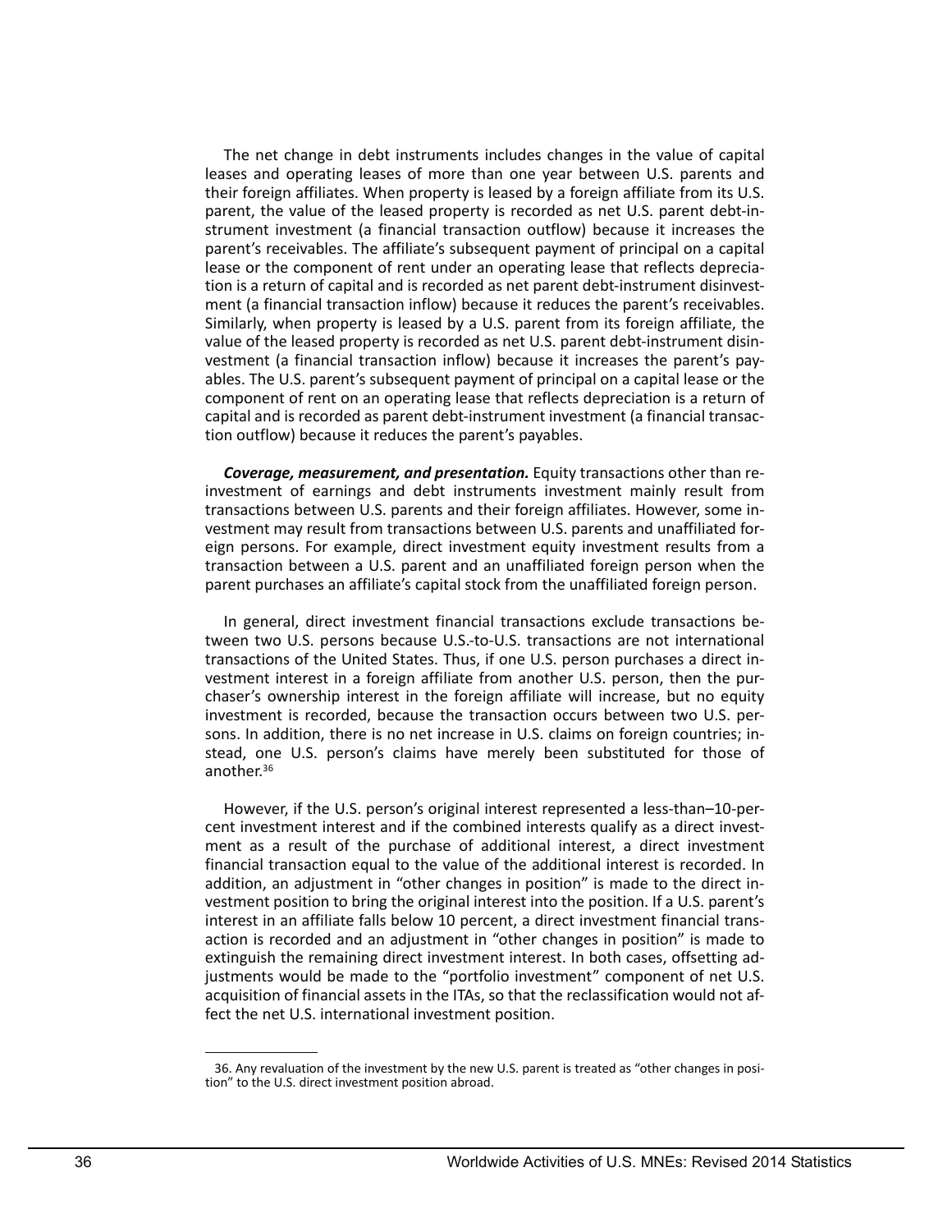The net change in debt instruments includes changes in the value of capital leases and operating leases of more than one year between U.S. parents and their foreign affiliates. When property is leased by a foreign affiliate from its U.S. parent, the value of the leased property is recorded as net U.S. parent debt-instrument investment (a financial transaction outflow) because it increases the parent's receivables. The affiliate's subsequent payment of principal on a capital lease or the component of rent under an operating lease that reflects depreciation is a return of capital and is recorded as net parent debt-instrument disinvestment (a financial transaction inflow) because it reduces the parent's receivables. Similarly, when property is leased by a U.S. parent from its foreign affiliate, the value of the leased property is recorded as net U.S. parent debt-instrument disinvestment (a financial transaction inflow) because it increases the parent's payables. The U.S. parent's subsequent payment of principal on a capital lease or the component of rent on an operating lease that reflects depreciation is a return of capital and is recorded as parent debt-instrument investment (a financial transaction outflow) because it reduces the parent's payables.

***Coverage, measurement, and presentation.*** Equity transactions other than reinvestment of earnings and debt instruments investment mainly result from transactions between U.S. parents and their foreign affiliates. However, some investment may result from transactions between U.S. parents and unaffiliated foreign persons. For example, direct investment equity investment results from a transaction between a U.S. parent and an unaffiliated foreign person when the parent purchases an affiliate's capital stock from the unaffiliated foreign person.

In general, direct investment financial transactions exclude transactions between two U.S. persons because U.S.-to-U.S. transactions are not international transactions of the United States. Thus, if one U.S. person purchases a direct investment interest in a foreign affiliate from another U.S. person, then the purchaser's ownership interest in the foreign affiliate will increase, but no equity investment is recorded, because the transaction occurs between two U.S. persons. In addition, there is no net increase in U.S. claims on foreign countries; instead, one U.S. person's claims have merely been substituted for those of another.[36]

However, if the U.S. person's original interest represented a less-than–10-percent investment interest and if the combined interests qualify as a direct investment as a result of the purchase of additional interest, a direct investment financial transaction equal to the value of the additional interest is recorded. In addition, an adjustment in "other changes in position" is made to the direct investment position to bring the original interest into the position. If a U.S. parent's interest in an affiliate falls below 10 percent, a direct investment financial transaction is recorded and an adjustment in "other changes in position" is made to extinguish the remaining direct investment interest. In both cases, offsetting adjustments would be made to the "portfolio investment" component of net U.S. acquisition of financial assets in the ITAs, so that the reclassification would not affect the net U.S. international investment position.

---

36. Any revaluation of the investment by the new U.S. parent is treated as "other changes in position" to the U.S. direct investment position abroad.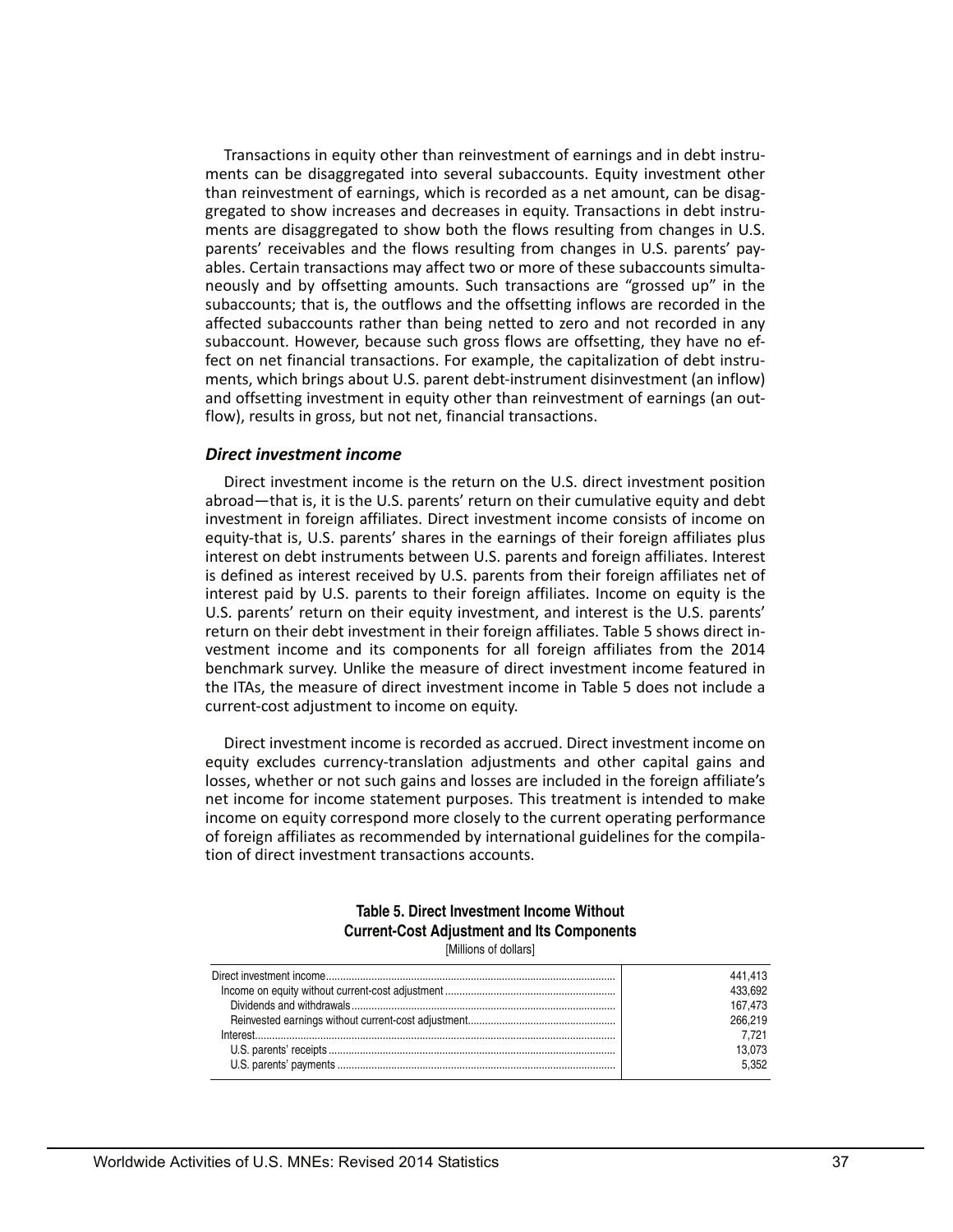Transactions in equity other than reinvestment of earnings and in debt instruments can be disaggregated into several subaccounts. Equity investment other than reinvestment of earnings, which is recorded as a net amount, can be disaggregated to show increases and decreases in equity. Transactions in debt instruments are disaggregated to show both the flows resulting from changes in U.S. parents' receivables and the flows resulting from changes in U.S. parents' payables. Certain transactions may affect two or more of these subaccounts simultaneously and by offsetting amounts. Such transactions are "grossed up" in the subaccounts; that is, the outflows and the offsetting inflows are recorded in the affected subaccounts rather than being netted to zero and not recorded in any subaccount. However, because such gross flows are offsetting, they have no effect on net financial transactions. For example, the capitalization of debt instruments, which brings about U.S. parent debt-instrument disinvestment (an inflow) and offsetting investment in equity other than reinvestment of earnings (an outflow), results in gross, but not net, financial transactions.

### *Direct investment income*

Direct investment income is the return on the U.S. direct investment position abroad—that is, it is the U.S. parents' return on their cumulative equity and debt investment in foreign affiliates. Direct investment income consists of income on equity-that is, U.S. parents' shares in the earnings of their foreign affiliates plus interest on debt instruments between U.S. parents and foreign affiliates. Interest is defined as interest received by U.S. parents from their foreign affiliates net of interest paid by U.S. parents to their foreign affiliates. Income on equity is the U.S. parents' return on their equity investment, and interest is the U.S. parents' return on their debt investment in their foreign affiliates. Table 5 shows direct investment income and its components for all foreign affiliates from the 2014 benchmark survey. Unlike the measure of direct investment income featured in the ITAs, the measure of direct investment income in Table 5 does not include a current-cost adjustment to income on equity.

Direct investment income is recorded as accrued. Direct investment income on equity excludes currency-translation adjustments and other capital gains and losses, whether or not such gains and losses are included in the foreign affiliate's net income for income statement purposes. This treatment is intended to make income on equity correspond more closely to the current operating performance of foreign affiliates as recommended by international guidelines for the compilation of direct investment transactions accounts.

**Table 5. Direct Investment Income Without Current-Cost Adjustment and Its Components**

[Millions of dollars]

| | |
|---|---|
| Direct investment income | 441,413 |
| Income on equity without current-cost adjustment | 433,692 |
| Dividends and withdrawals | 167,473 |
| Reinvested earnings without current-cost adjustment | 266,219 |
| Interest | 7,721 |
| U.S. parents' receipts | 13,073 |
| U.S. parents' payments | 5,352 |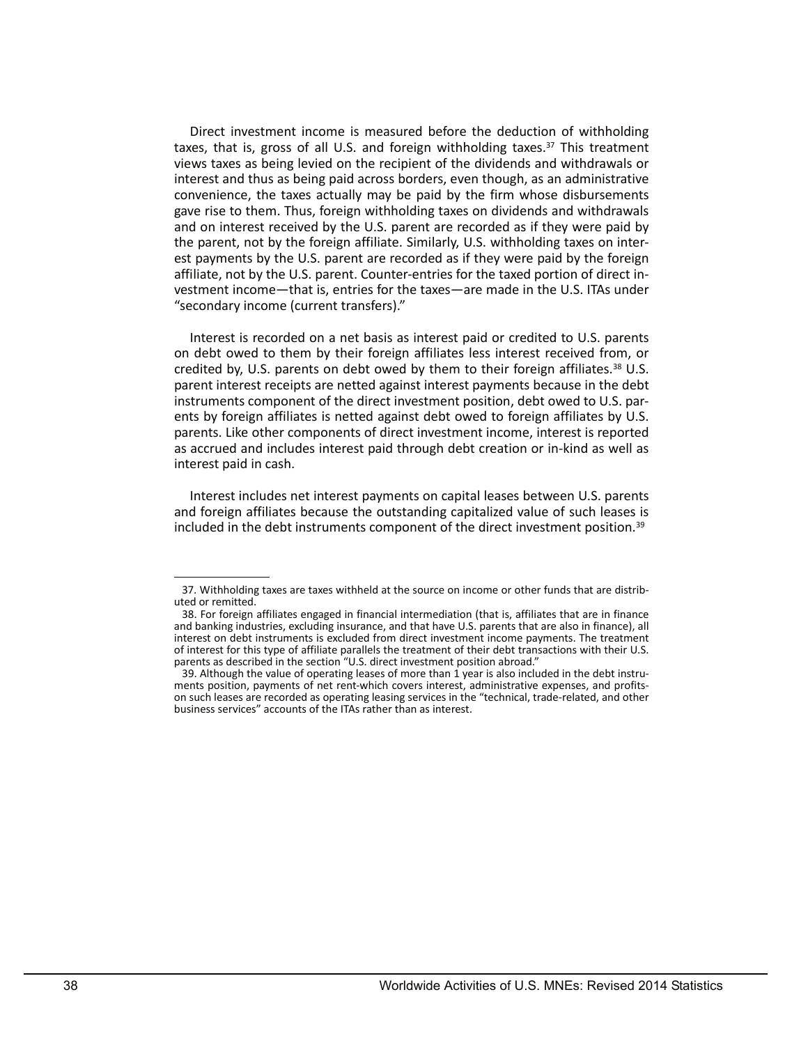Direct investment income is measured before the deduction of withholding taxes, that is, gross of all U.S. and foreign withholding taxes.[37] This treatment views taxes as being levied on the recipient of the dividends and withdrawals or interest and thus as being paid across borders, even though, as an administrative convenience, the taxes actually may be paid by the firm whose disbursements gave rise to them. Thus, foreign withholding taxes on dividends and withdrawals and on interest received by the U.S. parent are recorded as if they were paid by the parent, not by the foreign affiliate. Similarly, U.S. withholding taxes on interest payments by the U.S. parent are recorded as if they were paid by the foreign affiliate, not by the U.S. parent. Counter-entries for the taxed portion of direct investment income—that is, entries for the taxes—are made in the U.S. ITAs under "secondary income (current transfers)."

Interest is recorded on a net basis as interest paid or credited to U.S. parents on debt owed to them by their foreign affiliates less interest received from, or credited by, U.S. parents on debt owed by them to their foreign affiliates.[38] U.S. parent interest receipts are netted against interest payments because in the debt instruments component of the direct investment position, debt owed to U.S. parents by foreign affiliates is netted against debt owed to foreign affiliates by U.S. parents. Like other components of direct investment income, interest is reported as accrued and includes interest paid through debt creation or in-kind as well as interest paid in cash.

Interest includes net interest payments on capital leases between U.S. parents and foreign affiliates because the outstanding capitalized value of such leases is included in the debt instruments component of the direct investment position.[39]

---

37. Withholding taxes are taxes withheld at the source on income or other funds that are distributed or remitted.

38. For foreign affiliates engaged in financial intermediation (that is, affiliates that are in finance and banking industries, excluding insurance, and that have U.S. parents that are also in finance), all interest on debt instruments is excluded from direct investment income payments. The treatment of interest for this type of affiliate parallels the treatment of their debt transactions with their U.S. parents as described in the section "U.S. direct investment position abroad."

39. Although the value of operating leases of more than 1 year is also included in the debt instruments position, payments of net rent-which covers interest, administrative expenses, and profits-on such leases are recorded as operating leasing services in the "technical, trade-related, and other business services" accounts of the ITAs rather than as interest.